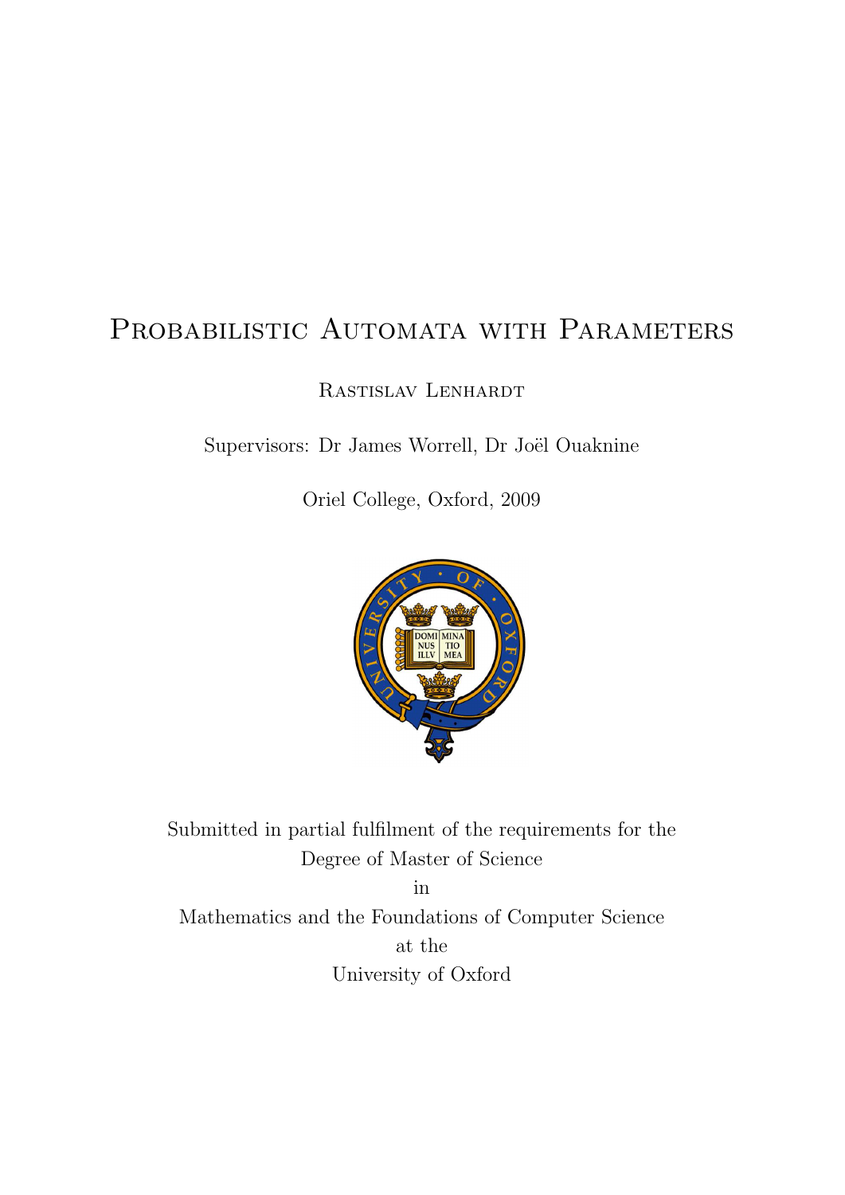# Probabilistic Automata with Parameters

Rastislav Lenhardt

Supervisors: Dr James Worrell, Dr Joël Ouaknine

Oriel College, Oxford, 2009

Submitted in partial fulfilment of the requirements for the
Degree of Master of Science
in
Mathematics and the Foundations of Computer Science
at the
University of Oxford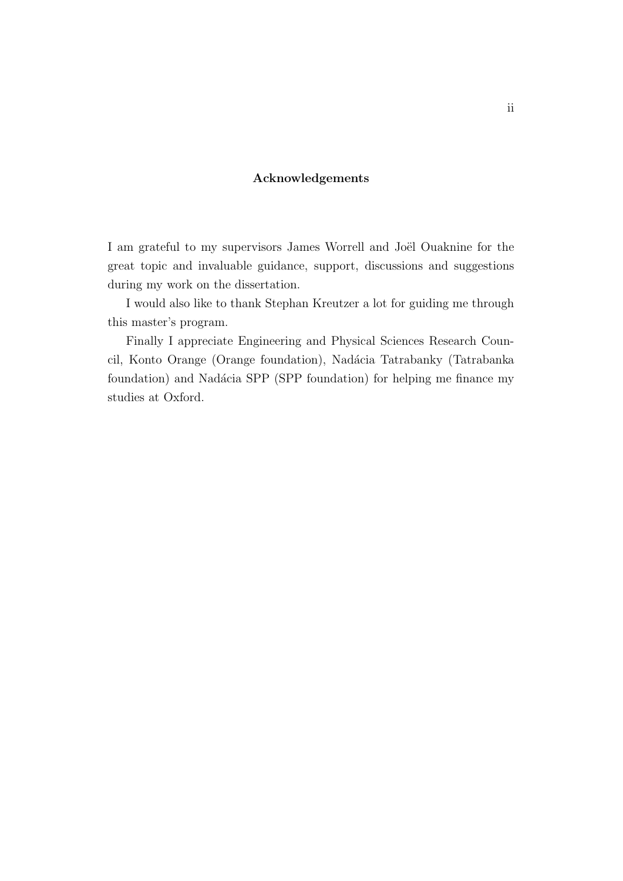## Acknowledgements

I am grateful to my supervisors James Worrell and Joël Ouaknine for the great topic and invaluable guidance, support, discussions and suggestions during my work on the dissertation.

I would also like to thank Stephan Kreutzer a lot for guiding me through this master's program.

Finally I appreciate Engineering and Physical Sciences Research Council, Konto Orange (Orange foundation), Nadácia Tatrabanky (Tatrabanka foundation) and Nadácia SPP (SPP foundation) for helping me finance my studies at Oxford.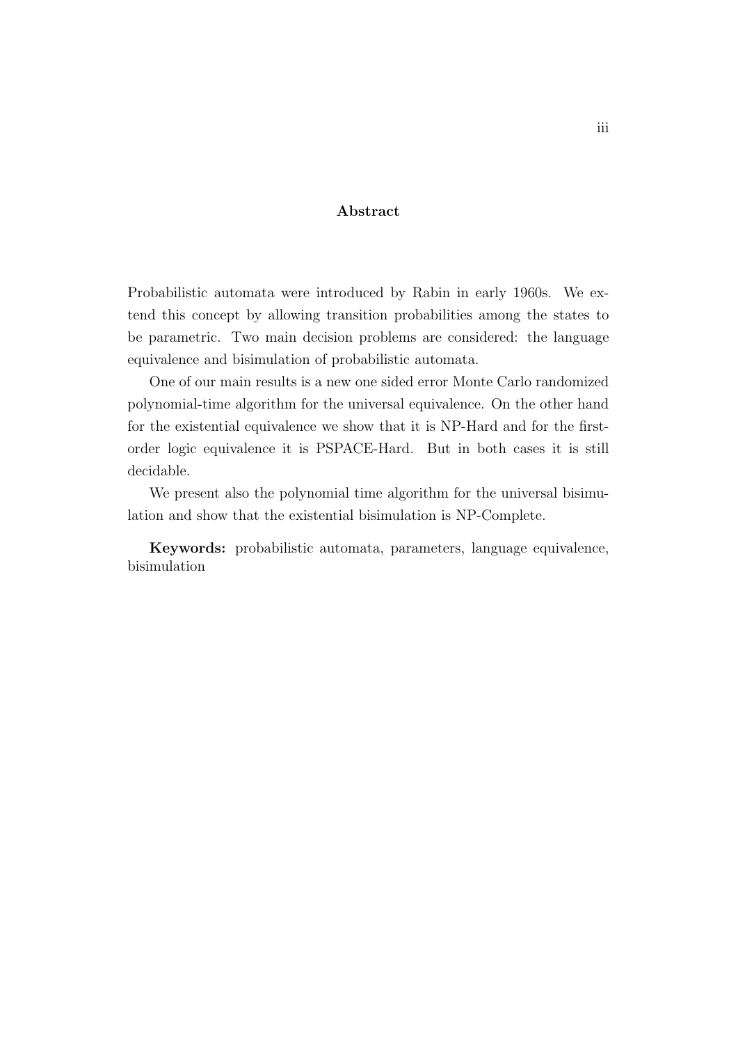## Abstract

Probabilistic automata were introduced by Rabin in early 1960s. We extend this concept by allowing transition probabilities among the states to be parametric. Two main decision problems are considered: the language equivalence and bisimulation of probabilistic automata.

One of our main results is a new one sided error Monte Carlo randomized polynomial-time algorithm for the universal equivalence. On the other hand for the existential equivalence we show that it is NP-Hard and for the first-order logic equivalence it is PSPACE-Hard. But in both cases it is still decidable.

We present also the polynomial time algorithm for the universal bisimulation and show that the existential bisimulation is NP-Complete.

**Keywords:** probabilistic automata, parameters, language equivalence, bisimulation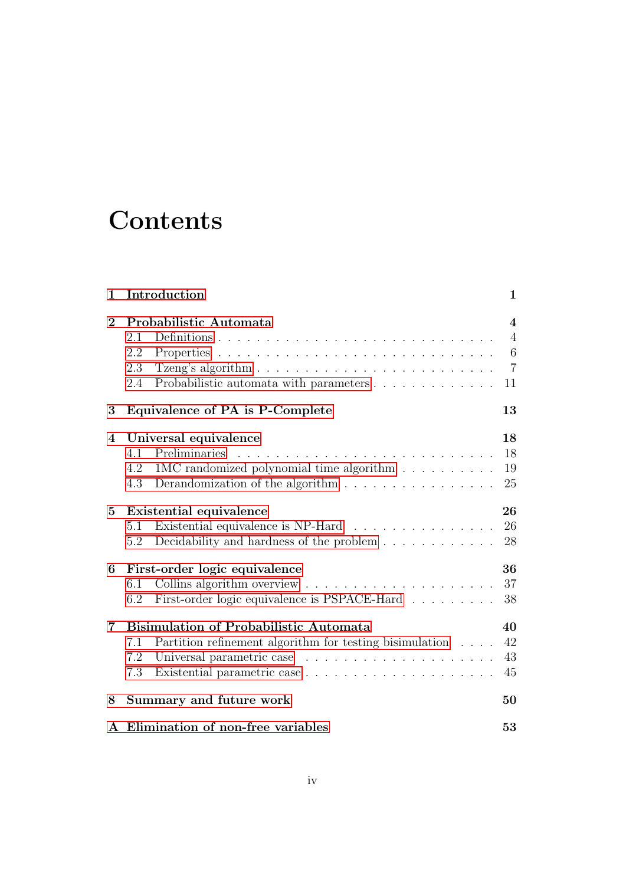# Contents

- **1 Introduction** — 1
- **2 Probabilistic Automata** — 4
  - 2.1 Definitions — 4
  - 2.2 Properties — 6
  - 2.3 Tzeng's algorithm — 7
  - 2.4 Probabilistic automata with parameters — 11
- **3 Equivalence of PA is P-Complete** — 13
- **4 Universal equivalence** — 18
  - 4.1 Preliminaries — 18
  - 4.2 1MC randomized polynomial time algorithm — 19
  - 4.3 Derandomization of the algorithm — 25
- **5 Existential equivalence** — 26
  - 5.1 Existential equivalence is NP-Hard — 26
  - 5.2 Decidability and hardness of the problem — 28
- **6 First-order logic equivalence** — 36
  - 6.1 Collins algorithm overview — 37
  - 6.2 First-order logic equivalence is PSPACE-Hard — 38
- **7 Bisimulation of Probabilistic Automata** — 40
  - 7.1 Partition refinement algorithm for testing bisimulation — 42
  - 7.2 Universal parametric case — 43
  - 7.3 Existential parametric case — 45
- **8 Summary and future work** — 50
- **A Elimination of non-free variables** — 53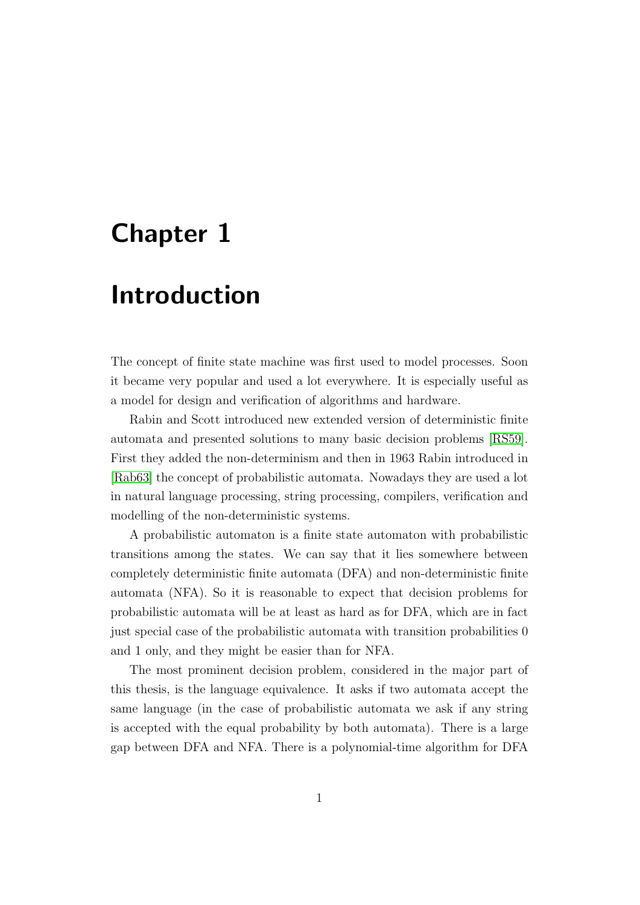# Chapter 1

# Introduction

The concept of finite state machine was first used to model processes. Soon it became very popular and used a lot everywhere. It is especially useful as a model for design and verification of algorithms and hardware.

Rabin and Scott introduced new extended version of deterministic finite automata and presented solutions to many basic decision problems [RS59]. First they added the non-determinism and then in 1963 Rabin introduced in [Rab63] the concept of probabilistic automata. Nowadays they are used a lot in natural language processing, string processing, compilers, verification and modelling of the non-deterministic systems.

A probabilistic automaton is a finite state automaton with probabilistic transitions among the states. We can say that it lies somewhere between completely deterministic finite automata (DFA) and non-deterministic finite automata (NFA). So it is reasonable to expect that decision problems for probabilistic automata will be at least as hard as for DFA, which are in fact just special case of the probabilistic automata with transition probabilities 0 and 1 only, and they might be easier than for NFA.

The most prominent decision problem, considered in the major part of this thesis, is the language equivalence. It asks if two automata accept the same language (in the case of probabilistic automata we ask if any string is accepted with the equal probability by both automata). There is a large gap between DFA and NFA. There is a polynomial-time algorithm for DFA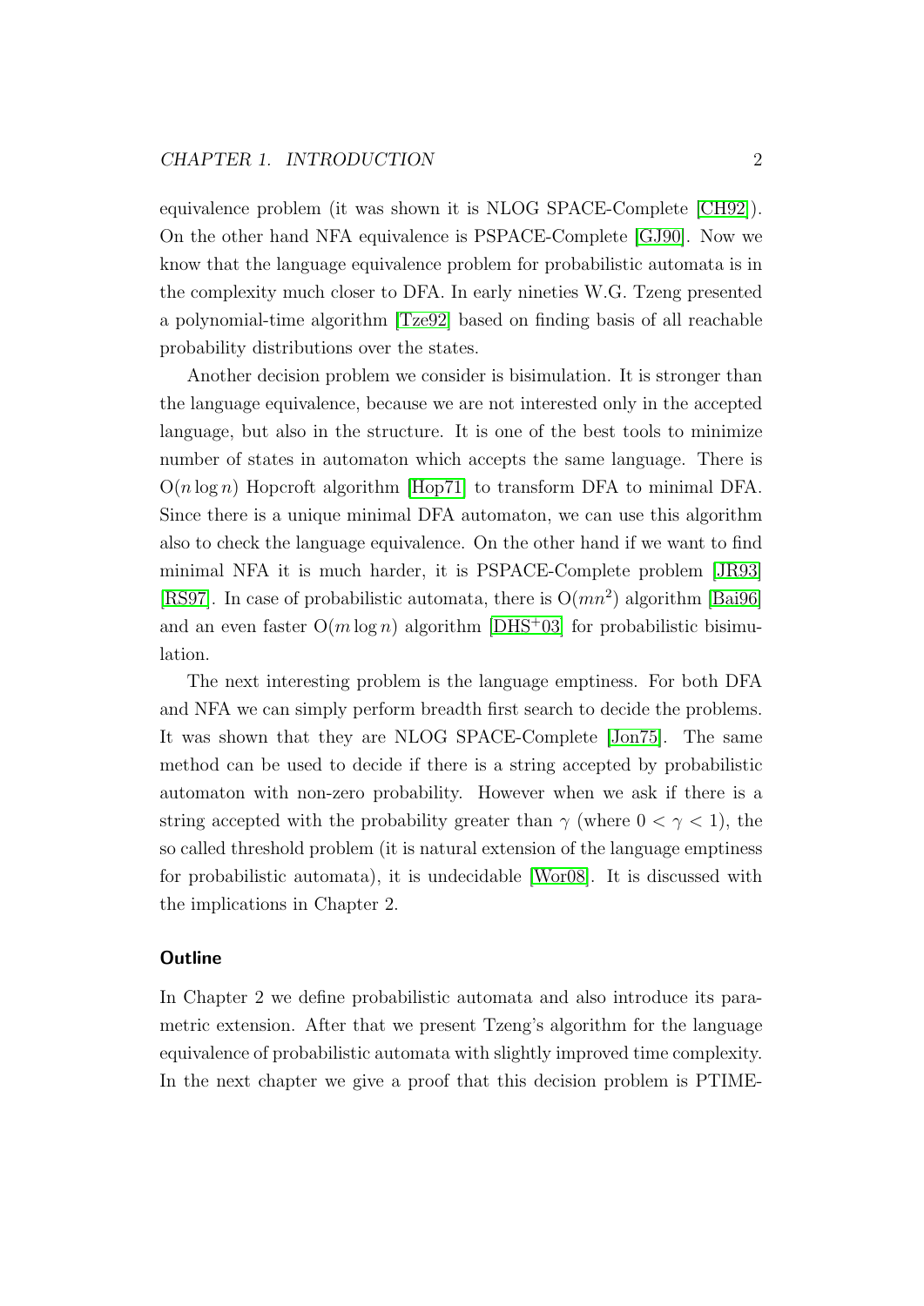equivalence problem (it was shown it is NLOG SPACE-Complete [CH92]). On the other hand NFA equivalence is PSPACE-Complete [GJ90]. Now we know that the language equivalence problem for probabilistic automata is in the complexity much closer to DFA. In early nineties W.G. Tzeng presented a polynomial-time algorithm [Tze92] based on finding basis of all reachable probability distributions over the states.

Another decision problem we consider is bisimulation. It is stronger than the language equivalence, because we are not interested only in the accepted language, but also in the structure. It is one of the best tools to minimize number of states in automaton which accepts the same language. There is $O(n \log n)$ Hopcroft algorithm [Hop71] to transform DFA to minimal DFA. Since there is a unique minimal DFA automaton, we can use this algorithm also to check the language equivalence. On the other hand if we want to find minimal NFA it is much harder, it is PSPACE-Complete problem [JR93] [RS97]. In case of probabilistic automata, there is $O(mn^2)$ algorithm [Bai96] and an even faster $O(m \log n)$ algorithm [DHS+03] for probabilistic bisimulation.

The next interesting problem is the language emptiness. For both DFA and NFA we can simply perform breadth first search to decide the problems. It was shown that they are NLOG SPACE-Complete [Jon75]. The same method can be used to decide if there is a string accepted by probabilistic automaton with non-zero probability. However when we ask if there is a string accepted with the probability greater than $\gamma$ (where $0 < \gamma < 1$), the so called threshold problem (it is natural extension of the language emptiness for probabilistic automata), it is undecidable [Wor08]. It is discussed with the implications in Chapter 2.

### Outline

In Chapter 2 we define probabilistic automata and also introduce its parametric extension. After that we present Tzeng's algorithm for the language equivalence of probabilistic automata with slightly improved time complexity. In the next chapter we give a proof that this decision problem is PTIME-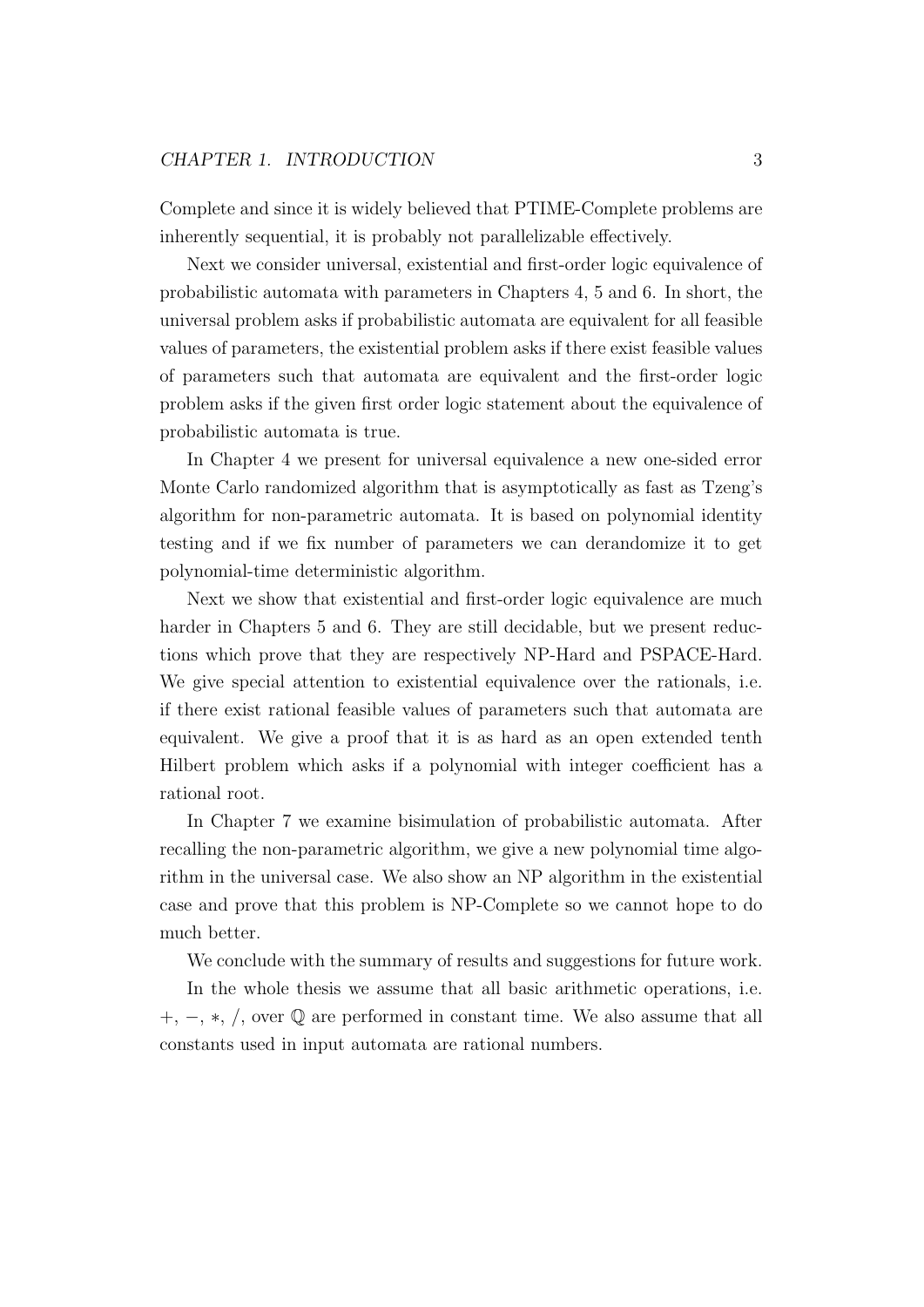Complete and since it is widely believed that PTIME-Complete problems are inherently sequential, it is probably not parallelizable effectively.

Next we consider universal, existential and first-order logic equivalence of probabilistic automata with parameters in Chapters 4, 5 and 6. In short, the universal problem asks if probabilistic automata are equivalent for all feasible values of parameters, the existential problem asks if there exist feasible values of parameters such that automata are equivalent and the first-order logic problem asks if the given first order logic statement about the equivalence of probabilistic automata is true.

In Chapter 4 we present for universal equivalence a new one-sided error Monte Carlo randomized algorithm that is asymptotically as fast as Tzeng's algorithm for non-parametric automata. It is based on polynomial identity testing and if we fix number of parameters we can derandomize it to get polynomial-time deterministic algorithm.

Next we show that existential and first-order logic equivalence are much harder in Chapters 5 and 6. They are still decidable, but we present reductions which prove that they are respectively NP-Hard and PSPACE-Hard. We give special attention to existential equivalence over the rationals, i.e. if there exist rational feasible values of parameters such that automata are equivalent. We give a proof that it is as hard as an open extended tenth Hilbert problem which asks if a polynomial with integer coefficient has a rational root.

In Chapter 7 we examine bisimulation of probabilistic automata. After recalling the non-parametric algorithm, we give a new polynomial time algorithm in the universal case. We also show an NP algorithm in the existential case and prove that this problem is NP-Complete so we cannot hope to do much better.

We conclude with the summary of results and suggestions for future work.

In the whole thesis we assume that all basic arithmetic operations, i.e. $+$, $-$, $*$, $/$, over $\mathbb{Q}$ are performed in constant time. We also assume that all constants used in input automata are rational numbers.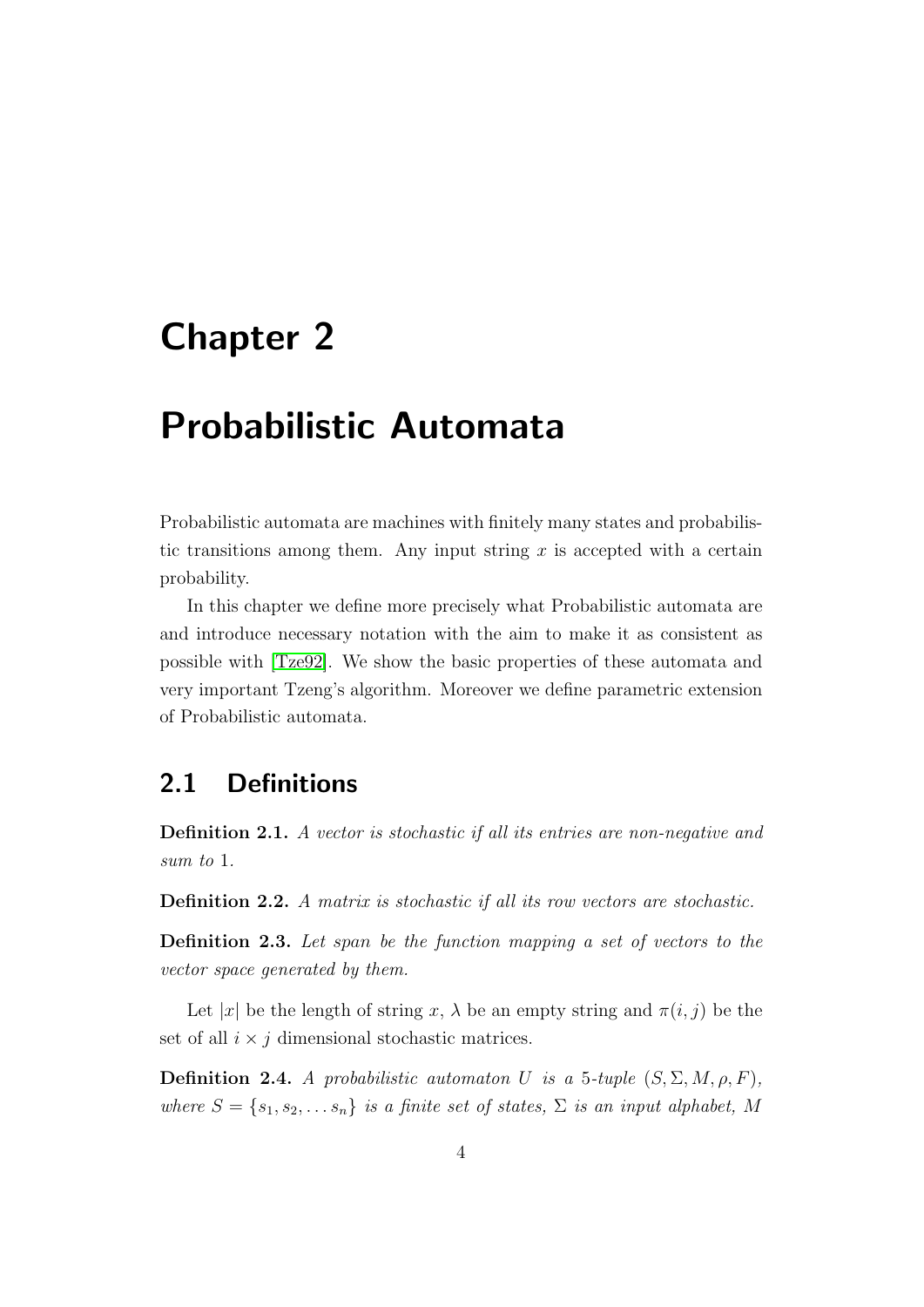# Chapter 2

# Probabilistic Automata

Probabilistic automata are machines with finitely many states and probabilistic transitions among them. Any input string $x$ is accepted with a certain probability.

In this chapter we define more precisely what Probabilistic automata are and introduce necessary notation with the aim to make it as consistent as possible with [Tze92]. We show the basic properties of these automata and very important Tzeng's algorithm. Moreover we define parametric extension of Probabilistic automata.

## 2.1 Definitions

**Definition 2.1.** *A vector is stochastic if all its entries are non-negative and sum to* 1*.*

**Definition 2.2.** *A matrix is stochastic if all its row vectors are stochastic.*

**Definition 2.3.** *Let span be the function mapping a set of vectors to the vector space generated by them.*

Let $|x|$ be the length of string $x$, $\lambda$ be an empty string and $\pi(i, j)$ be the set of all $i \times j$ dimensional stochastic matrices.

**Definition 2.4.** *A probabilistic automaton $U$ is a* 5*-tuple $(S, \Sigma, M, \rho, F)$, where $S = \{s_1, s_2, \dots s_n\}$ is a finite set of states, $\Sigma$ is an input alphabet, $M$*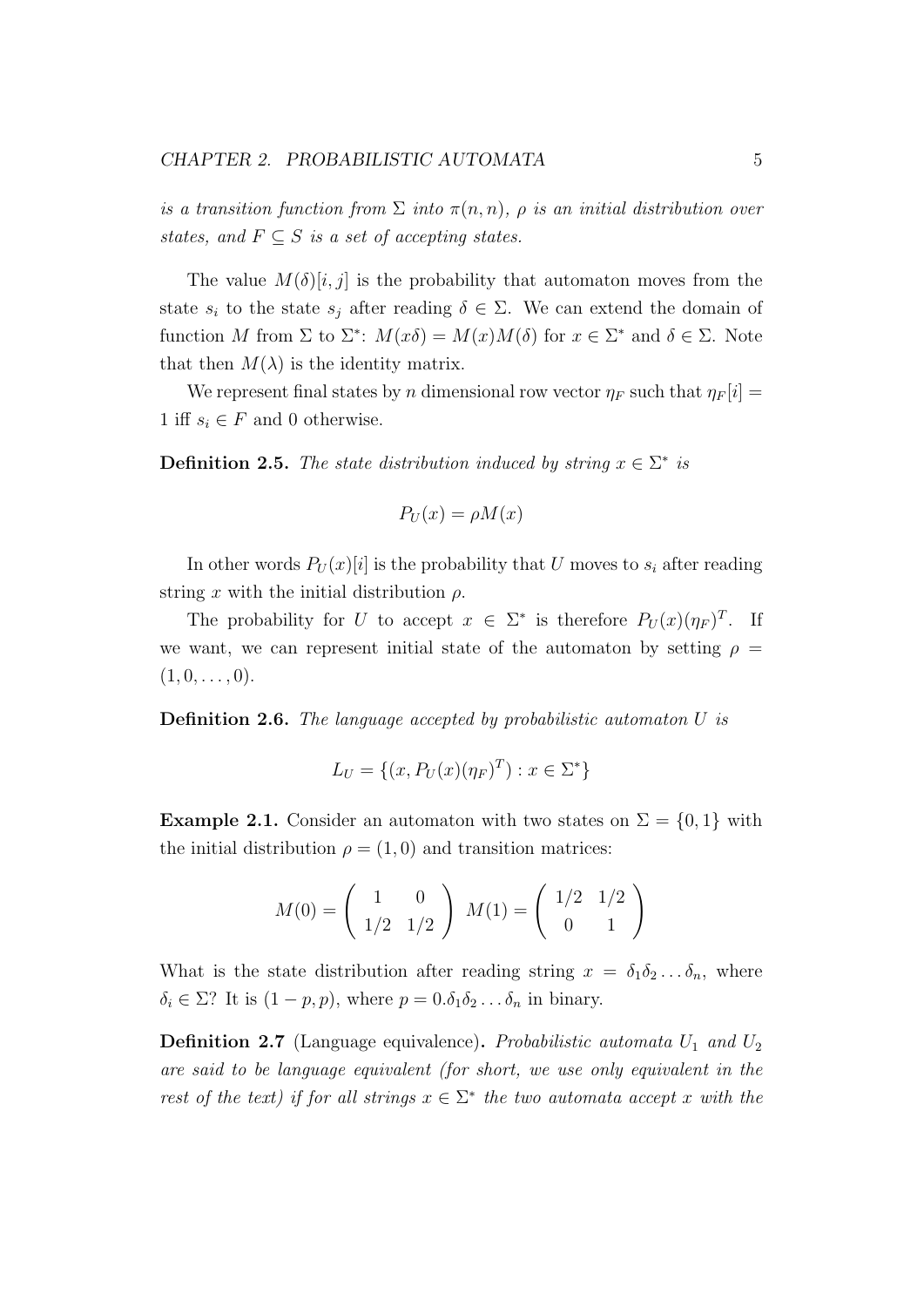*is a transition function from $\Sigma$ into $\pi(n, n)$, $\rho$ is an initial distribution over states, and $F \subseteq S$ is a set of accepting states.*

The value $M(\delta)[i, j]$ is the probability that automaton moves from the state $s_i$ to the state $s_j$ after reading $\delta \in \Sigma$. We can extend the domain of function $M$ from $\Sigma$ to $\Sigma^*$: $M(x\delta) = M(x)M(\delta)$ for $x \in \Sigma^*$ and $\delta \in \Sigma$. Note that then $M(\lambda)$ is the identity matrix.

We represent final states by $n$ dimensional row vector $\eta_F$ such that $\eta_F[i] = 1$ iff $s_i \in F$ and 0 otherwise.

**Definition 2.5.** *The state distribution induced by string $x \in \Sigma^*$ is*

$$P_U(x) = \rho M(x)$$

In other words $P_U(x)[i]$ is the probability that $U$ moves to $s_i$ after reading string $x$ with the initial distribution $\rho$.

The probability for $U$ to accept $x \in \Sigma^*$ is therefore $P_U(x)(\eta_F)^T$. If we want, we can represent initial state of the automaton by setting $\rho = (1, 0, \ldots, 0)$.

**Definition 2.6.** *The language accepted by probabilistic automaton $U$ is*

$$L_U = \{(x, P_U(x)(\eta_F)^T) : x \in \Sigma^*\}$$

**Example 2.1.** Consider an automaton with two states on $\Sigma = \{0, 1\}$ with the initial distribution $\rho = (1, 0)$ and transition matrices:

$$M(0) = \begin{pmatrix} 1 & 0 \\ 1/2 & 1/2 \end{pmatrix} \; M(1) = \begin{pmatrix} 1/2 & 1/2 \\ 0 & 1 \end{pmatrix}$$

What is the state distribution after reading string $x = \delta_1\delta_2 \ldots \delta_n$, where $\delta_i \in \Sigma$? It is $(1 - p, p)$, where $p = 0.\delta_1\delta_2 \ldots \delta_n$ in binary.

**Definition 2.7** (Language equivalence)**.** *Probabilistic automata $U_1$ and $U_2$ are said to be language equivalent (for short, we use only equivalent in the rest of the text) if for all strings $x \in \Sigma^*$ the two automata accept $x$ with the*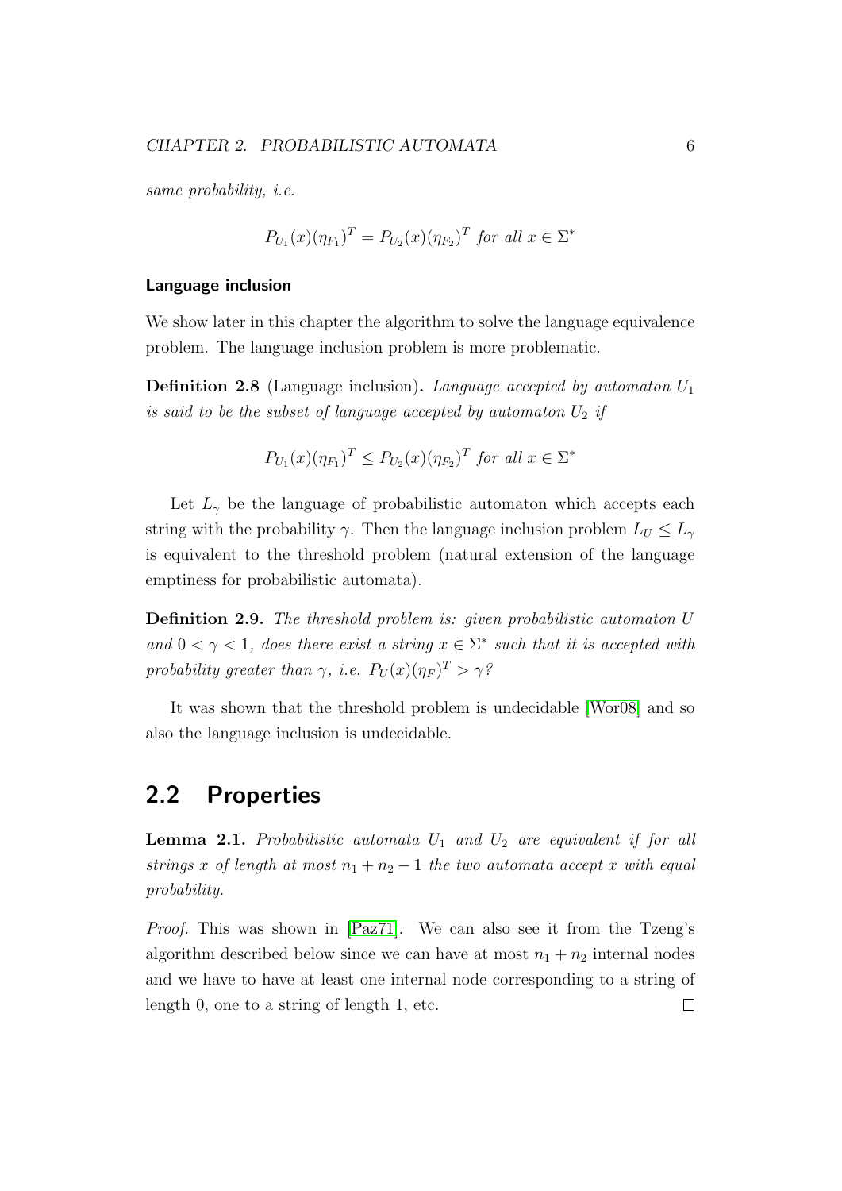*same probability, i.e.*

$$P_{U_1}(x)(\eta_{F_1})^T = P_{U_2}(x)(\eta_{F_2})^T \text{ for all } x \in \Sigma^*$$

#### Language inclusion

We show later in this chapter the algorithm to solve the language equivalence problem. The language inclusion problem is more problematic.

**Definition 2.8** (Language inclusion)**.** *Language accepted by automaton $U_1$ is said to be the subset of language accepted by automaton $U_2$ if*

$$P_{U_1}(x)(\eta_{F_1})^T \leq P_{U_2}(x)(\eta_{F_2})^T \text{ for all } x \in \Sigma^*$$

Let $L_\gamma$ be the language of probabilistic automaton which accepts each string with the probability $\gamma$. Then the language inclusion problem $L_U \leq L_\gamma$ is equivalent to the threshold problem (natural extension of the language emptiness for probabilistic automata).

**Definition 2.9.** *The threshold problem is: given probabilistic automaton $U$ and $0 < \gamma < 1$, does there exist a string $x \in \Sigma^*$ such that it is accepted with probability greater than $\gamma$, i.e. $P_U(x)(\eta_F)^T > \gamma$?*

It was shown that the threshold problem is undecidable [Wor08] and so also the language inclusion is undecidable.

## 2.2 Properties

**Lemma 2.1.** *Probabilistic automata $U_1$ and $U_2$ are equivalent if for all strings $x$ of length at most $n_1 + n_2 - 1$ the two automata accept $x$ with equal probability.*

*Proof.* This was shown in [Paz71]. We can also see it from the Tzeng's algorithm described below since we can have at most $n_1 + n_2$ internal nodes and we have to have at least one internal node corresponding to a string of length 0, one to a string of length 1, etc. $\square$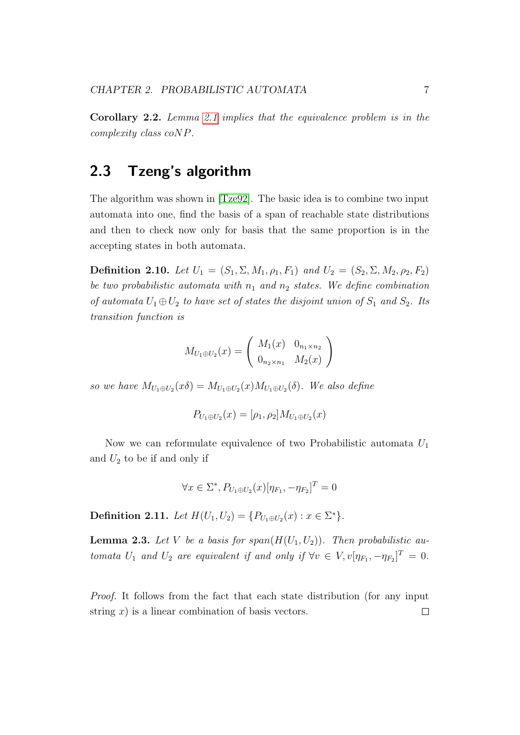**Corollary 2.2.** *Lemma 2.1 implies that the equivalence problem is in the complexity class coNP.*

## 2.3 Tzeng's algorithm

The algorithm was shown in [Tze92]. The basic idea is to combine two input automata into one, find the basis of a span of reachable state distributions and then to check now only for basis that the same proportion is in the accepting states in both automata.

**Definition 2.10.** *Let $U_1 = (S_1, \Sigma, M_1, \rho_1, F_1)$ and $U_2 = (S_2, \Sigma, M_2, \rho_2, F_2)$ be two probabilistic automata with $n_1$ and $n_2$ states. We define combination of automata $U_1 \oplus U_2$ to have set of states the disjoint union of $S_1$ and $S_2$. Its transition function is*

$$M_{U_1 \oplus U_2}(x) = \left( \begin{array}{cc} M_1(x) & 0_{n_1 \times n_2} \\ 0_{n_2 \times n_1} & M_2(x) \end{array} \right)$$

*so we have $M_{U_1 \oplus U_2}(x\delta) = M_{U_1 \oplus U_2}(x) M_{U_1 \oplus U_2}(\delta)$. We also define*

$$P_{U_1 \oplus U_2}(x) = [\rho_1, \rho_2] M_{U_1 \oplus U_2}(x)$$

Now we can reformulate equivalence of two Probabilistic automata $U_1$ and $U_2$ to be if and only if

$$\forall x \in \Sigma^*, P_{U_1 \oplus U_2}(x) [\eta_{F_1}, -\eta_{F_2}]^T = 0$$

**Definition 2.11.** *Let $H(U_1, U_2) = \{P_{U_1 \oplus U_2}(x) : x \in \Sigma^*\}$.*

**Lemma 2.3.** *Let $V$ be a basis for $span(H(U_1, U_2))$. Then probabilistic automata $U_1$ and $U_2$ are equivalent if and only if $\forall v \in V, v[\eta_{F_1}, -\eta_{F_2}]^T = 0$.*

*Proof.* It follows from the fact that each state distribution (for any input string $x$) is a linear combination of basis vectors. □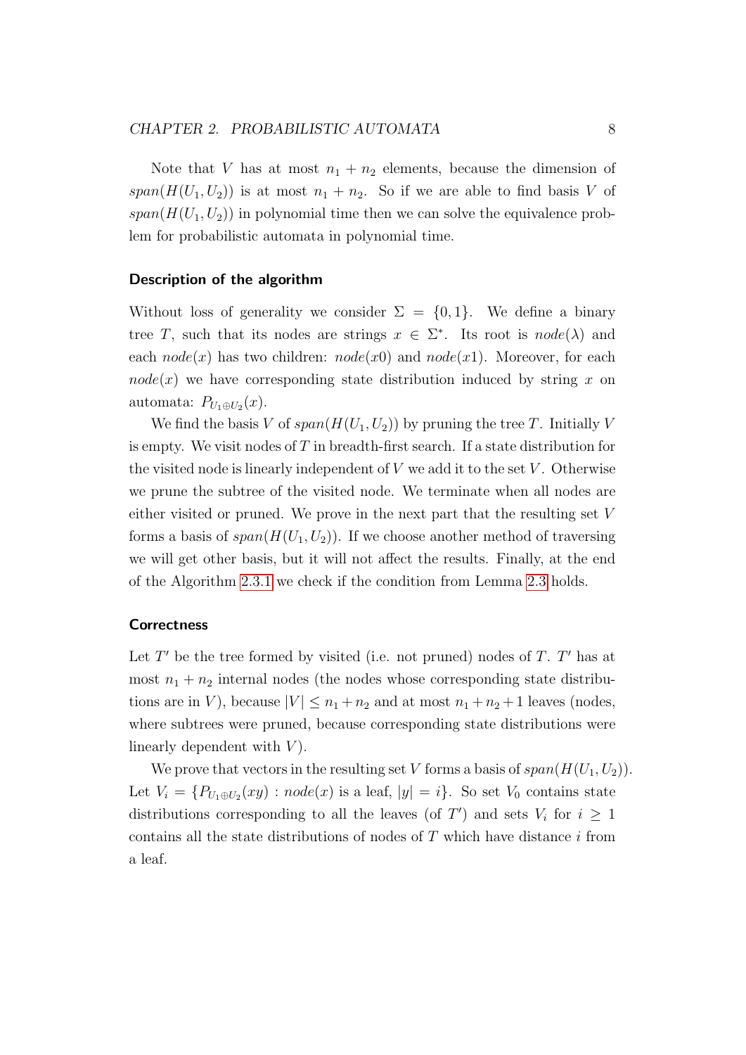Note that $V$ has at most $n_1 + n_2$ elements, because the dimension of $span(H(U_1, U_2))$ is at most $n_1 + n_2$. So if we are able to find basis $V$ of $span(H(U_1, U_2))$ in polynomial time then we can solve the equivalence problem for probabilistic automata in polynomial time.

#### Description of the algorithm

Without loss of generality we consider $\Sigma = \{0, 1\}$. We define a binary tree $T$, such that its nodes are strings $x \in \Sigma^*$. Its root is $node(\lambda)$ and each $node(x)$ has two children: $node(x0)$ and $node(x1)$. Moreover, for each $node(x)$ we have corresponding state distribution induced by string $x$ on automata: $P_{U_1 \oplus U_2}(x)$.

We find the basis $V$ of $span(H(U_1, U_2))$ by pruning the tree $T$. Initially $V$ is empty. We visit nodes of $T$ in breadth-first search. If a state distribution for the visited node is linearly independent of $V$ we add it to the set $V$. Otherwise we prune the subtree of the visited node. We terminate when all nodes are either visited or pruned. We prove in the next part that the resulting set $V$ forms a basis of $span(H(U_1, U_2))$. If we choose another method of traversing we will get other basis, but it will not affect the results. Finally, at the end of the Algorithm 2.3.1 we check if the condition from Lemma 2.3 holds.

#### Correctness

Let $T'$ be the tree formed by visited (i.e. not pruned) nodes of $T$. $T'$ has at most $n_1 + n_2$ internal nodes (the nodes whose corresponding state distributions are in $V$), because $|V| \leq n_1 + n_2$ and at most $n_1 + n_2 + 1$ leaves (nodes, where subtrees were pruned, because corresponding state distributions were linearly dependent with $V$).

We prove that vectors in the resulting set $V$ forms a basis of $span(H(U_1, U_2))$. Let $V_i = \{P_{U_1 \oplus U_2}(xy) : node(x) \text{ is a leaf}, |y| = i\}$. So set $V_0$ contains state distributions corresponding to all the leaves (of $T'$) and sets $V_i$ for $i \geq 1$ contains all the state distributions of nodes of $T$ which have distance $i$ from a leaf.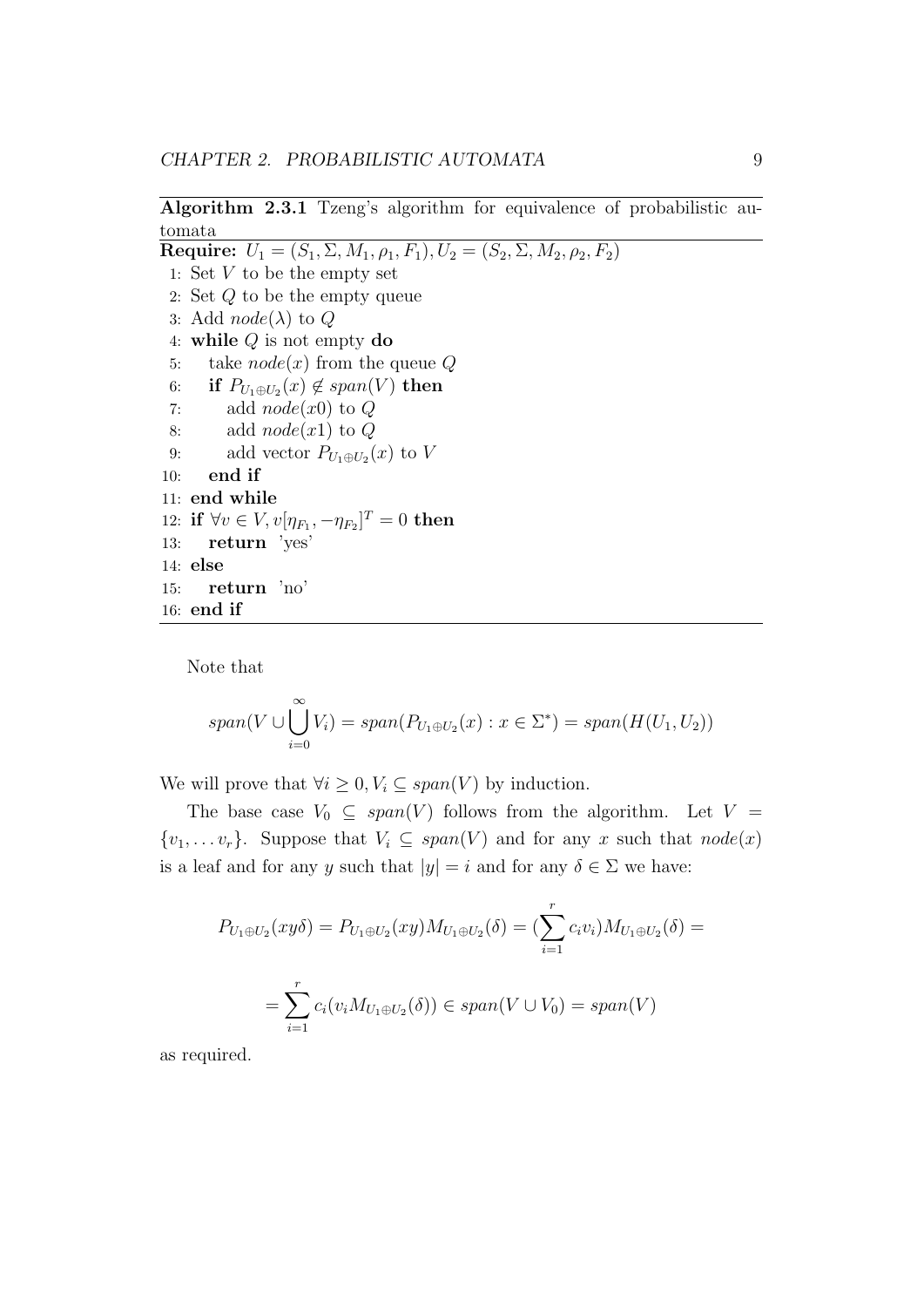**Algorithm 2.3.1** Tzeng's algorithm for equivalence of probabilistic automata

**Require:** $U_1 = (S_1, \Sigma, M_1, \rho_1, F_1), U_2 = (S_2, \Sigma, M_2, \rho_2, F_2)$

1: Set $V$ to be the empty set
2: Set $Q$ to be the empty queue
3: Add $node(\lambda)$ to $Q$
4: **while** $Q$ is not empty **do**
5: &nbsp;&nbsp;&nbsp;take $node(x)$ from the queue $Q$
6: &nbsp;&nbsp;&nbsp;**if** $P_{U_1 \oplus U_2}(x) \notin span(V)$ **then**
7: &nbsp;&nbsp;&nbsp;&nbsp;&nbsp;&nbsp;add $node(x0)$ to $Q$
8: &nbsp;&nbsp;&nbsp;&nbsp;&nbsp;&nbsp;add $node(x1)$ to $Q$
9: &nbsp;&nbsp;&nbsp;&nbsp;&nbsp;&nbsp;add vector $P_{U_1 \oplus U_2}(x)$ to $V$
10: &nbsp;&nbsp;&nbsp;**end if**
11: **end while**
12: **if** $\forall v \in V, v[\eta_{F_1}, -\eta_{F_2}]^T = 0$ **then**
13: &nbsp;&nbsp;&nbsp;**return** 'yes'
14: **else**
15: &nbsp;&nbsp;&nbsp;**return** 'no'
16: **end if**

Note that

$$span(V \cup \bigcup_{i=0}^{\infty} V_i) = span(P_{U_1 \oplus U_2}(x) : x \in \Sigma^*) = span(H(U_1, U_2))$$

We will prove that $\forall i \geq 0, V_i \subseteq span(V)$ by induction.

The base case $V_0 \subseteq span(V)$ follows from the algorithm. Let $V = \{v_1, \ldots v_r\}$. Suppose that $V_i \subseteq span(V)$ and for any $x$ such that $node(x)$ is a leaf and for any $y$ such that $|y| = i$ and for any $\delta \in \Sigma$ we have:

$$P_{U_1 \oplus U_2}(xy\delta) = P_{U_1 \oplus U_2}(xy)M_{U_1 \oplus U_2}(\delta) = (\sum_{i=1}^{r} c_i v_i)M_{U_1 \oplus U_2}(\delta) =$$

$$= \sum_{i=1}^{r} c_i(v_i M_{U_1 \oplus U_2}(\delta)) \in span(V \cup V_0) = span(V)$$

as required.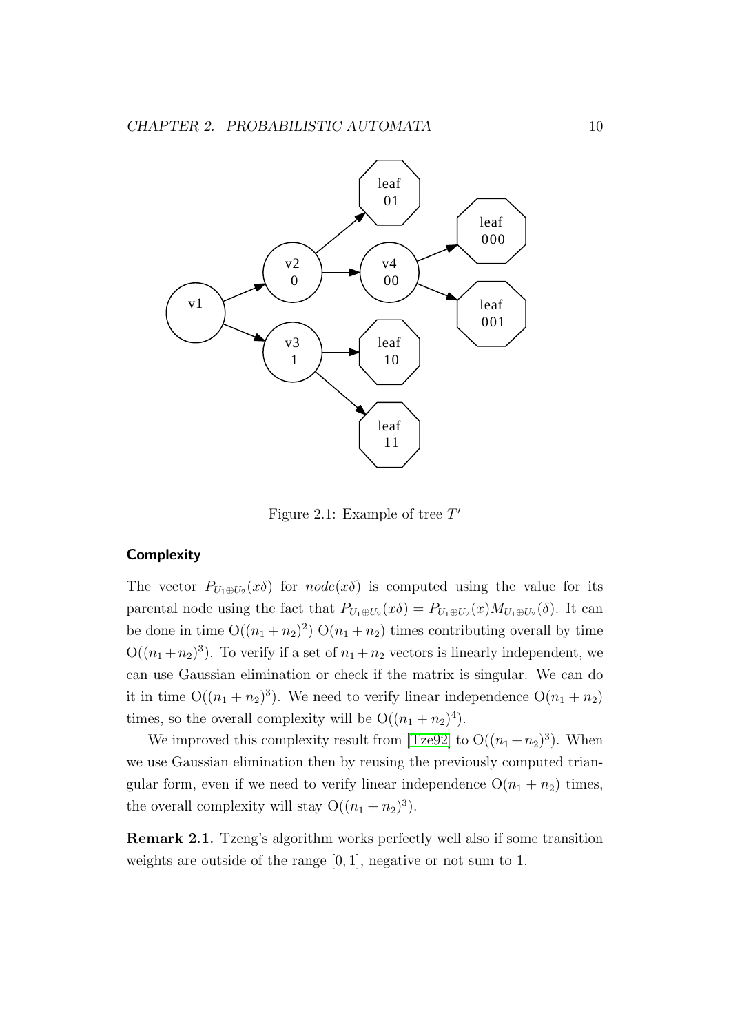Figure 2.1: Example of tree $T'$

### Complexity

The vector $P_{U_1 \oplus U_2}(x\delta)$ for $node(x\delta)$ is computed using the value for its parental node using the fact that $P_{U_1 \oplus U_2}(x\delta) = P_{U_1 \oplus U_2}(x) M_{U_1 \oplus U_2}(\delta)$. It can be done in time $O((n_1 + n_2)^2)$ $O(n_1 + n_2)$ times contributing overall by time $O((n_1 + n_2)^3)$. To verify if a set of $n_1 + n_2$ vectors is linearly independent, we can use Gaussian elimination or check if the matrix is singular. We can do it in time $O((n_1 + n_2)^3)$. We need to verify linear independence $O(n_1 + n_2)$ times, so the overall complexity will be $O((n_1 + n_2)^4)$.

We improved this complexity result from [Tze92] to $O((n_1 + n_2)^3)$. When we use Gaussian elimination then by reusing the previously computed triangular form, even if we need to verify linear independence $O(n_1 + n_2)$ times, the overall complexity will stay $O((n_1 + n_2)^3)$.

**Remark 2.1.** Tzeng's algorithm works perfectly well also if some transition weights are outside of the range $[0, 1]$, negative or not sum to 1.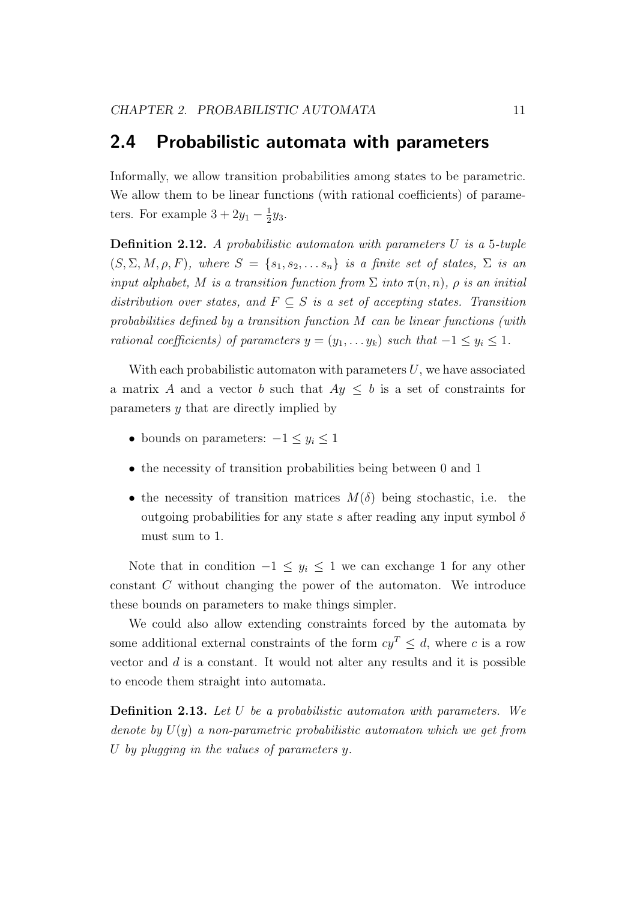## 2.4 Probabilistic automata with parameters

Informally, we allow transition probabilities among states to be parametric. We allow them to be linear functions (with rational coefficients) of parameters. For example $3 + 2y_1 - \frac{1}{2}y_3$.

**Definition 2.12.** *A probabilistic automaton with parameters $U$ is a 5-tuple $(S, \Sigma, M, \rho, F)$, where $S = \{s_1, s_2, \dots s_n\}$ is a finite set of states, $\Sigma$ is an input alphabet, $M$ is a transition function from $\Sigma$ into $\pi(n, n)$, $\rho$ is an initial distribution over states, and $F \subseteq S$ is a set of accepting states. Transition probabilities defined by a transition function $M$ can be linear functions (with rational coefficients) of parameters $y = (y_1, \dots y_k)$ such that $-1 \leq y_i \leq 1$.*

With each probabilistic automaton with parameters $U$, we have associated a matrix $A$ and a vector $b$ such that $Ay \leq b$ is a set of constraints for parameters $y$ that are directly implied by

- bounds on parameters: $-1 \leq y_i \leq 1$
- the necessity of transition probabilities being between 0 and 1
- the necessity of transition matrices $M(\delta)$ being stochastic, i.e. the outgoing probabilities for any state $s$ after reading any input symbol $\delta$ must sum to 1.

Note that in condition $-1 \leq y_i \leq 1$ we can exchange 1 for any other constant $C$ without changing the power of the automaton. We introduce these bounds on parameters to make things simpler.

We could also allow extending constraints forced by the automata by some additional external constraints of the form $cy^T \leq d$, where $c$ is a row vector and $d$ is a constant. It would not alter any results and it is possible to encode them straight into automata.

**Definition 2.13.** *Let $U$ be a probabilistic automaton with parameters. We denote by $U(y)$ a non-parametric probabilistic automaton which we get from $U$ by plugging in the values of parameters $y$.*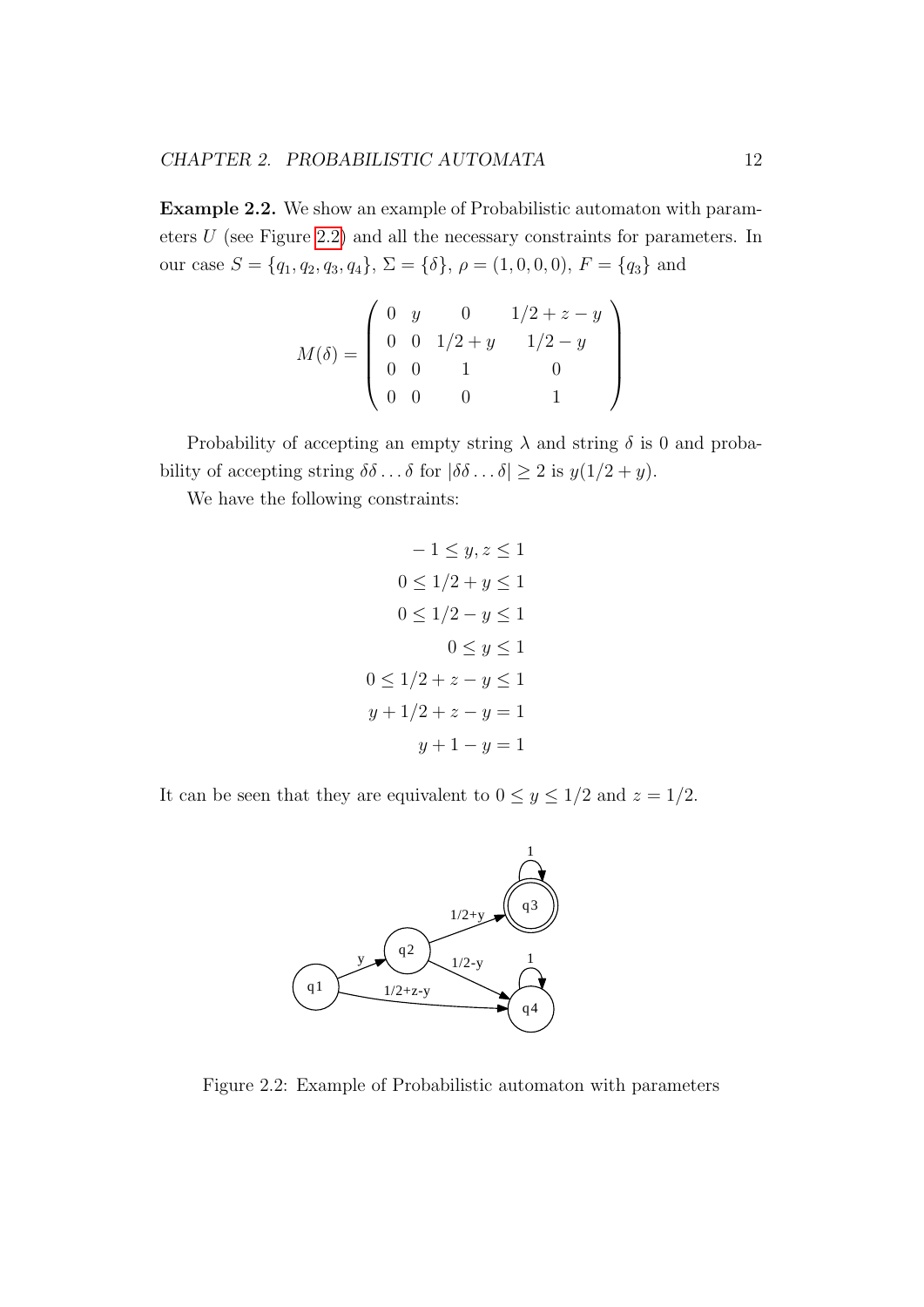**Example 2.2.** We show an example of Probabilistic automaton with parameters $U$ (see Figure 2.2) and all the necessary constraints for parameters. In our case $S = \{q_1, q_2, q_3, q_4\}$, $\Sigma = \{\delta\}$, $\rho = (1, 0, 0, 0)$, $F = \{q_3\}$ and

$$M(\delta) = \begin{pmatrix} 0 & y & 0 & 1/2 + z - y \\ 0 & 0 & 1/2 + y & 1/2 - y \\ 0 & 0 & 1 & 0 \\ 0 & 0 & 0 & 1 \end{pmatrix}$$

Probability of accepting an empty string $\lambda$ and string $\delta$ is 0 and probability of accepting string $\delta\delta \ldots \delta$ for $|\delta\delta \ldots \delta| \geq 2$ is $y(1/2 + y)$.

We have the following constraints:

$$\begin{aligned} -1 \leq y, z \leq 1 \\ 0 \leq 1/2 + y \leq 1 \\ 0 \leq 1/2 - y \leq 1 \\ 0 \leq y \leq 1 \\ 0 \leq 1/2 + z - y \leq 1 \\ y + 1/2 + z - y = 1 \\ y + 1 - y = 1 \end{aligned}$$

It can be seen that they are equivalent to $0 \leq y \leq 1/2$ and $z = 1/2$.

Figure 2.2: Example of Probabilistic automaton with parameters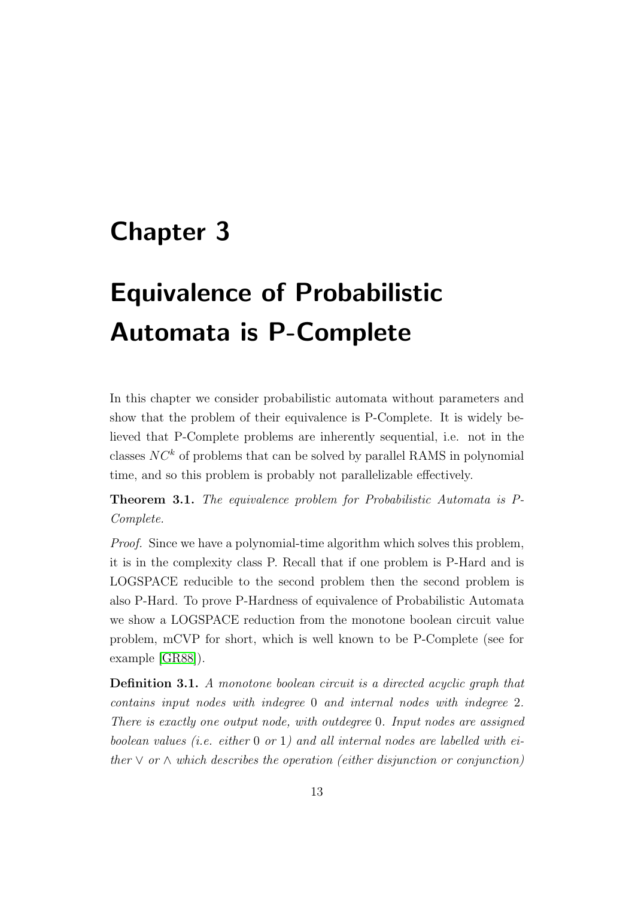# Chapter 3

# Equivalence of Probabilistic Automata is P-Complete

In this chapter we consider probabilistic automata without parameters and show that the problem of their equivalence is P-Complete. It is widely believed that P-Complete problems are inherently sequential, i.e. not in the classes $NC^k$ of problems that can be solved by parallel RAMS in polynomial time, and so this problem is probably not parallelizable effectively.

**Theorem 3.1.** *The equivalence problem for Probabilistic Automata is P-Complete.*

*Proof.* Since we have a polynomial-time algorithm which solves this problem, it is in the complexity class P. Recall that if one problem is P-Hard and is LOGSPACE reducible to the second problem then the second problem is also P-Hard. To prove P-Hardness of equivalence of Probabilistic Automata we show a LOGSPACE reduction from the monotone boolean circuit value problem, mCVP for short, which is well known to be P-Complete (see for example [GR88]).

**Definition 3.1.** *A monotone boolean circuit is a directed acyclic graph that contains input nodes with indegree* $0$ *and internal nodes with indegree* $2$*. There is exactly one output node, with outdegree* $0$*. Input nodes are assigned boolean values (i.e. either* $0$ *or* $1$*) and all internal nodes are labelled with either* $\vee$ *or* $\wedge$ *which describes the operation (either disjunction or conjunction)*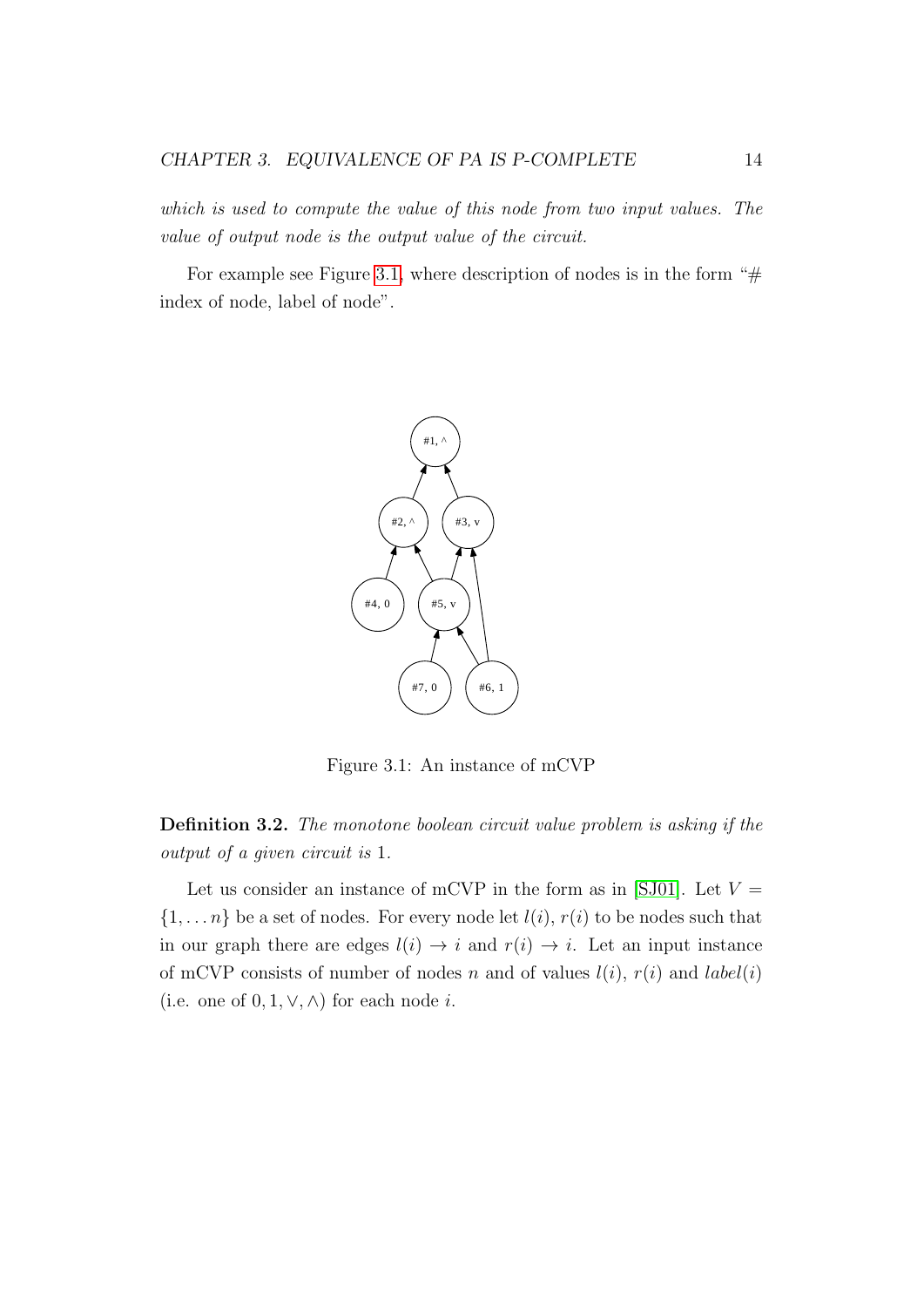*which is used to compute the value of this node from two input values. The value of output node is the output value of the circuit.*

For example see Figure 3.1, where description of nodes is in the form "# index of node, label of node".

Figure 3.1: An instance of mCVP

**Definition 3.2.** *The monotone boolean circuit value problem is asking if the output of a given circuit is* 1.

Let us consider an instance of mCVP in the form as in [SJ01]. Let $V = \{1, \ldots n\}$ be a set of nodes. For every node let $l(i)$, $r(i)$ to be nodes such that in our graph there are edges $l(i) \to i$ and $r(i) \to i$. Let an input instance of mCVP consists of number of nodes $n$ and of values $l(i)$, $r(i)$ and $label(i)$ (i.e. one of $0, 1, \vee, \wedge$) for each node $i$.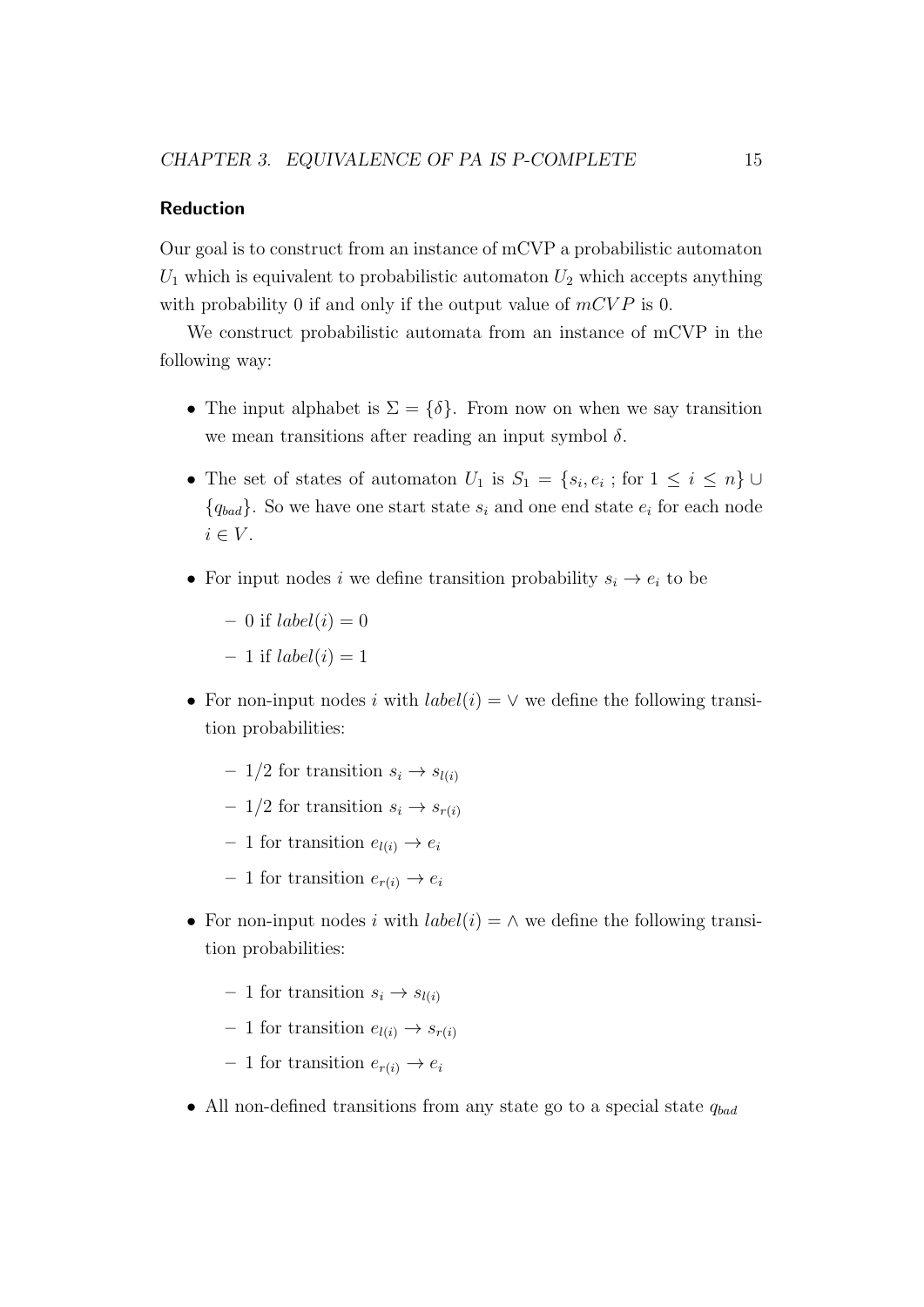### Reduction

Our goal is to construct from an instance of mCVP a probabilistic automaton $U_1$ which is equivalent to probabilistic automaton $U_2$ which accepts anything with probability 0 if and only if the output value of $mCVP$ is 0.

We construct probabilistic automata from an instance of mCVP in the following way:

- The input alphabet is $\Sigma = \{\delta\}$. From now on when we say transition we mean transitions after reading an input symbol $\delta$.
- The set of states of automaton $U_1$ is $S_1 = \{s_i, e_i \text{ ; for } 1 \leq i \leq n\} \cup \{q_{bad}\}$. So we have one start state $s_i$ and one end state $e_i$ for each node $i \in V$.
- For input nodes $i$ we define transition probability $s_i \rightarrow e_i$ to be
  - 0 if $label(i) = 0$
  - 1 if $label(i) = 1$
- For non-input nodes $i$ with $label(i) = \vee$ we define the following transition probabilities:
  - $1/2$ for transition $s_i \rightarrow s_{l(i)}$
  - $1/2$ for transition $s_i \rightarrow s_{r(i)}$
  - 1 for transition $e_{l(i)} \rightarrow e_i$
  - 1 for transition $e_{r(i)} \rightarrow e_i$
- For non-input nodes $i$ with $label(i) = \wedge$ we define the following transition probabilities:
  - 1 for transition $s_i \rightarrow s_{l(i)}$
  - 1 for transition $e_{l(i)} \rightarrow s_{r(i)}$
  - 1 for transition $e_{r(i)} \rightarrow e_i$
- All non-defined transitions from any state go to a special state $q_{bad}$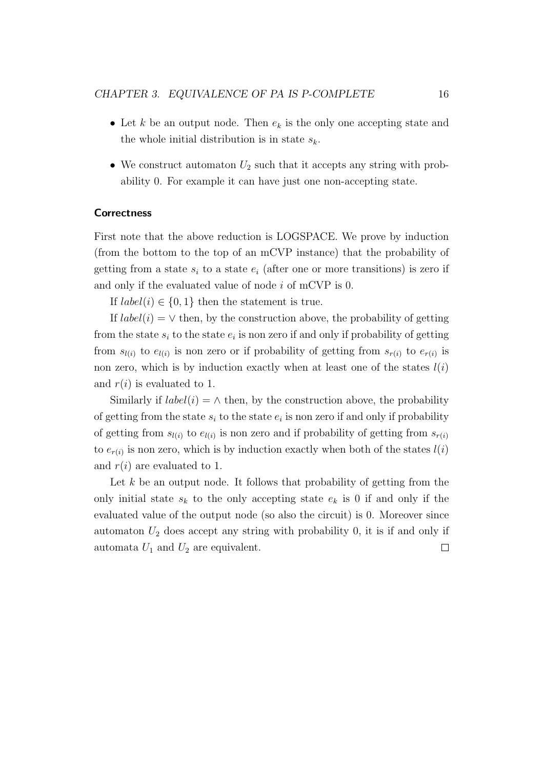- Let $k$ be an output node. Then $e_k$ is the only one accepting state and the whole initial distribution is in state $s_k$.
- We construct automaton $U_2$ such that it accepts any string with probability 0. For example it can have just one non-accepting state.

### Correctness

First note that the above reduction is LOGSPACE. We prove by induction (from the bottom to the top of an mCVP instance) that the probability of getting from a state $s_i$ to a state $e_i$ (after one or more transitions) is zero if and only if the evaluated value of node $i$ of mCVP is 0.

If $label(i) \in \{0, 1\}$ then the statement is true.

If $label(i) = \vee$ then, by the construction above, the probability of getting from the state $s_i$ to the state $e_i$ is non zero if and only if probability of getting from $s_{l(i)}$ to $e_{l(i)}$ is non zero or if probability of getting from $s_{r(i)}$ to $e_{r(i)}$ is non zero, which is by induction exactly when at least one of the states $l(i)$ and $r(i)$ is evaluated to 1.

Similarly if $label(i) = \wedge$ then, by the construction above, the probability of getting from the state $s_i$ to the state $e_i$ is non zero if and only if probability of getting from $s_{l(i)}$ to $e_{l(i)}$ is non zero and if probability of getting from $s_{r(i)}$ to $e_{r(i)}$ is non zero, which is by induction exactly when both of the states $l(i)$ and $r(i)$ are evaluated to 1.

Let $k$ be an output node. It follows that probability of getting from the only initial state $s_k$ to the only accepting state $e_k$ is 0 if and only if the evaluated value of the output node (so also the circuit) is 0. Moreover since automaton $U_2$ does accept any string with probability 0, it is if and only if automata $U_1$ and $U_2$ are equivalent. $\square$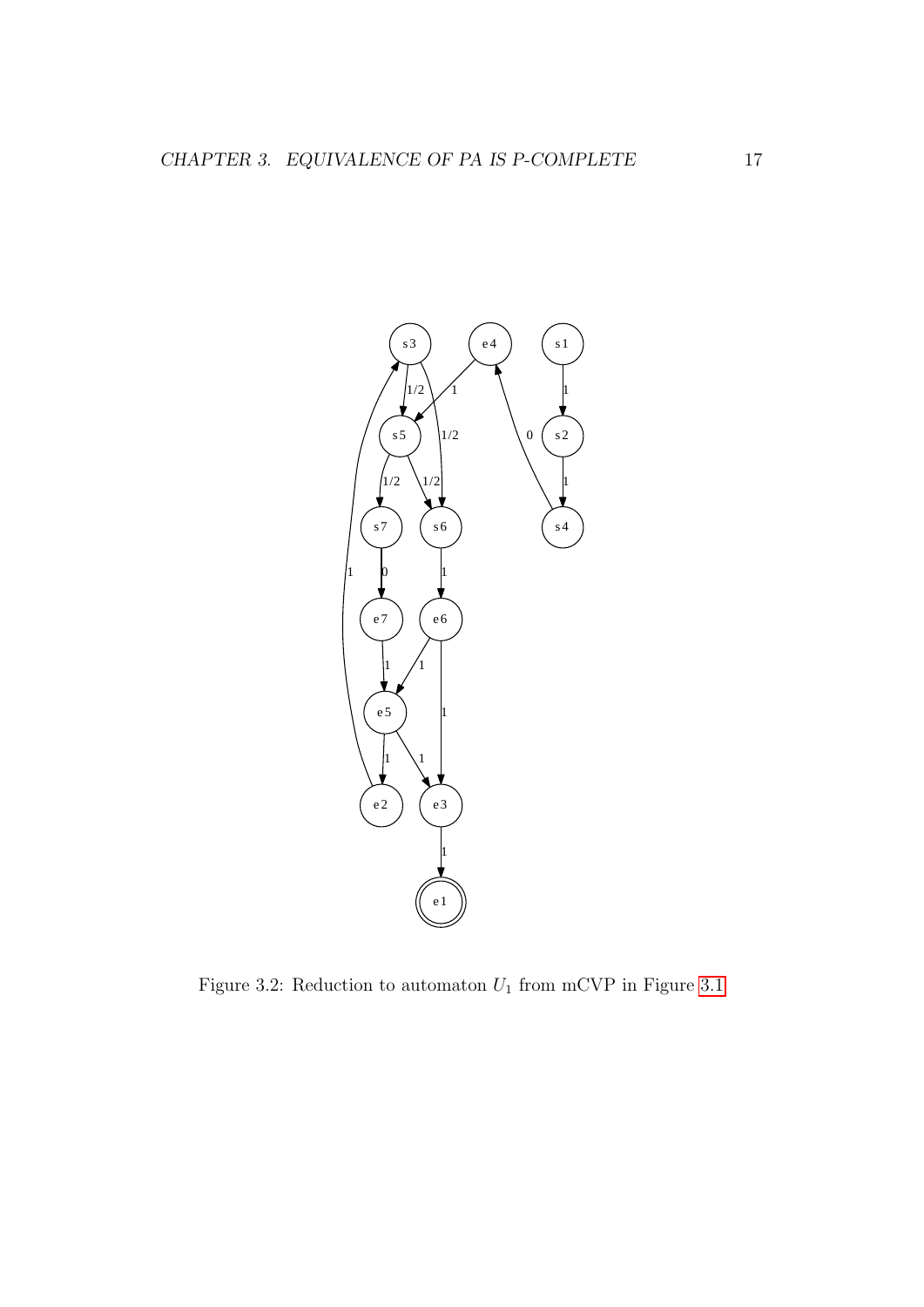Figure 3.2: Reduction to automaton $U_1$ from mCVP in Figure 3.1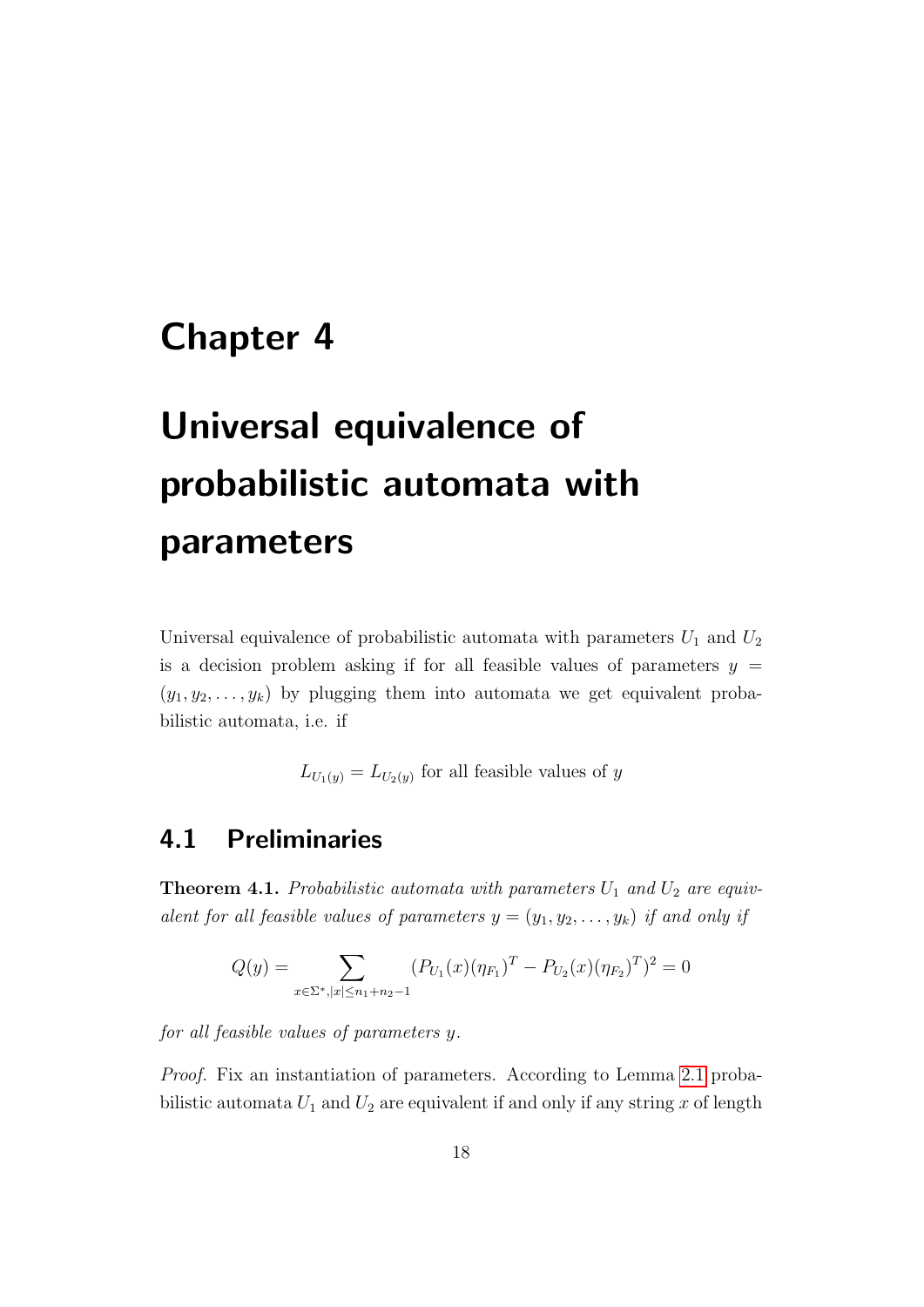# Chapter 4

# Universal equivalence of probabilistic automata with parameters

Universal equivalence of probabilistic automata with parameters $U_1$ and $U_2$ is a decision problem asking if for all feasible values of parameters $y = (y_1, y_2, \ldots, y_k)$ by plugging them into automata we get equivalent probabilistic automata, i.e. if

$$L_{U_1(y)} = L_{U_2(y)} \text{ for all feasible values of } y$$

## 4.1 Preliminaries

**Theorem 4.1.** *Probabilistic automata with parameters $U_1$ and $U_2$ are equivalent for all feasible values of parameters $y = (y_1, y_2, \ldots, y_k)$ if and only if*

$$Q(y) = \sum_{x \in \Sigma^*, |x| \leq n_1 + n_2 - 1} (P_{U_1}(x)(\eta_{F_1})^T - P_{U_2}(x)(\eta_{F_2})^T)^2 = 0$$

*for all feasible values of parameters $y$.*

*Proof.* Fix an instantiation of parameters. According to Lemma 2.1 probabilistic automata $U_1$ and $U_2$ are equivalent if and only if any string $x$ of length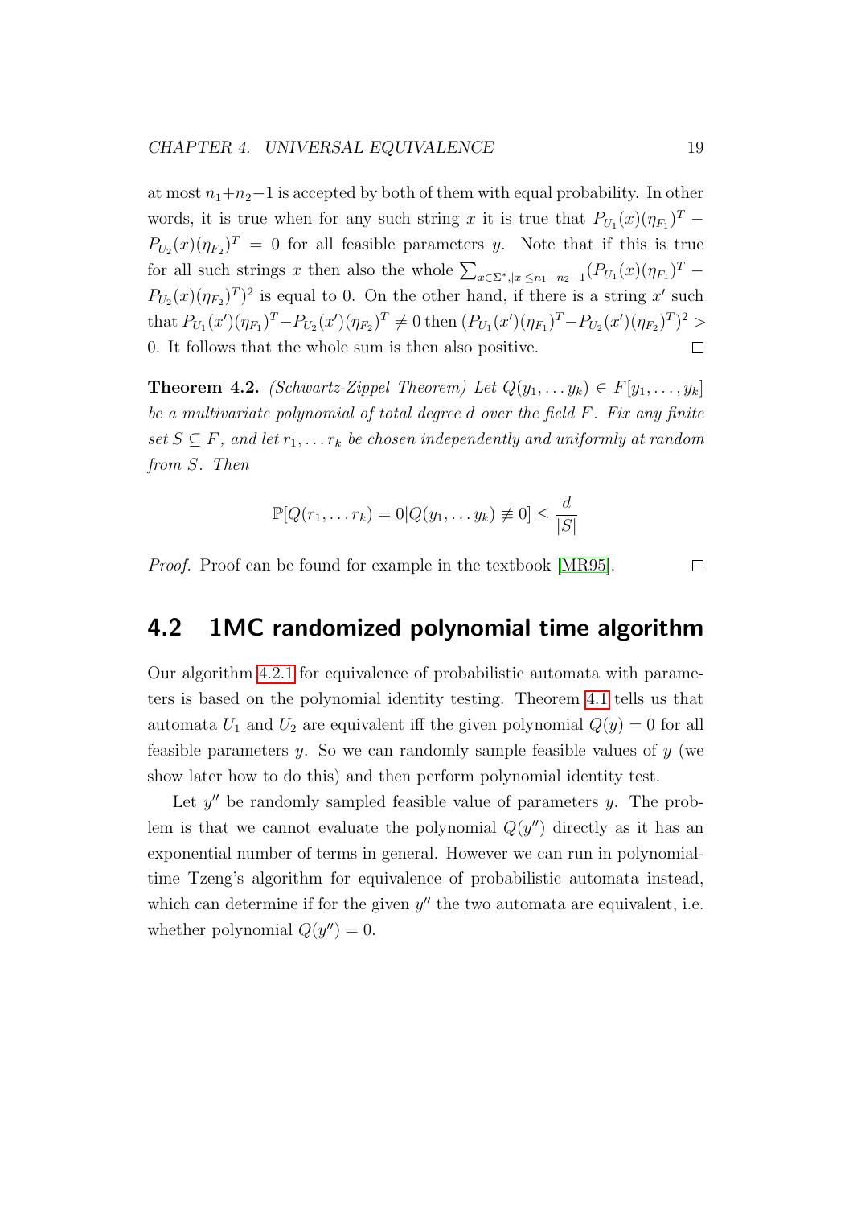at most $n_1+n_2-1$ is accepted by both of them with equal probability. In other words, it is true when for any such string $x$ it is true that $P_{U_1}(x)(\eta_{F_1})^T - P_{U_2}(x)(\eta_{F_2})^T = 0$ for all feasible parameters $y$. Note that if this is true for all such strings $x$ then also the whole $\sum_{x\in\Sigma^*,|x|\leq n_1+n_2-1}(P_{U_1}(x)(\eta_{F_1})^T - P_{U_2}(x)(\eta_{F_2})^T)^2$ is equal to 0. On the other hand, if there is a string $x'$ such that $P_{U_1}(x')(\eta_{F_1})^T - P_{U_2}(x')(\eta_{F_2})^T \neq 0$ then $(P_{U_1}(x')(\eta_{F_1})^T - P_{U_2}(x')(\eta_{F_2})^T)^2 > 0$. It follows that the whole sum is then also positive. □

**Theorem 4.2.** *(Schwartz-Zippel Theorem) Let $Q(y_1,\ldots y_k) \in F[y_1,\ldots,y_k]$ be a multivariate polynomial of total degree $d$ over the field $F$. Fix any finite set $S \subseteq F$, and let $r_1,\ldots r_k$ be chosen independently and uniformly at random from $S$. Then*

$$\mathbb{P}[Q(r_1,\ldots r_k) = 0 | Q(y_1,\ldots y_k) \not\equiv 0] \leq \frac{d}{|S|}$$

*Proof.* Proof can be found for example in the textbook [MR95]. □

## 4.2 1MC randomized polynomial time algorithm

Our algorithm 4.2.1 for equivalence of probabilistic automata with parameters is based on the polynomial identity testing. Theorem 4.1 tells us that automata $U_1$ and $U_2$ are equivalent iff the given polynomial $Q(y) = 0$ for all feasible parameters $y$. So we can randomly sample feasible values of $y$ (we show later how to do this) and then perform polynomial identity test.

Let $y''$ be randomly sampled feasible value of parameters $y$. The problem is that we cannot evaluate the polynomial $Q(y'')$ directly as it has an exponential number of terms in general. However we can run in polynomial-time Tzeng's algorithm for equivalence of probabilistic automata instead, which can determine if for the given $y''$ the two automata are equivalent, i.e. whether polynomial $Q(y'') = 0$.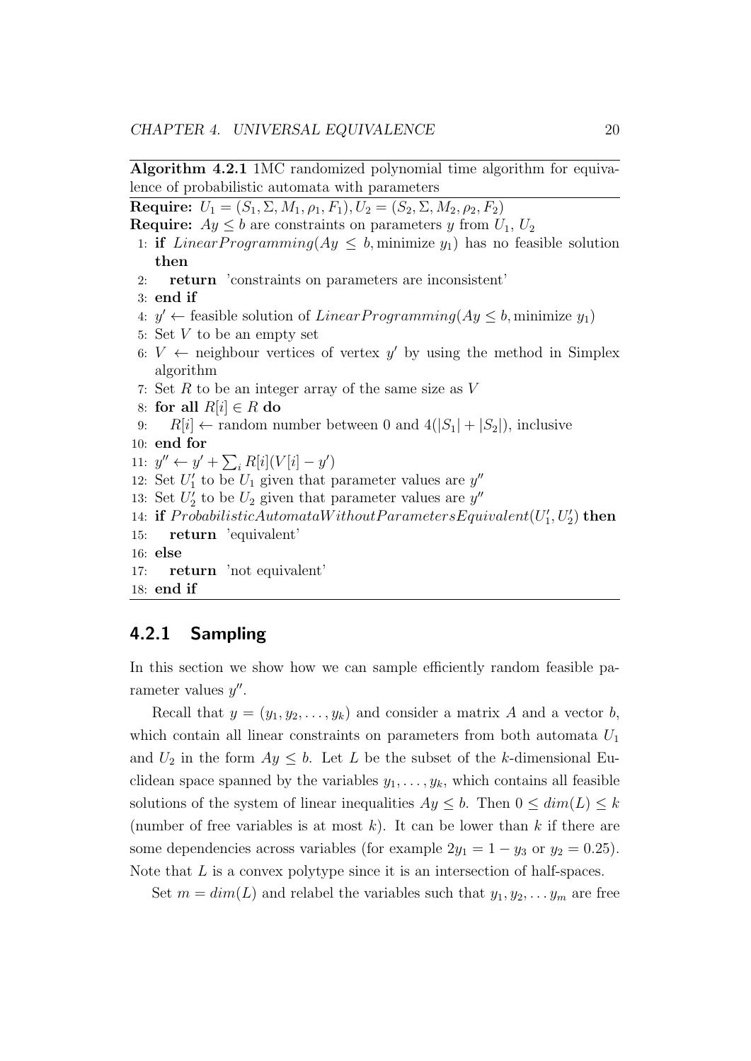**Algorithm 4.2.1** 1MC randomized polynomial time algorithm for equivalence of probabilistic automata with parameters

**Require:** $U_1 = (S_1, \Sigma, M_1, \rho_1, F_1), U_2 = (S_2, \Sigma, M_2, \rho_2, F_2)$
**Require:** $Ay \leq b$ are constraints on parameters $y$ from $U_1$, $U_2$

```
1: if LinearProgramming(Ay ≤ b, minimize y_1) has no feasible solution then
2:    return 'constraints on parameters are inconsistent'
3: end if
4: y' ← feasible solution of LinearProgramming(Ay ≤ b, minimize y_1)
5: Set V to be an empty set
6: V ← neighbour vertices of vertex y' by using the method in Simplex algorithm
7: Set R to be an integer array of the same size as V
8: for all R[i] ∈ R do
9:    R[i] ← random number between 0 and 4(|S_1| + |S_2|), inclusive
10: end for
11: y'' ← y' + Σ_i R[i](V[i] − y')
12: Set U'_1 to be U_1 given that parameter values are y''
13: Set U'_2 to be U_2 given that parameter values are y''
14: if ProbabilisticAutomataWithoutParametersEquivalent(U'_1, U'_2) then
15:    return 'equivalent'
16: else
17:    return 'not equivalent'
18: end if
```

### 4.2.1 Sampling

In this section we show how we can sample efficiently random feasible parameter values $y''$.

Recall that $y = (y_1, y_2, \ldots, y_k)$ and consider a matrix $A$ and a vector $b$, which contain all linear constraints on parameters from both automata $U_1$ and $U_2$ in the form $Ay \leq b$. Let $L$ be the subset of the $k$-dimensional Euclidean space spanned by the variables $y_1, \ldots, y_k$, which contains all feasible solutions of the system of linear inequalities $Ay \leq b$. Then $0 \leq dim(L) \leq k$ (number of free variables is at most $k$). It can be lower than $k$ if there are some dependencies across variables (for example $2y_1 = 1 - y_3$ or $y_2 = 0.25$). Note that $L$ is a convex polytype since it is an intersection of half-spaces.

Set $m = dim(L)$ and relabel the variables such that $y_1, y_2, \ldots y_m$ are free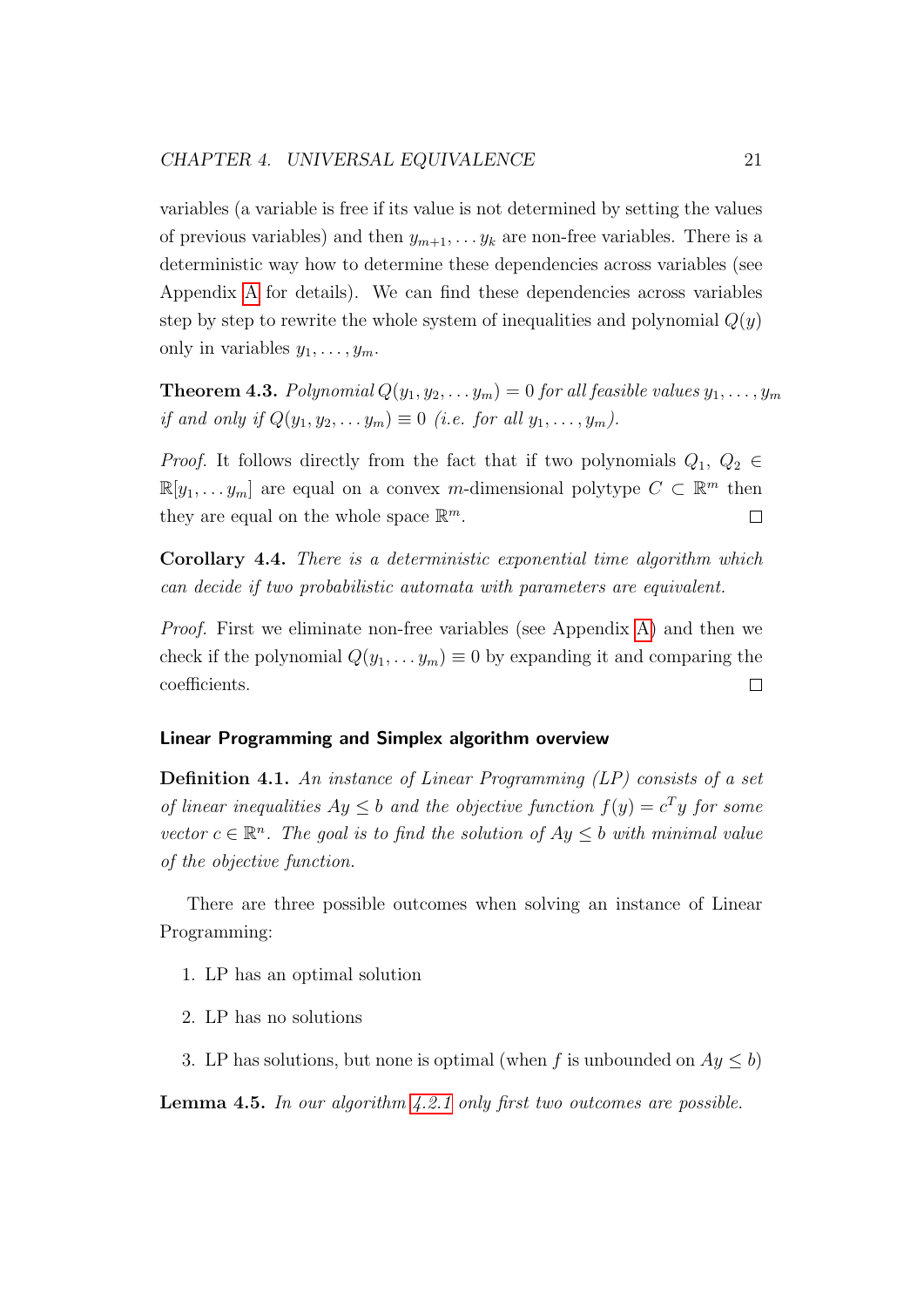variables (a variable is free if its value is not determined by setting the values of previous variables) and then $y_{m+1}, \dots y_k$ are non-free variables. There is a deterministic way how to determine these dependencies across variables (see Appendix A for details). We can find these dependencies across variables step by step to rewrite the whole system of inequalities and polynomial $Q(y)$ only in variables $y_1, \dots, y_m$.

**Theorem 4.3.** *Polynomial $Q(y_1, y_2, \dots y_m) = 0$ for all feasible values $y_1, \dots, y_m$ if and only if $Q(y_1, y_2, \dots y_m) \equiv 0$ (i.e. for all $y_1, \dots, y_m$).*

*Proof.* It follows directly from the fact that if two polynomials $Q_1,\ Q_2 \in \mathbb{R}[y_1, \dots y_m]$ are equal on a convex $m$-dimensional polytype $C \subset \mathbb{R}^m$ then they are equal on the whole space $\mathbb{R}^m$. □

**Corollary 4.4.** *There is a deterministic exponential time algorithm which can decide if two probabilistic automata with parameters are equivalent.*

*Proof.* First we eliminate non-free variables (see Appendix A) and then we check if the polynomial $Q(y_1, \dots y_m) \equiv 0$ by expanding it and comparing the coefficients. □

### Linear Programming and Simplex algorithm overview

**Definition 4.1.** *An instance of Linear Programming (LP) consists of a set of linear inequalities $Ay \leq b$ and the objective function $f(y) = c^T y$ for some vector $c \in \mathbb{R}^n$. The goal is to find the solution of $Ay \leq b$ with minimal value of the objective function.*

There are three possible outcomes when solving an instance of Linear Programming:

1. LP has an optimal solution
2. LP has no solutions
3. LP has solutions, but none is optimal (when $f$ is unbounded on $Ay \leq b$)

**Lemma 4.5.** *In our algorithm 4.2.1 only first two outcomes are possible.*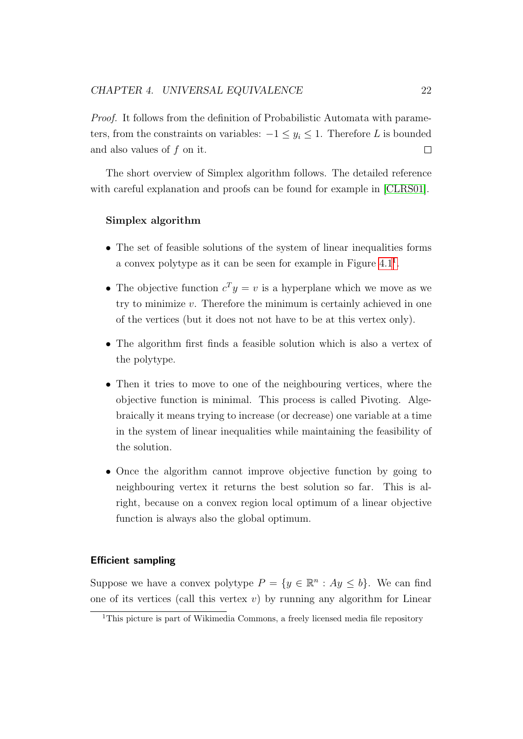*Proof.* It follows from the definition of Probabilistic Automata with parameters, from the constraints on variables: $-1 \leq y_i \leq 1$. Therefore $L$ is bounded and also values of $f$ on it. $\square$

The short overview of Simplex algorithm follows. The detailed reference with careful explanation and proofs can be found for example in [CLRS01].

### Simplex algorithm

- The set of feasible solutions of the system of linear inequalities forms a convex polytype as it can be seen for example in Figure 4.1[1].
- The objective function $c^T y = v$ is a hyperplane which we move as we try to minimize $v$. Therefore the minimum is certainly achieved in one of the vertices (but it does not not have to be at this vertex only).
- The algorithm first finds a feasible solution which is also a vertex of the polytype.
- Then it tries to move to one of the neighbouring vertices, where the objective function is minimal. This process is called Pivoting. Algebraically it means trying to increase (or decrease) one variable at a time in the system of linear inequalities while maintaining the feasibility of the solution.
- Once the algorithm cannot improve objective function by going to neighbouring vertex it returns the best solution so far. This is alright, because on a convex region local optimum of a linear objective function is always also the global optimum.

### Efficient sampling

Suppose we have a convex polytype $P = \{y \in \mathbb{R}^n : Ay \leq b\}$. We can find one of its vertices (call this vertex $v$) by running any algorithm for Linear

[1]This picture is part of Wikimedia Commons, a freely licensed media file repository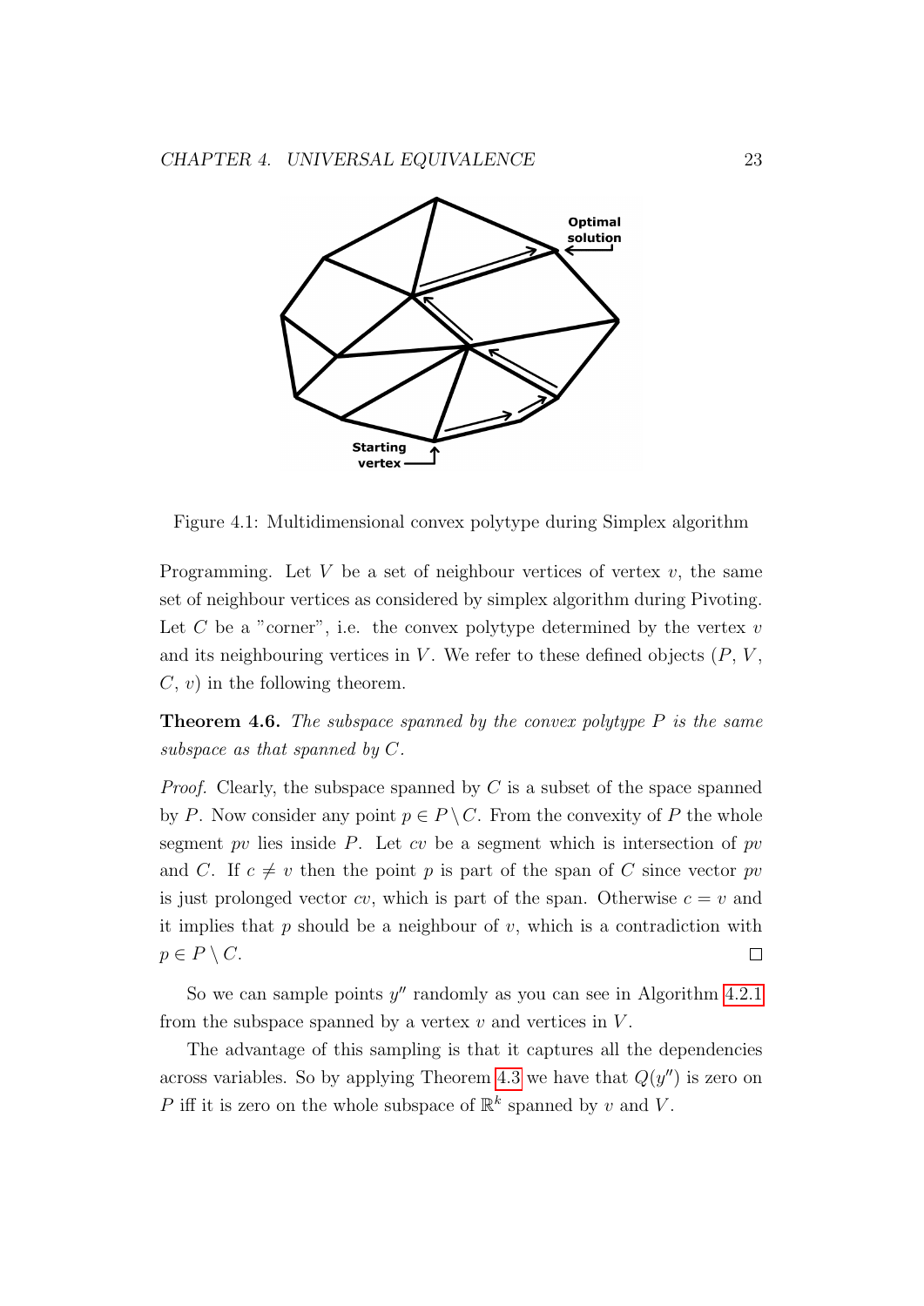Figure 4.1: Multidimensional convex polytype during Simplex algorithm

Programming. Let $V$ be a set of neighbour vertices of vertex $v$, the same set of neighbour vertices as considered by simplex algorithm during Pivoting. Let $C$ be a "corner", i.e. the convex polytype determined by the vertex $v$ and its neighbouring vertices in $V$. We refer to these defined objects ($P$, $V$, $C$, $v$) in the following theorem.

**Theorem 4.6.** *The subspace spanned by the convex polytype $P$ is the same subspace as that spanned by $C$.*

*Proof.* Clearly, the subspace spanned by $C$ is a subset of the space spanned by $P$. Now consider any point $p \in P \setminus C$. From the convexity of $P$ the whole segment $pv$ lies inside $P$. Let $cv$ be a segment which is intersection of $pv$ and $C$. If $c \neq v$ then the point $p$ is part of the span of $C$ since vector $pv$ is just prolonged vector $cv$, which is part of the span. Otherwise $c = v$ and it implies that $p$ should be a neighbour of $v$, which is a contradiction with $p \in P \setminus C$. $\square$

So we can sample points $y''$ randomly as you can see in Algorithm 4.2.1 from the subspace spanned by a vertex $v$ and vertices in $V$.

The advantage of this sampling is that it captures all the dependencies across variables. So by applying Theorem 4.3 we have that $Q(y'')$ is zero on $P$ iff it is zero on the whole subspace of $\mathbb{R}^k$ spanned by $v$ and $V$.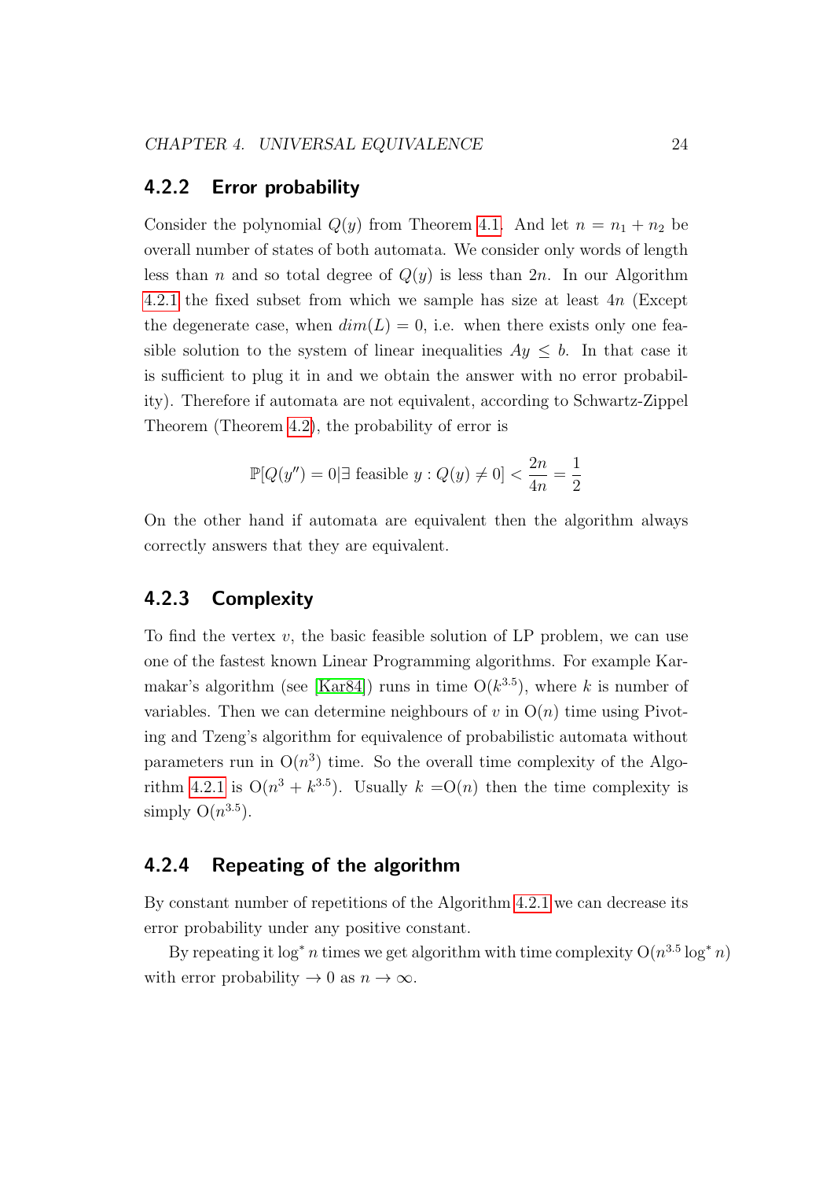### 4.2.2 Error probability

Consider the polynomial $Q(y)$ from Theorem 4.1. And let $n = n_1 + n_2$ be overall number of states of both automata. We consider only words of length less than $n$ and so total degree of $Q(y)$ is less than $2n$. In our Algorithm 4.2.1 the fixed subset from which we sample has size at least $4n$ (Except the degenerate case, when $dim(L) = 0$, i.e. when there exists only one feasible solution to the system of linear inequalities $Ay \leq b$. In that case it is sufficient to plug it in and we obtain the answer with no error probability). Therefore if automata are not equivalent, according to Schwartz-Zippel Theorem (Theorem 4.2), the probability of error is

$$\mathbb{P}[Q(y'') = 0 | \exists \text{ feasible } y : Q(y) \neq 0] < \frac{2n}{4n} = \frac{1}{2}$$

On the other hand if automata are equivalent then the algorithm always correctly answers that they are equivalent.

### 4.2.3 Complexity

To find the vertex $v$, the basic feasible solution of LP problem, we can use one of the fastest known Linear Programming algorithms. For example Karmakar's algorithm (see [Kar84]) runs in time $\mathrm{O}(k^{3.5})$, where $k$ is number of variables. Then we can determine neighbours of $v$ in $\mathrm{O}(n)$ time using Pivoting and Tzeng's algorithm for equivalence of probabilistic automata without parameters run in $\mathrm{O}(n^3)$ time. So the overall time complexity of the Algorithm 4.2.1 is $\mathrm{O}(n^3 + k^{3.5})$. Usually $k = \mathrm{O}(n)$ then the time complexity is simply $\mathrm{O}(n^{3.5})$.

### 4.2.4 Repeating of the algorithm

By constant number of repetitions of the Algorithm 4.2.1 we can decrease its error probability under any positive constant.

By repeating it $\log^* n$ times we get algorithm with time complexity $\mathrm{O}(n^{3.5} \log^* n)$ with error probability $\to 0$ as $n \to \infty$.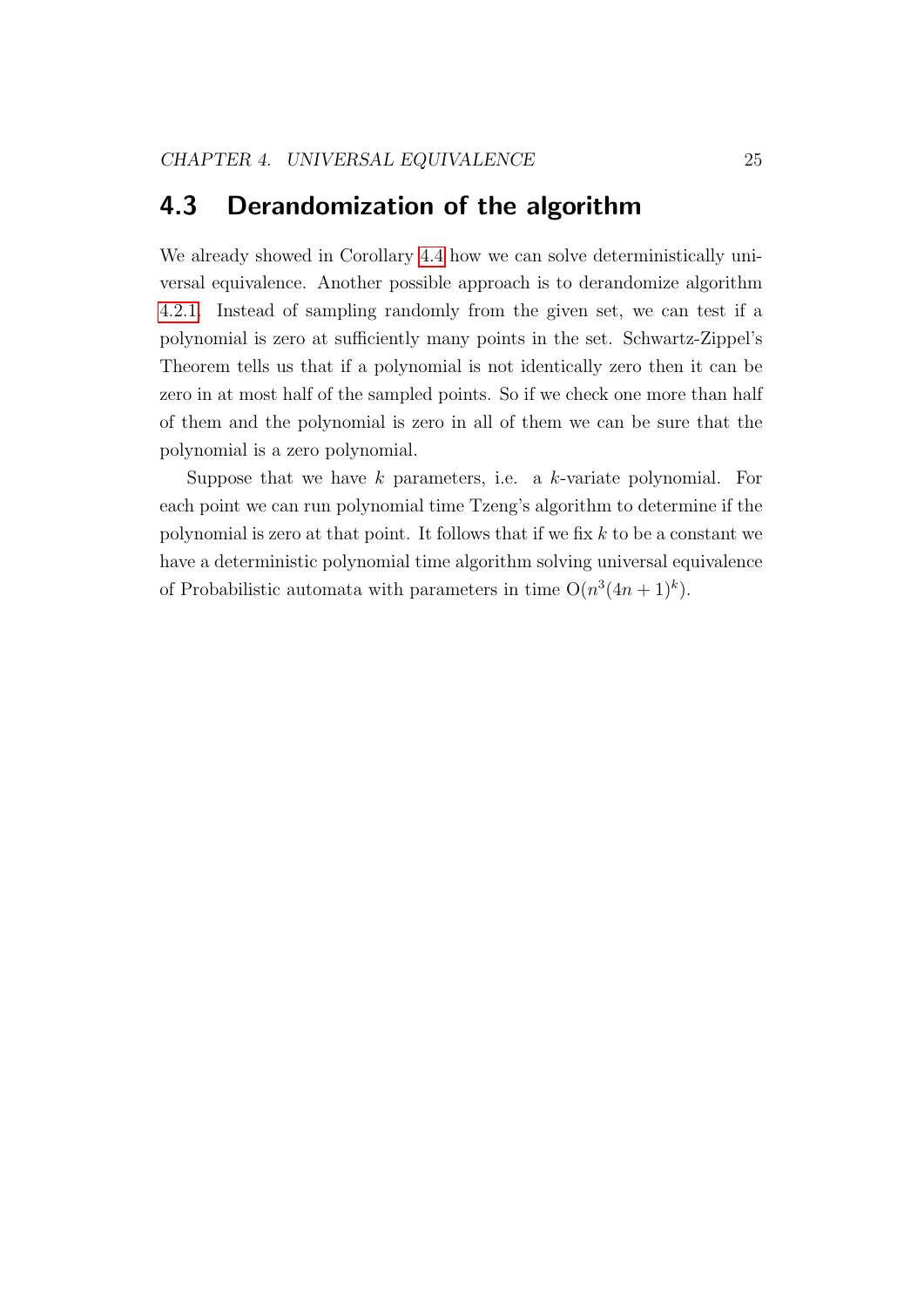## 4.3 Derandomization of the algorithm

We already showed in Corollary 4.4 how we can solve deterministically universal equivalence. Another possible approach is to derandomize algorithm 4.2.1. Instead of sampling randomly from the given set, we can test if a polynomial is zero at sufficiently many points in the set. Schwartz-Zippel's Theorem tells us that if a polynomial is not identically zero then it can be zero in at most half of the sampled points. So if we check one more than half of them and the polynomial is zero in all of them we can be sure that the polynomial is a zero polynomial.

Suppose that we have $k$ parameters, i.e. a $k$-variate polynomial. For each point we can run polynomial time Tzeng's algorithm to determine if the polynomial is zero at that point. It follows that if we fix $k$ to be a constant we have a deterministic polynomial time algorithm solving universal equivalence of Probabilistic automata with parameters in time $\mathrm{O}(n^3(4n+1)^k)$.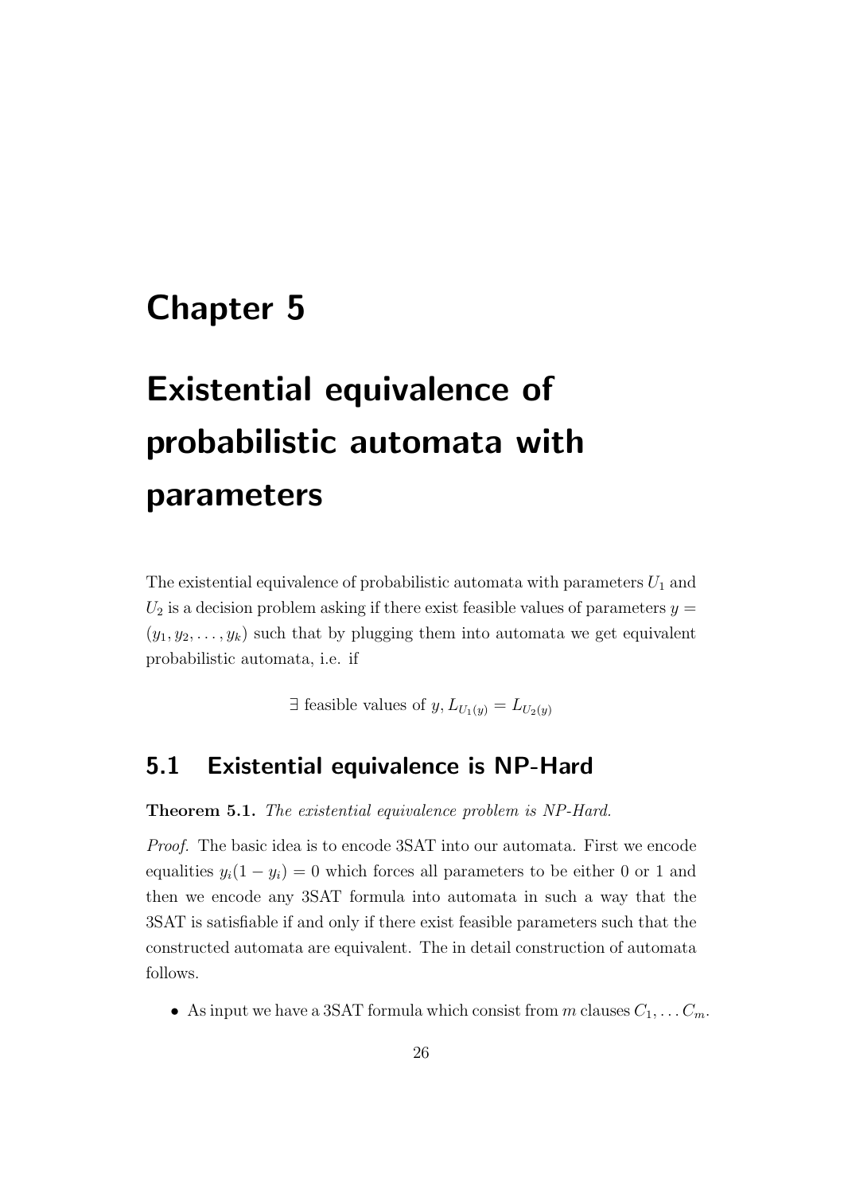# Chapter 5

# Existential equivalence of probabilistic automata with parameters

The existential equivalence of probabilistic automata with parameters $U_1$ and $U_2$ is a decision problem asking if there exist feasible values of parameters $y = (y_1, y_2, \ldots, y_k)$ such that by plugging them into automata we get equivalent probabilistic automata, i.e. if

$$\exists \text{ feasible values of } y, L_{U_1(y)} = L_{U_2(y)}$$

## 5.1 Existential equivalence is NP-Hard

**Theorem 5.1.** *The existential equivalence problem is NP-Hard.*

*Proof.* The basic idea is to encode 3SAT into our automata. First we encode equalities $y_i(1 - y_i) = 0$ which forces all parameters to be either 0 or 1 and then we encode any 3SAT formula into automata in such a way that the 3SAT is satisfiable if and only if there exist feasible parameters such that the constructed automata are equivalent. The in detail construction of automata follows.

- As input we have a 3SAT formula which consist from $m$ clauses $C_1, \ldots C_m$.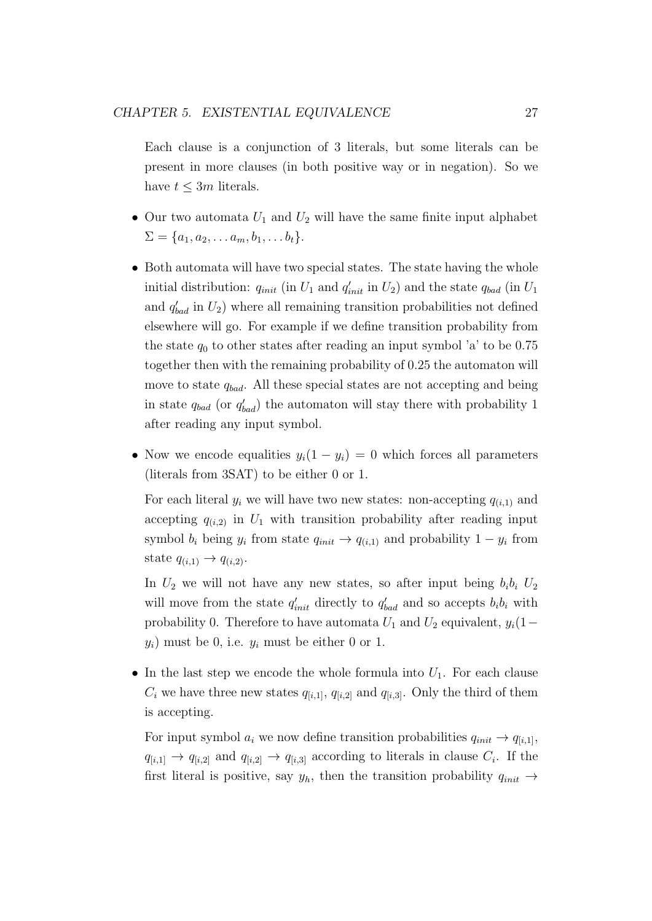Each clause is a conjunction of 3 literals, but some literals can be present in more clauses (in both positive way or in negation). So we have $t \leq 3m$ literals.

- Our two automata $U_1$ and $U_2$ will have the same finite input alphabet $\Sigma = \{a_1, a_2, \ldots a_m, b_1, \ldots b_t\}$.

- Both automata will have two special states. The state having the whole initial distribution: $q_{init}$ (in $U_1$ and $q'_{init}$ in $U_2$) and the state $q_{bad}$ (in $U_1$ and $q'_{bad}$ in $U_2$) where all remaining transition probabilities not defined elsewhere will go. For example if we define transition probability from the state $q_0$ to other states after reading an input symbol 'a' to be 0.75 together then with the remaining probability of 0.25 the automaton will move to state $q_{bad}$. All these special states are not accepting and being in state $q_{bad}$ (or $q'_{bad}$) the automaton will stay there with probability 1 after reading any input symbol.

- Now we encode equalities $y_i(1 - y_i) = 0$ which forces all parameters (literals from 3SAT) to be either 0 or 1.

  For each literal $y_i$ we will have two new states: non-accepting $q_{(i,1)}$ and accepting $q_{(i,2)}$ in $U_1$ with transition probability after reading input symbol $b_i$ being $y_i$ from state $q_{init} \to q_{(i,1)}$ and probability $1 - y_i$ from state $q_{(i,1)} \to q_{(i,2)}$.

  In $U_2$ we will not have any new states, so after input being $b_i b_i$ $U_2$ will move from the state $q'_{init}$ directly to $q'_{bad}$ and so accepts $b_i b_i$ with probability 0. Therefore to have automata $U_1$ and $U_2$ equivalent, $y_i(1 - y_i)$ must be 0, i.e. $y_i$ must be either 0 or 1.

- In the last step we encode the whole formula into $U_1$. For each clause $C_i$ we have three new states $q_{[i,1]}$, $q_{[i,2]}$ and $q_{[i,3]}$. Only the third of them is accepting.

  For input symbol $a_i$ we now define transition probabilities $q_{init} \to q_{[i,1]}$, $q_{[i,1]} \to q_{[i,2]}$ and $q_{[i,2]} \to q_{[i,3]}$ according to literals in clause $C_i$. If the first literal is positive, say $y_h$, then the transition probability $q_{init} \to$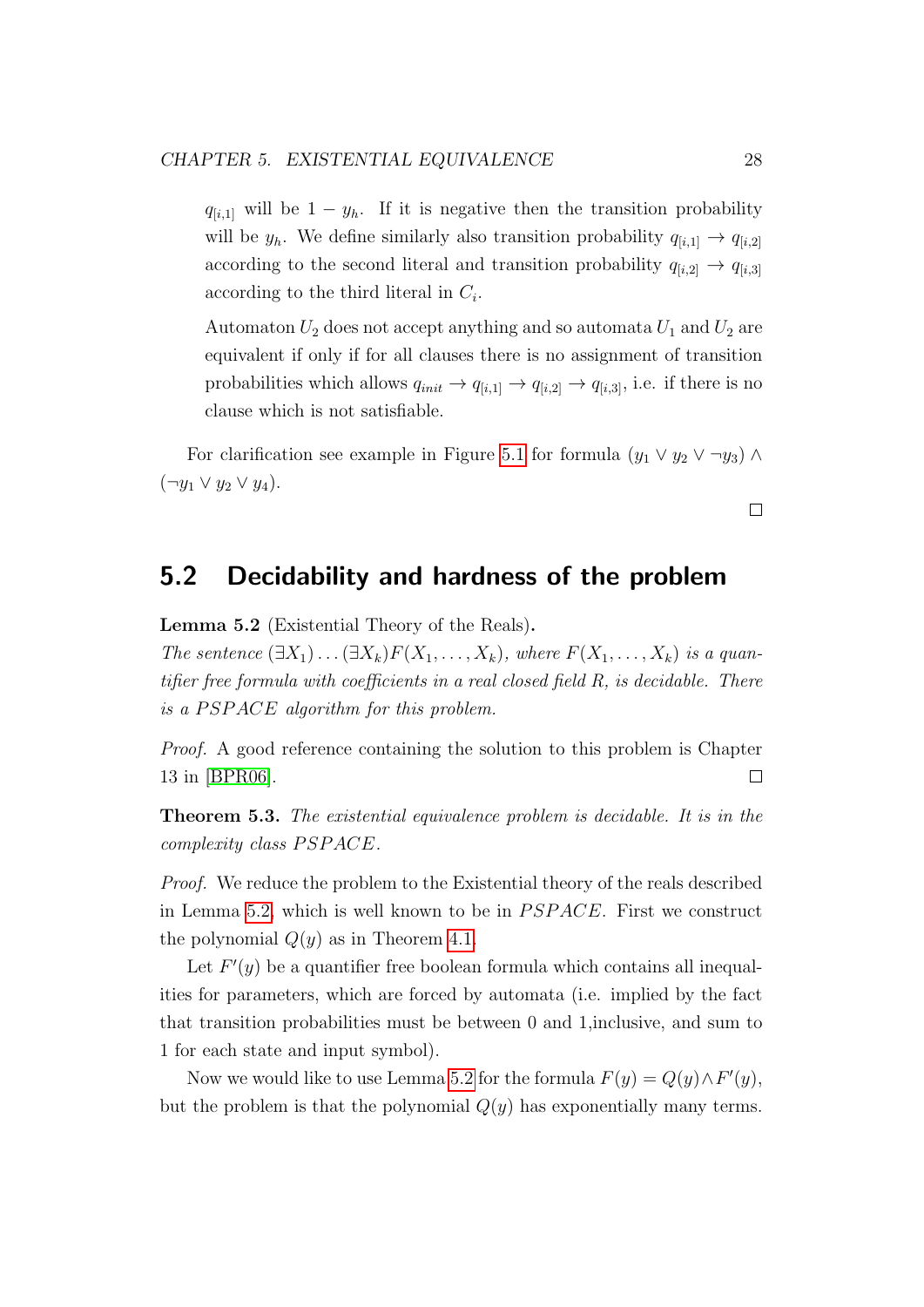$q_{[i,1]}$ will be $1 - y_h$. If it is negative then the transition probability will be $y_h$. We define similarly also transition probability $q_{[i,1]} \to q_{[i,2]}$ according to the second literal and transition probability $q_{[i,2]} \to q_{[i,3]}$ according to the third literal in $C_i$.

Automaton $U_2$ does not accept anything and so automata $U_1$ and $U_2$ are equivalent if only if for all clauses there is no assignment of transition probabilities which allows $q_{init} \to q_{[i,1]} \to q_{[i,2]} \to q_{[i,3]}$, i.e. if there is no clause which is not satisfiable.

For clarification see example in Figure 5.1 for formula $(y_1 \vee y_2 \vee \neg y_3) \wedge (\neg y_1 \vee y_2 \vee y_4)$.

□

## 5.2 Decidability and hardness of the problem

**Lemma 5.2** (Existential Theory of the Reals).
*The sentence* $(\exists X_1) \dots (\exists X_k) F(X_1, \dots, X_k)$*, where* $F(X_1, \dots, X_k)$ *is a quantifier free formula with coefficients in a real closed field* $R$*, is decidable. There is a* $PSPACE$ *algorithm for this problem.*

*Proof.* A good reference containing the solution to this problem is Chapter 13 in [BPR06]. □

**Theorem 5.3.** *The existential equivalence problem is decidable. It is in the complexity class* $PSPACE$*.*

*Proof.* We reduce the problem to the Existential theory of the reals described in Lemma 5.2, which is well known to be in $PSPACE$. First we construct the polynomial $Q(y)$ as in Theorem 4.1.

Let $F'(y)$ be a quantifier free boolean formula which contains all inequalities for parameters, which are forced by automata (i.e. implied by the fact that transition probabilities must be between 0 and 1,inclusive, and sum to 1 for each state and input symbol).

Now we would like to use Lemma 5.2 for the formula $F(y) = Q(y) \wedge F'(y)$, but the problem is that the polynomial $Q(y)$ has exponentially many terms.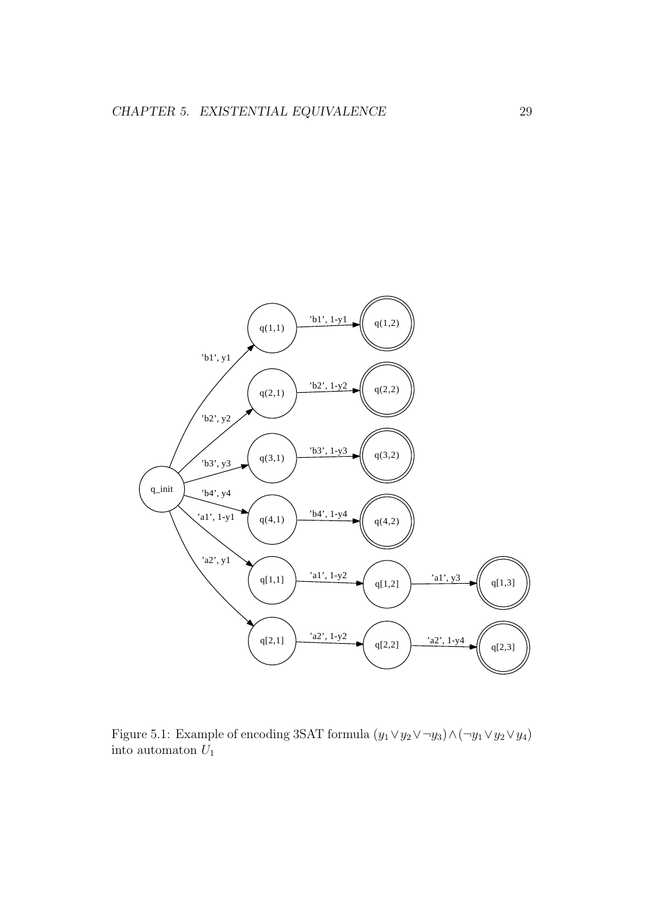Figure 5.1: Example of encoding 3SAT formula $(y_1 \vee y_2 \vee \neg y_3) \wedge (\neg y_1 \vee y_2 \vee y_4)$ into automaton $U_1$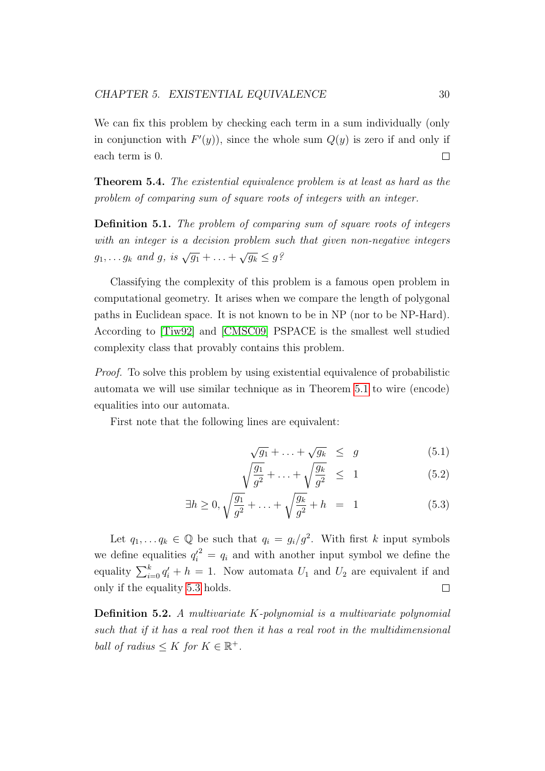We can fix this problem by checking each term in a sum individually (only in conjunction with $F'(y)$), since the whole sum $Q(y)$ is zero if and only if each term is 0. □

**Theorem 5.4.** *The existential equivalence problem is at least as hard as the problem of comparing sum of square roots of integers with an integer.*

**Definition 5.1.** *The problem of comparing sum of square roots of integers with an integer is a decision problem such that given non-negative integers $g_1, \ldots g_k$ and $g$, is $\sqrt{g_1} + \ldots + \sqrt{g_k} \leq g$?*

Classifying the complexity of this problem is a famous open problem in computational geometry. It arises when we compare the length of polygonal paths in Euclidean space. It is not known to be in NP (nor to be NP-Hard). According to [Tiw92] and [CMSC09] PSPACE is the smallest well studied complexity class that provably contains this problem.

*Proof.* To solve this problem by using existential equivalence of probabilistic automata we will use similar technique as in Theorem 5.1 to wire (encode) equalities into our automata.

First note that the following lines are equivalent:

$$\sqrt{g_1} + \ldots + \sqrt{g_k} \leq g \tag{5.1}$$

$$\sqrt{\frac{g_1}{g^2}} + \ldots + \sqrt{\frac{g_k}{g^2}} \leq 1 \tag{5.2}$$

$$\exists h \geq 0, \sqrt{\frac{g_1}{g^2}} + \ldots + \sqrt{\frac{g_k}{g^2}} + h = 1 \tag{5.3}$$

Let $q_1, \ldots q_k \in \mathbb{Q}$ be such that $q_i = g_i/g^2$. With first $k$ input symbols we define equalities ${q'_i}^2 = q_i$ and with another input symbol we define the equality $\sum_{i=0}^{k} q'_i + h = 1$. Now automata $U_1$ and $U_2$ are equivalent if and only if the equality 5.3 holds. □

**Definition 5.2.** *A multivariate $K$-polynomial is a multivariate polynomial such that if it has a real root then it has a real root in the multidimensional ball of radius $\leq K$ for $K \in \mathbb{R}^+$.*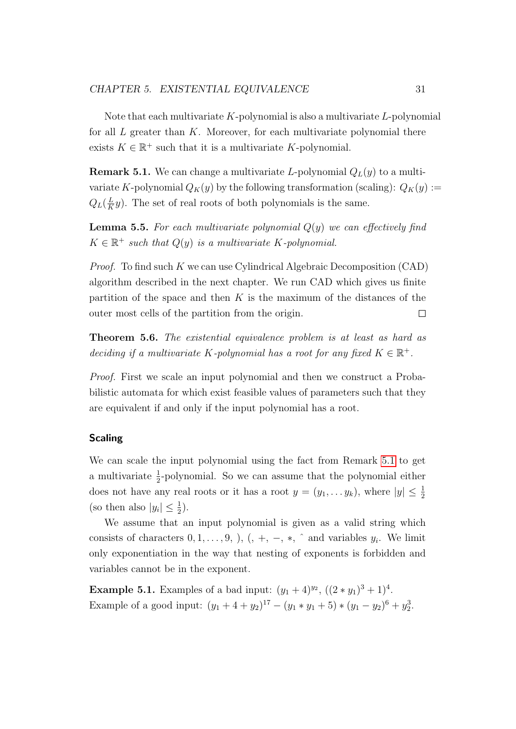Note that each multivariate $K$-polynomial is also a multivariate $L$-polynomial for all $L$ greater than $K$. Moreover, for each multivariate polynomial there exists $K \in \mathbb{R}^+$ such that it is a multivariate $K$-polynomial.

**Remark 5.1.** We can change a multivariate $L$-polynomial $Q_L(y)$ to a multivariate $K$-polynomial $Q_K(y)$ by the following transformation (scaling): $Q_K(y) := Q_L(\frac{L}{K}y)$. The set of real roots of both polynomials is the same.

**Lemma 5.5.** *For each multivariate polynomial $Q(y)$ we can effectively find $K \in \mathbb{R}^+$ such that $Q(y)$ is a multivariate $K$-polynomial.*

*Proof.* To find such $K$ we can use Cylindrical Algebraic Decomposition (CAD) algorithm described in the next chapter. We run CAD which gives us finite partition of the space and then $K$ is the maximum of the distances of the outer most cells of the partition from the origin. □

**Theorem 5.6.** *The existential equivalence problem is at least as hard as deciding if a multivariate $K$-polynomial has a root for any fixed $K \in \mathbb{R}^+$.*

*Proof.* First we scale an input polynomial and then we construct a Probabilistic automata for which exist feasible values of parameters such that they are equivalent if and only if the input polynomial has a root.

#### Scaling

We can scale the input polynomial using the fact from Remark 5.1 to get a multivariate $\frac{1}{2}$-polynomial. So we can assume that the polynomial either does not have any real roots or it has a root $y = (y_1, \ldots y_k)$, where $|y| \leq \frac{1}{2}$ (so then also $|y_i| \leq \frac{1}{2}$).

We assume that an input polynomial is given as a valid string which consists of characters $0, 1, \ldots, 9$, ), (, +, −, ∗, ˆ and variables $y_i$. We limit only exponentiation in the way that nesting of exponents is forbidden and variables cannot be in the exponent.

**Example 5.1.** Examples of a bad input: $(y_1 + 4)^{y_2}$, $((2 * y_1)^3 + 1)^4$.
Example of a good input: $(y_1 + 4 + y_2)^{17} - (y_1 * y_1 + 5) * (y_1 - y_2)^6 + y_2^3$.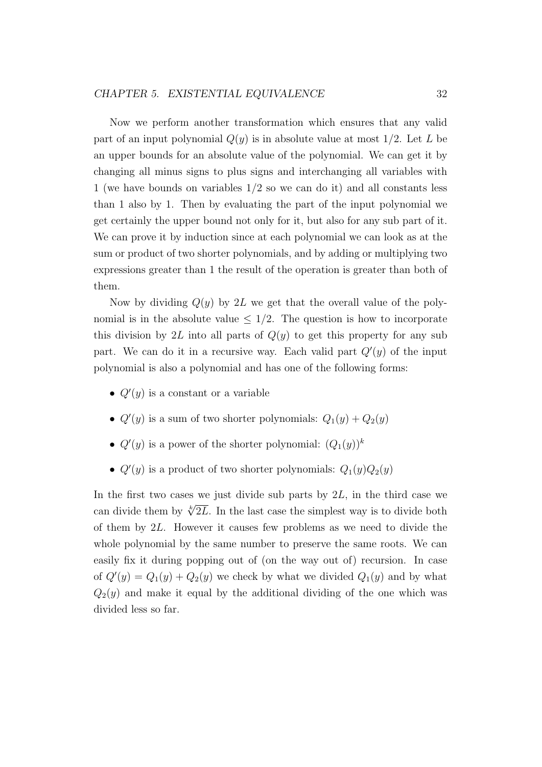Now we perform another transformation which ensures that any valid part of an input polynomial $Q(y)$ is in absolute value at most $1/2$. Let $L$ be an upper bounds for an absolute value of the polynomial. We can get it by changing all minus signs to plus signs and interchanging all variables with 1 (we have bounds on variables $1/2$ so we can do it) and all constants less than 1 also by 1. Then by evaluating the part of the input polynomial we get certainly the upper bound not only for it, but also for any sub part of it. We can prove it by induction since at each polynomial we can look as at the sum or product of two shorter polynomials, and by adding or multiplying two expressions greater than 1 the result of the operation is greater than both of them.

Now by dividing $Q(y)$ by $2L$ we get that the overall value of the polynomial is in the absolute value $\leq 1/2$. The question is how to incorporate this division by $2L$ into all parts of $Q(y)$ to get this property for any sub part. We can do it in a recursive way. Each valid part $Q'(y)$ of the input polynomial is also a polynomial and has one of the following forms:

- $Q'(y)$ is a constant or a variable
- $Q'(y)$ is a sum of two shorter polynomials: $Q_1(y) + Q_2(y)$
- $Q'(y)$ is a power of the shorter polynomial: $(Q_1(y))^k$
- $Q'(y)$ is a product of two shorter polynomials: $Q_1(y)Q_2(y)$

In the first two cases we just divide sub parts by $2L$, in the third case we can divide them by $\sqrt[k]{2L}$. In the last case the simplest way is to divide both of them by $2L$. However it causes few problems as we need to divide the whole polynomial by the same number to preserve the same roots. We can easily fix it during popping out of (on the way out of) recursion. In case of $Q'(y) = Q_1(y) + Q_2(y)$ we check by what we divided $Q_1(y)$ and by what $Q_2(y)$ and make it equal by the additional dividing of the one which was divided less so far.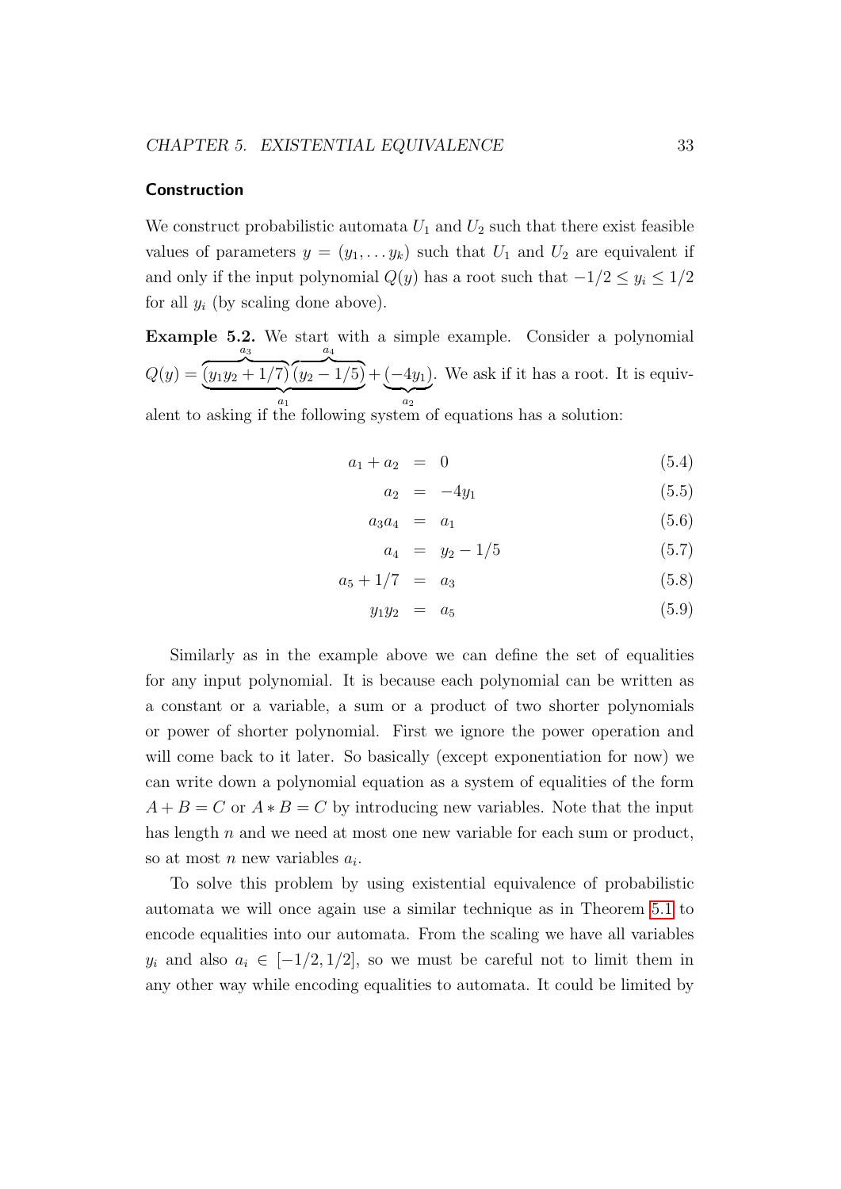#### Construction

We construct probabilistic automata $U_1$ and $U_2$ such that there exist feasible values of parameters $y = (y_1, \dots y_k)$ such that $U_1$ and $U_2$ are equivalent if and only if the input polynomial $Q(y)$ has a root such that $-1/2 \le y_i \le 1/2$ for all $y_i$ (by scaling done above).

**Example 5.2.** We start with a simple example. Consider a polynomial $Q(y) = \underbrace{\overbrace{(y_1y_2 + 1/7)}^{a_3}\overbrace{(y_2 - 1/5)}^{a_4}}_{a_1} + \underbrace{(-4y_1)}_{a_2}$. We ask if it has a root. It is equivalent to asking if the following system of equations has a solution:

$$a_1 + a_2 = 0 \tag{5.4}$$

$$a_2 = -4y_1 \tag{5.5}$$

$$a_3a_4 = a_1 \tag{5.6}$$

$$a_4 = y_2 - 1/5 \tag{5.7}$$

$$a_5 + 1/7 = a_3 \tag{5.8}$$

$$y_1y_2 = a_5 \tag{5.9}$$

Similarly as in the example above we can define the set of equalities for any input polynomial. It is because each polynomial can be written as a constant or a variable, a sum or a product of two shorter polynomials or power of shorter polynomial. First we ignore the power operation and will come back to it later. So basically (except exponentiation for now) we can write down a polynomial equation as a system of equalities of the form $A + B = C$ or $A * B = C$ by introducing new variables. Note that the input has length $n$ and we need at most one new variable for each sum or product, so at most $n$ new variables $a_i$.

To solve this problem by using existential equivalence of probabilistic automata we will once again use a similar technique as in Theorem 5.1 to encode equalities into our automata. From the scaling we have all variables $y_i$ and also $a_i \in [-1/2, 1/2]$, so we must be careful not to limit them in any other way while encoding equalities to automata. It could be limited by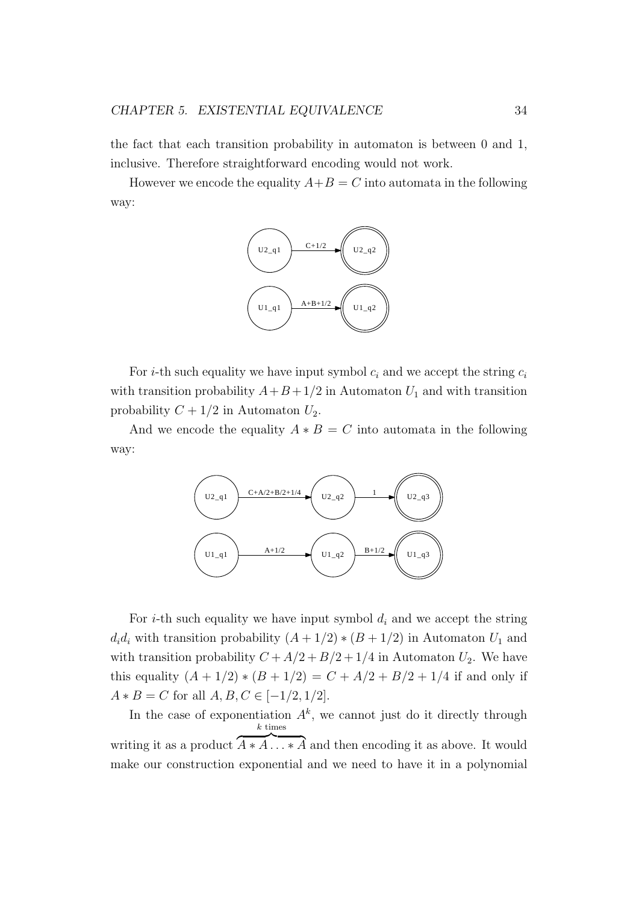the fact that each transition probability in automaton is between 0 and 1, inclusive. Therefore straightforward encoding would not work.

However we encode the equality $A+B=C$ into automata in the following way:

For $i$-th such equality we have input symbol $c_i$ and we accept the string $c_i$ with transition probability $A+B+1/2$ in Automaton $U_1$ and with transition probability $C+1/2$ in Automaton $U_2$.

And we encode the equality $A*B=C$ into automata in the following way:

For $i$-th such equality we have input symbol $d_i$ and we accept the string $d_i d_i$ with transition probability $(A+1/2)*(B+1/2)$ in Automaton $U_1$ and with transition probability $C+A/2+B/2+1/4$ in Automaton $U_2$. We have this equality $(A+1/2)*(B+1/2)=C+A/2+B/2+1/4$ if and only if $A*B=C$ for all $A,B,C \in [-1/2,1/2]$.

In the case of exponentiation $A^k$, we cannot just do it directly through writing it as a product $\overbrace{A*A\ldots*A}^{k \text{ times}}$ and then encoding it as above. It would make our construction exponential and we need to have it in a polynomial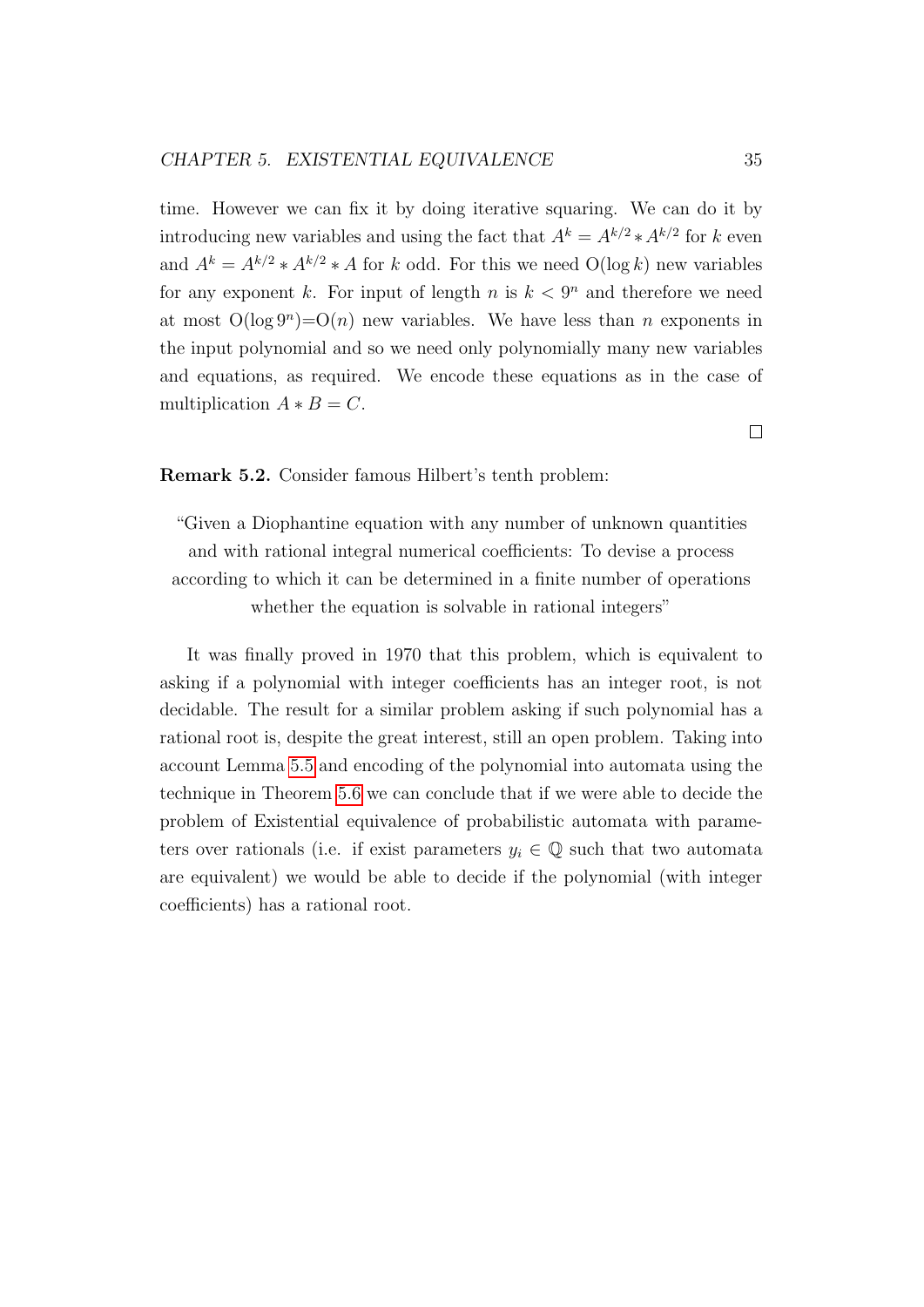time. However we can fix it by doing iterative squaring. We can do it by introducing new variables and using the fact that $A^k = A^{k/2} * A^{k/2}$ for $k$ even and $A^k = A^{k/2} * A^{k/2} * A$ for $k$ odd. For this we need $O(\log k)$ new variables for any exponent $k$. For input of length $n$ is $k < 9^n$ and therefore we need at most $O(\log 9^n)$=$O(n)$ new variables. We have less than $n$ exponents in the input polynomial and so we need only polynomially many new variables and equations, as required. We encode these equations as in the case of multiplication $A * B = C$.

□

**Remark 5.2.** Consider famous Hilbert's tenth problem:

> "Given a Diophantine equation with any number of unknown quantities and with rational integral numerical coefficients: To devise a process according to which it can be determined in a finite number of operations whether the equation is solvable in rational integers"

It was finally proved in 1970 that this problem, which is equivalent to asking if a polynomial with integer coefficients has an integer root, is not decidable. The result for a similar problem asking if such polynomial has a rational root is, despite the great interest, still an open problem. Taking into account Lemma 5.5 and encoding of the polynomial into automata using the technique in Theorem 5.6 we can conclude that if we were able to decide the problem of Existential equivalence of probabilistic automata with parameters over rationals (i.e. if exist parameters $y_i \in \mathbb{Q}$ such that two automata are equivalent) we would be able to decide if the polynomial (with integer coefficients) has a rational root.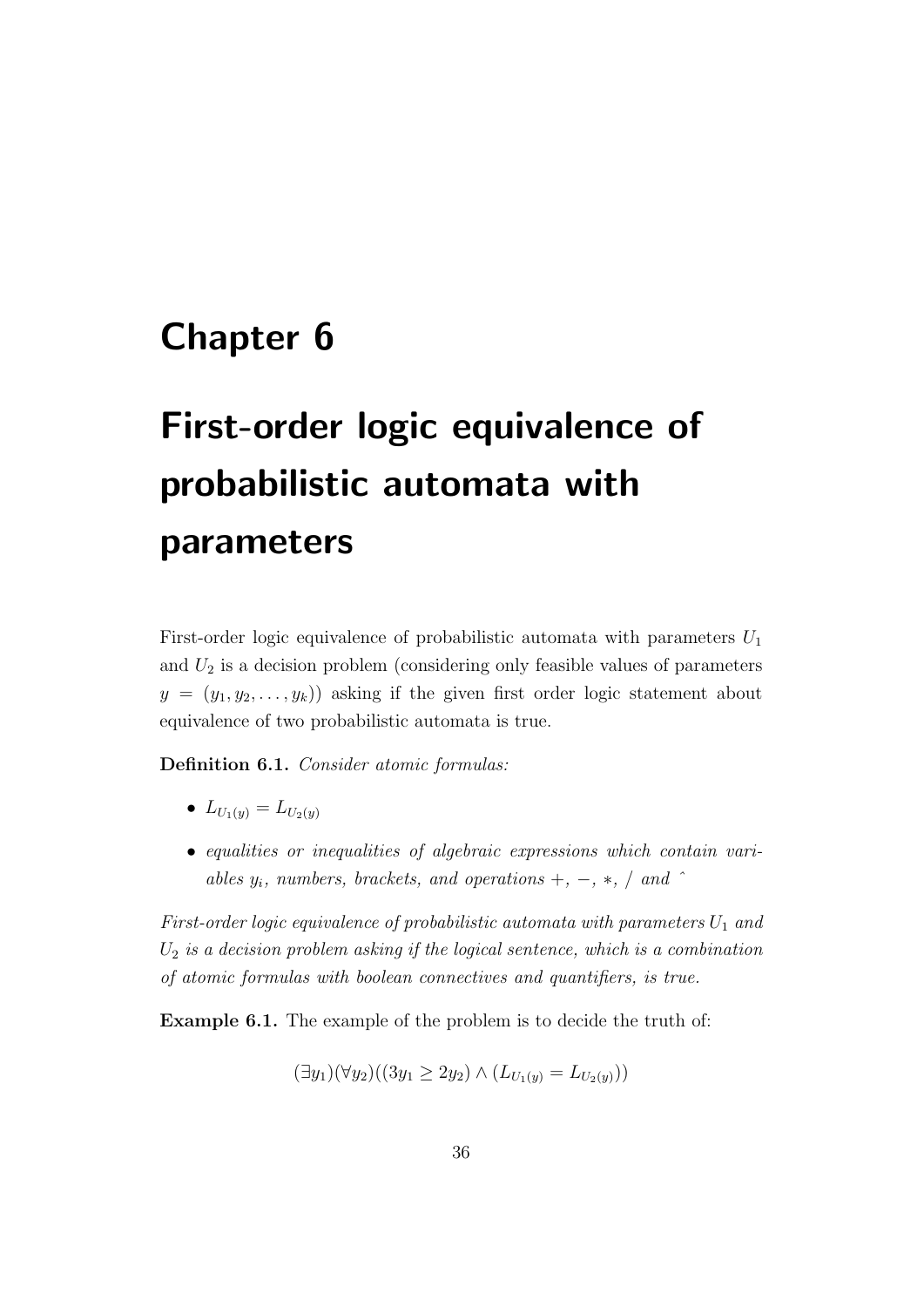# Chapter 6

# First-order logic equivalence of probabilistic automata with parameters

First-order logic equivalence of probabilistic automata with parameters $U_1$ and $U_2$ is a decision problem (considering only feasible values of parameters $y = (y_1, y_2, \ldots, y_k)$) asking if the given first order logic statement about equivalence of two probabilistic automata is true.

**Definition 6.1.** *Consider atomic formulas:*

- $L_{U_1(y)} = L_{U_2(y)}$
- *equalities or inequalities of algebraic expressions which contain variables $y_i$, numbers, brackets, and operations $+$, $-$, $*$, $/$ and ˆ*

*First-order logic equivalence of probabilistic automata with parameters $U_1$ and $U_2$ is a decision problem asking if the logical sentence, which is a combination of atomic formulas with boolean connectives and quantifiers, is true.*

**Example 6.1.** The example of the problem is to decide the truth of:

$$(\exists y_1)(\forall y_2)((3y_1 \geq 2y_2) \wedge (L_{U_1(y)} = L_{U_2(y)}))$$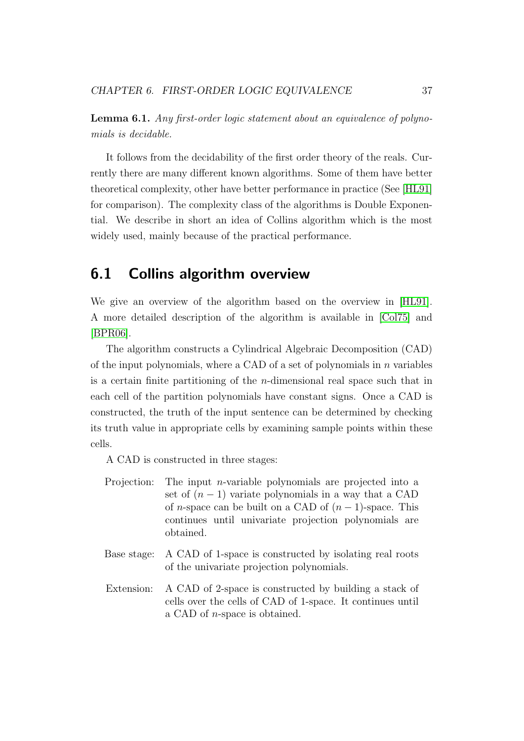**Lemma 6.1.** *Any first-order logic statement about an equivalence of polynomials is decidable.*

It follows from the decidability of the first order theory of the reals. Currently there are many different known algorithms. Some of them have better theoretical complexity, other have better performance in practice (See [HL91] for comparison). The complexity class of the algorithms is Double Exponential. We describe in short an idea of Collins algorithm which is the most widely used, mainly because of the practical performance.

## 6.1 Collins algorithm overview

We give an overview of the algorithm based on the overview in [HL91]. A more detailed description of the algorithm is available in [Col75] and [BPR06].

The algorithm constructs a Cylindrical Algebraic Decomposition (CAD) of the input polynomials, where a CAD of a set of polynomials in $n$ variables is a certain finite partitioning of the $n$-dimensional real space such that in each cell of the partition polynomials have constant signs. Once a CAD is constructed, the truth of the input sentence can be determined by checking its truth value in appropriate cells by examining sample points within these cells.

A CAD is constructed in three stages:

- Projection: The input $n$-variable polynomials are projected into a set of $(n-1)$ variate polynomials in a way that a CAD of $n$-space can be built on a CAD of $(n-1)$-space. This continues until univariate projection polynomials are obtained.
- Base stage: A CAD of 1-space is constructed by isolating real roots of the univariate projection polynomials.
- Extension: A CAD of 2-space is constructed by building a stack of cells over the cells of CAD of 1-space. It continues until a CAD of $n$-space is obtained.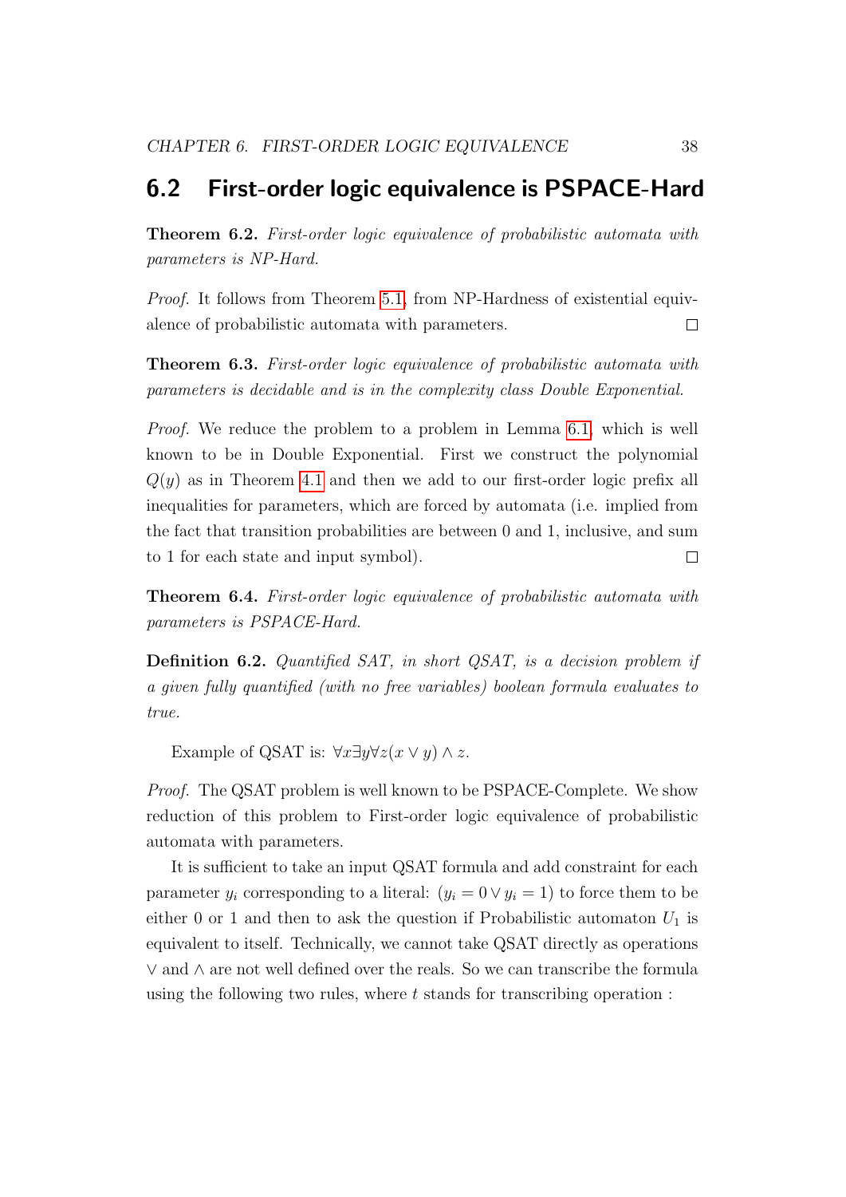## 6.2 First-order logic equivalence is PSPACE-Hard

**Theorem 6.2.** *First-order logic equivalence of probabilistic automata with parameters is NP-Hard.*

*Proof.* It follows from Theorem 5.1, from NP-Hardness of existential equivalence of probabilistic automata with parameters. □

**Theorem 6.3.** *First-order logic equivalence of probabilistic automata with parameters is decidable and is in the complexity class Double Exponential.*

*Proof.* We reduce the problem to a problem in Lemma 6.1, which is well known to be in Double Exponential. First we construct the polynomial $Q(y)$ as in Theorem 4.1 and then we add to our first-order logic prefix all inequalities for parameters, which are forced by automata (i.e. implied from the fact that transition probabilities are between 0 and 1, inclusive, and sum to 1 for each state and input symbol). □

**Theorem 6.4.** *First-order logic equivalence of probabilistic automata with parameters is PSPACE-Hard.*

**Definition 6.2.** *Quantified SAT, in short QSAT, is a decision problem if a given fully quantified (with no free variables) boolean formula evaluates to true.*

Example of QSAT is: $\forall x \exists y \forall z (x \vee y) \wedge z$.

*Proof.* The QSAT problem is well known to be PSPACE-Complete. We show reduction of this problem to First-order logic equivalence of probabilistic automata with parameters.

It is sufficient to take an input QSAT formula and add constraint for each parameter $y_i$ corresponding to a literal: $(y_i = 0 \vee y_i = 1)$ to force them to be either 0 or 1 and then to ask the question if Probabilistic automaton $U_1$ is equivalent to itself. Technically, we cannot take QSAT directly as operations $\vee$ and $\wedge$ are not well defined over the reals. So we can transcribe the formula using the following two rules, where $t$ stands for transcribing operation :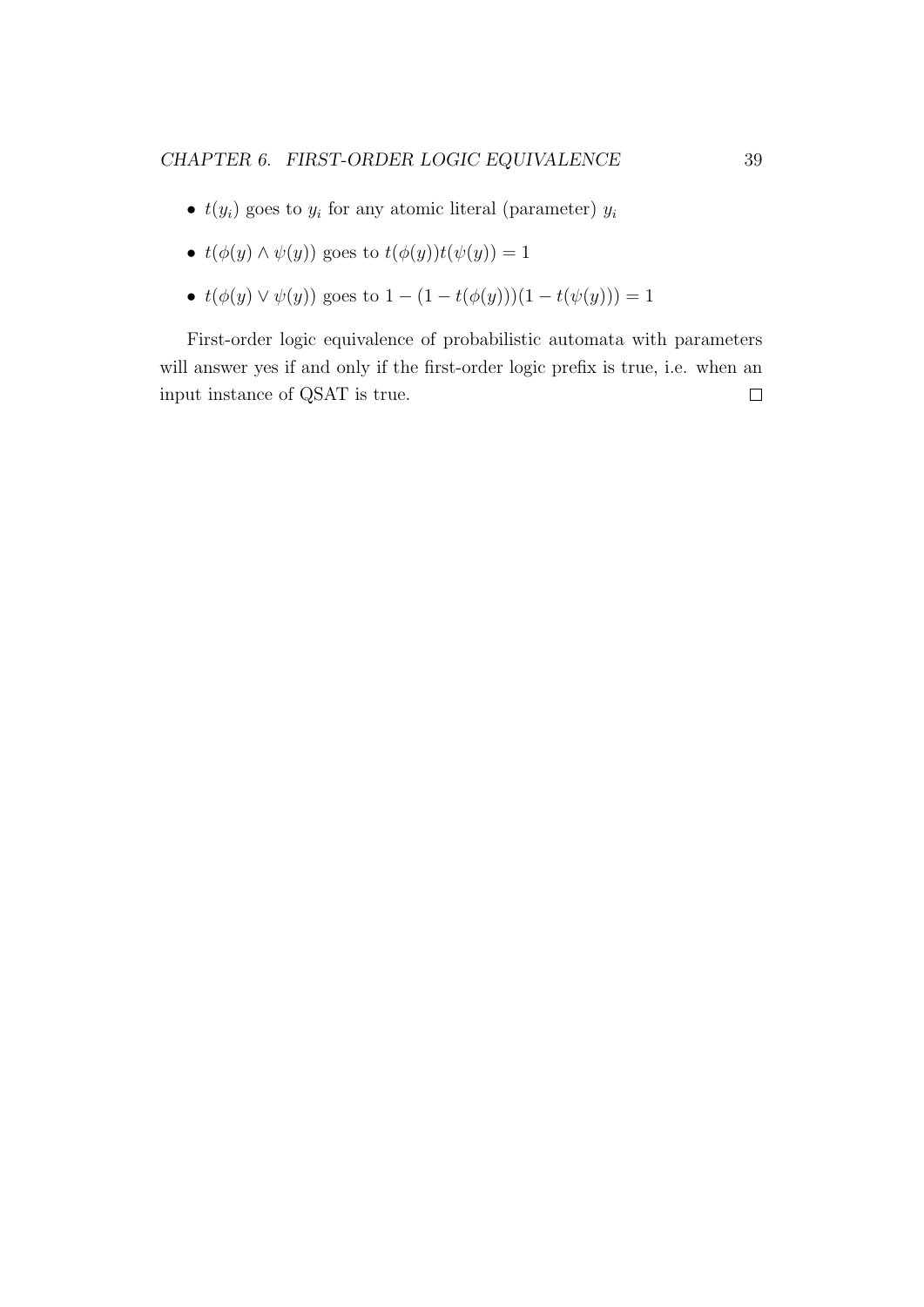- $t(y_i)$ goes to $y_i$ for any atomic literal (parameter) $y_i$
- $t(\phi(y) \wedge \psi(y))$ goes to $t(\phi(y))t(\psi(y)) = 1$
- $t(\phi(y) \vee \psi(y))$ goes to $1 - (1 - t(\phi(y)))(1 - t(\psi(y))) = 1$

First-order logic equivalence of probabilistic automata with parameters will answer yes if and only if the first-order logic prefix is true, i.e. when an input instance of QSAT is true. □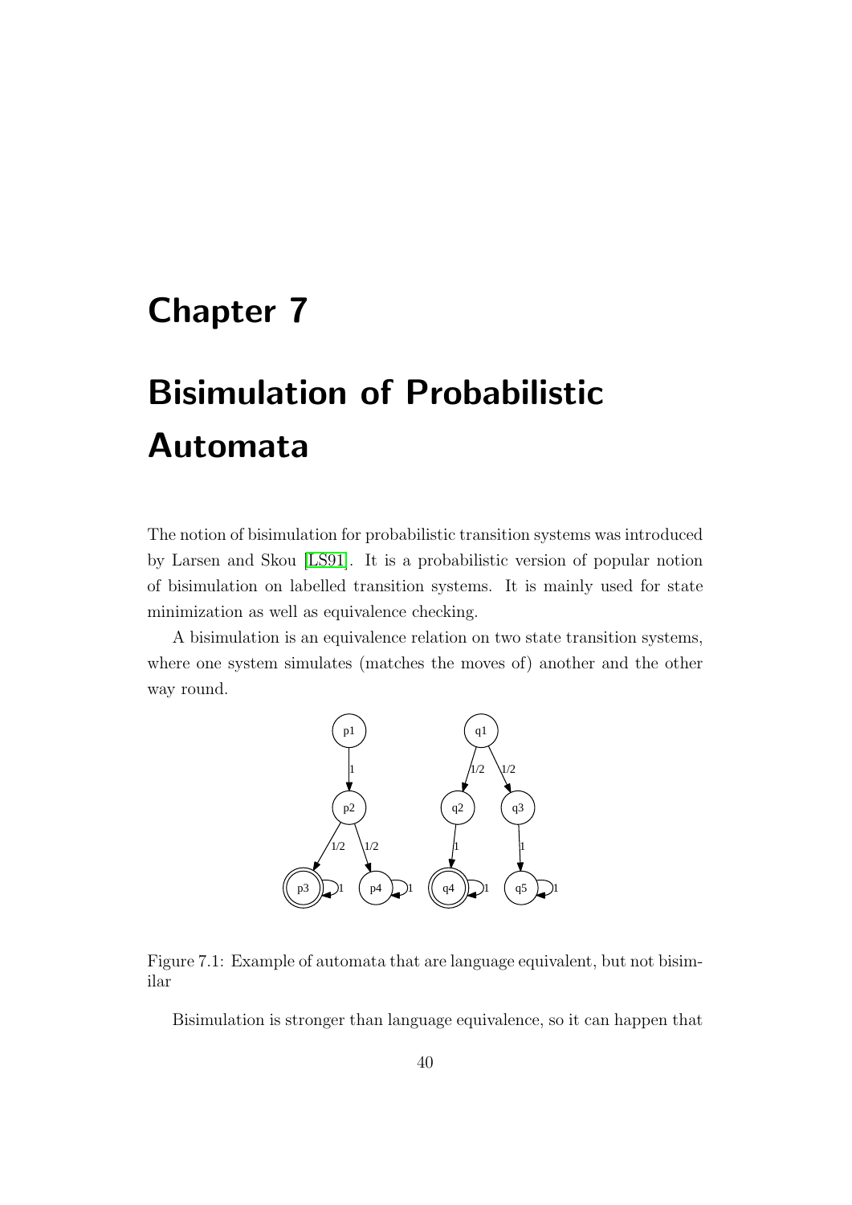# Chapter 7

# Bisimulation of Probabilistic Automata

The notion of bisimulation for probabilistic transition systems was introduced by Larsen and Skou [LS91]. It is a probabilistic version of popular notion of bisimulation on labelled transition systems. It is mainly used for state minimization as well as equivalence checking.

A bisimulation is an equivalence relation on two state transition systems, where one system simulates (matches the moves of) another and the other way round.

Figure 7.1: Example of automata that are language equivalent, but not bisimilar

Bisimulation is stronger than language equivalence, so it can happen that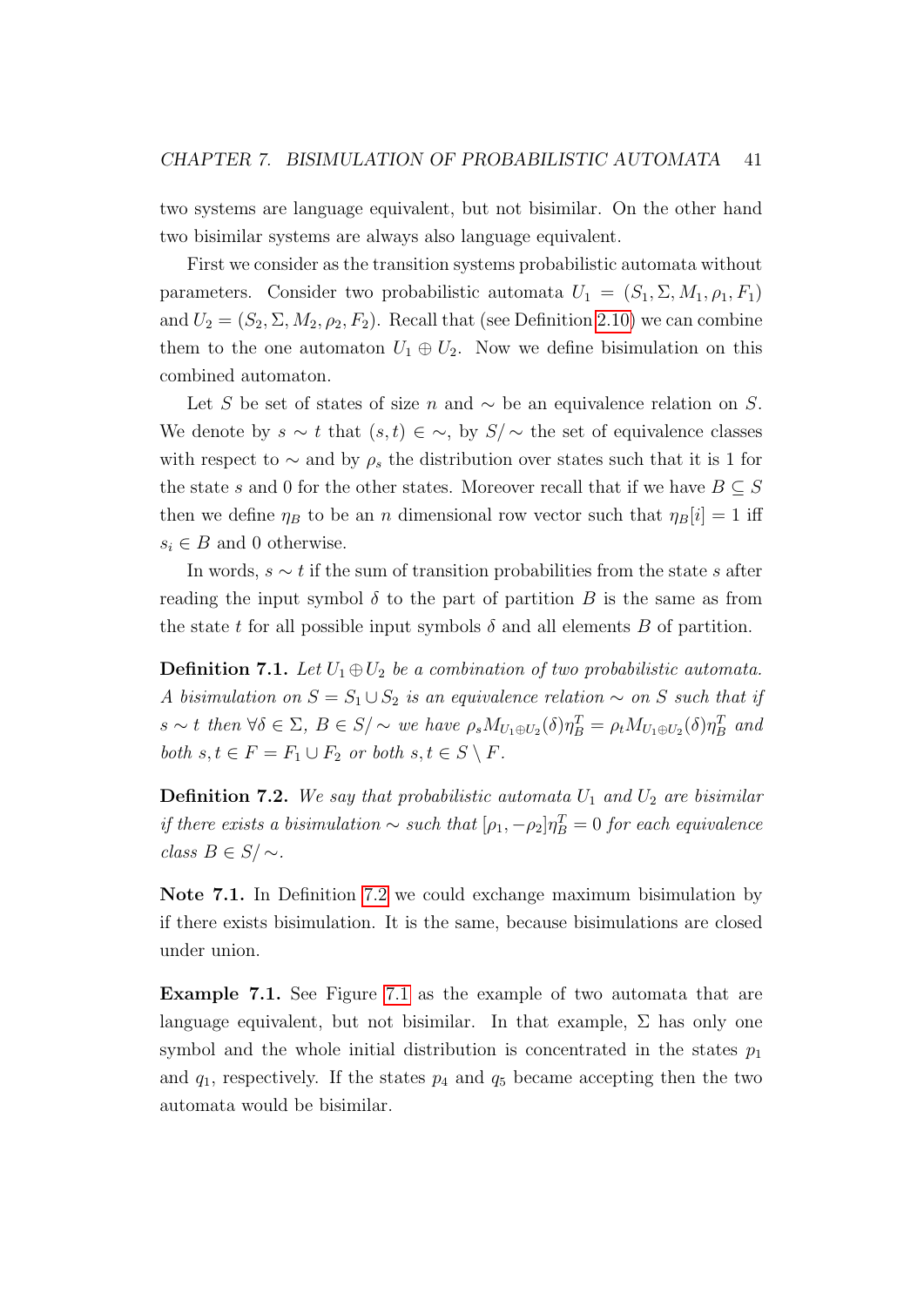two systems are language equivalent, but not bisimilar. On the other hand two bisimilar systems are always also language equivalent.

First we consider as the transition systems probabilistic automata without parameters. Consider two probabilistic automata $U_1 = (S_1, \Sigma, M_1, \rho_1, F_1)$ and $U_2 = (S_2, \Sigma, M_2, \rho_2, F_2)$. Recall that (see Definition 2.10) we can combine them to the one automaton $U_1 \oplus U_2$. Now we define bisimulation on this combined automaton.

Let $S$ be set of states of size $n$ and $\sim$ be an equivalence relation on $S$. We denote by $s \sim t$ that $(s, t) \in \sim$, by $S/\sim$ the set of equivalence classes with respect to $\sim$ and by $\rho_s$ the distribution over states such that it is 1 for the state $s$ and 0 for the other states. Moreover recall that if we have $B \subseteq S$ then we define $\eta_B$ to be an $n$ dimensional row vector such that $\eta_B[i] = 1$ iff $s_i \in B$ and 0 otherwise.

In words, $s \sim t$ if the sum of transition probabilities from the state $s$ after reading the input symbol $\delta$ to the part of partition $B$ is the same as from the state $t$ for all possible input symbols $\delta$ and all elements $B$ of partition.

**Definition 7.1.** *Let $U_1 \oplus U_2$ be a combination of two probabilistic automata. A bisimulation on $S = S_1 \cup S_2$ is an equivalence relation $\sim$ on $S$ such that if $s \sim t$ then $\forall \delta \in \Sigma$, $B \in S/\sim$ we have $\rho_s M_{U_1 \oplus U_2}(\delta)\eta_B^T = \rho_t M_{U_1 \oplus U_2}(\delta)\eta_B^T$ and both $s, t \in F = F_1 \cup F_2$ or both $s, t \in S \setminus F$.*

**Definition 7.2.** *We say that probabilistic automata $U_1$ and $U_2$ are bisimilar if there exists a bisimulation $\sim$ such that $[\rho_1, -\rho_2]\eta_B^T = 0$ for each equivalence class $B \in S/\sim$.*

**Note 7.1.** In Definition 7.2 we could exchange maximum bisimulation by if there exists bisimulation. It is the same, because bisimulations are closed under union.

**Example 7.1.** See Figure 7.1 as the example of two automata that are language equivalent, but not bisimilar. In that example, $\Sigma$ has only one symbol and the whole initial distribution is concentrated in the states $p_1$ and $q_1$, respectively. If the states $p_4$ and $q_5$ became accepting then the two automata would be bisimilar.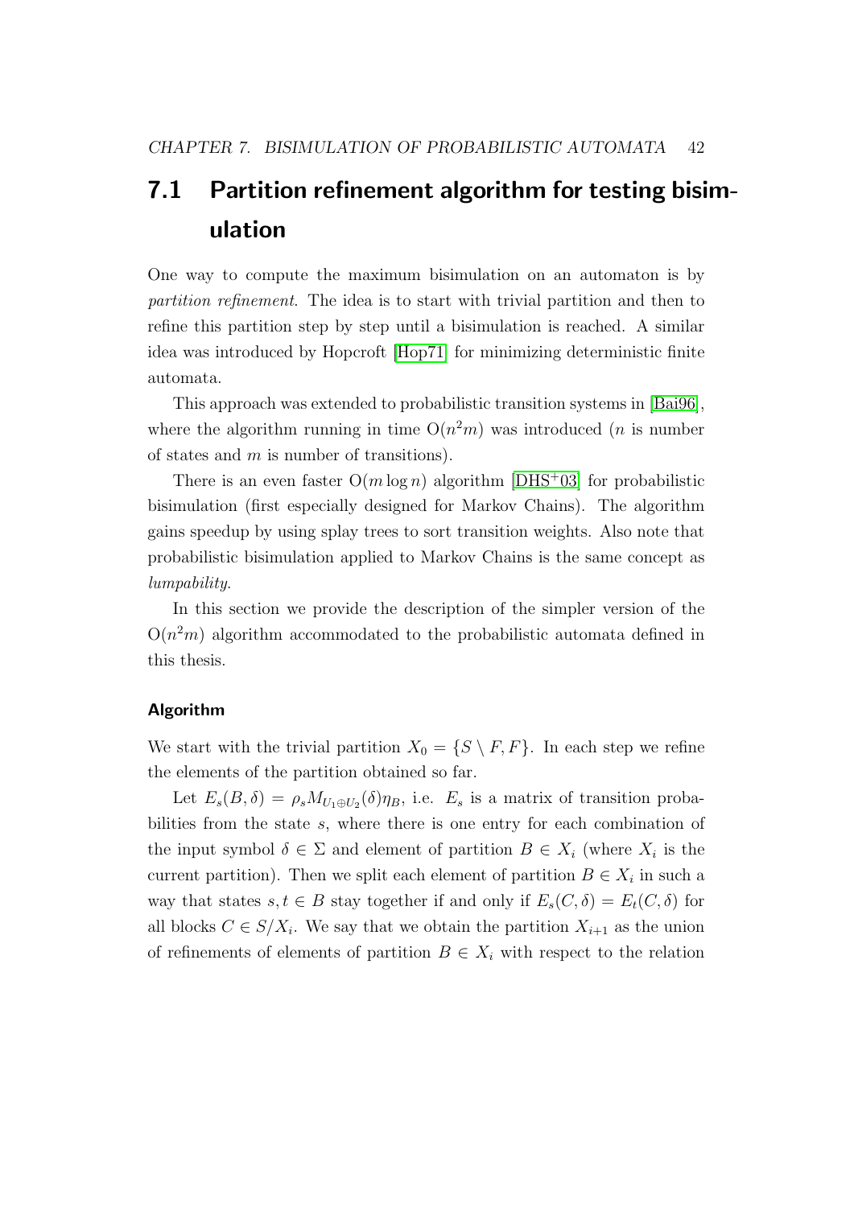## 7.1 Partition refinement algorithm for testing bisimulation

One way to compute the maximum bisimulation on an automaton is by *partition refinement*. The idea is to start with trivial partition and then to refine this partition step by step until a bisimulation is reached. A similar idea was introduced by Hopcroft [Hop71] for minimizing deterministic finite automata.

This approach was extended to probabilistic transition systems in [Bai96], where the algorithm running in time $O(n^2 m)$ was introduced ($n$ is number of states and $m$ is number of transitions).

There is an even faster $O(m \log n)$ algorithm [DHS+03] for probabilistic bisimulation (first especially designed for Markov Chains). The algorithm gains speedup by using splay trees to sort transition weights. Also note that probabilistic bisimulation applied to Markov Chains is the same concept as *lumpability*.

In this section we provide the description of the simpler version of the $O(n^2 m)$ algorithm accommodated to the probabilistic automata defined in this thesis.

#### Algorithm

We start with the trivial partition $X_0 = \{S \setminus F, F\}$. In each step we refine the elements of the partition obtained so far.

Let $E_s(B, \delta) = \rho_s M_{U_1 \oplus U_2}(\delta) \eta_B$, i.e. $E_s$ is a matrix of transition probabilities from the state $s$, where there is one entry for each combination of the input symbol $\delta \in \Sigma$ and element of partition $B \in X_i$ (where $X_i$ is the current partition). Then we split each element of partition $B \in X_i$ in such a way that states $s, t \in B$ stay together if and only if $E_s(C, \delta) = E_t(C, \delta)$ for all blocks $C \in S/X_i$. We say that we obtain the partition $X_{i+1}$ as the union of refinements of elements of partition $B \in X_i$ with respect to the relation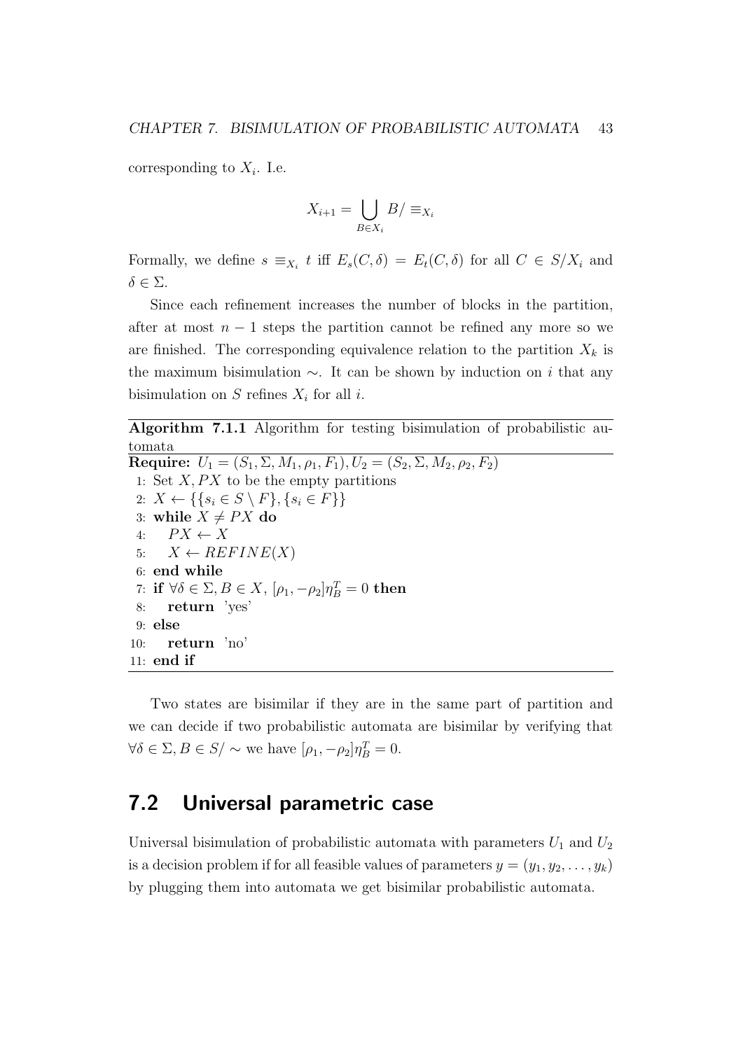corresponding to $X_i$. I.e.

$$X_{i+1} = \bigcup_{B \in X_i} B / \equiv_{X_i}$$

Formally, we define $s \equiv_{X_i} t$ iff $E_s(C, \delta) = E_t(C, \delta)$ for all $C \in S/X_i$ and $\delta \in \Sigma$.

Since each refinement increases the number of blocks in the partition, after at most $n - 1$ steps the partition cannot be refined any more so we are finished. The corresponding equivalence relation to the partition $X_k$ is the maximum bisimulation $\sim$. It can be shown by induction on $i$ that any bisimulation on $S$ refines $X_i$ for all $i$.

**Algorithm 7.1.1** Algorithm for testing bisimulation of probabilistic automata

**Require:** $U_1 = (S_1, \Sigma, M_1, \rho_1, F_1), U_2 = (S_2, \Sigma, M_2, \rho_2, F_2)$

1: Set $X, PX$ to be the empty partitions
2: $X \leftarrow \{\{s_i \in S \setminus F\}, \{s_i \in F\}\}$
3: **while** $X \neq PX$ **do**
4: $\quad PX \leftarrow X$
5: $\quad X \leftarrow REFINE(X)$
6: **end while**
7: **if** $\forall \delta \in \Sigma, B \in X, \; [\rho_1, -\rho_2]\eta_B^T = 0$ **then**
8: $\quad$ **return** 'yes'
9: **else**
10: $\quad$ **return** 'no'
11: **end if**

Two states are bisimilar if they are in the same part of partition and we can decide if two probabilistic automata are bisimilar by verifying that $\forall \delta \in \Sigma, B \in S/\sim$ we have $[\rho_1, -\rho_2]\eta_B^T = 0$.

## 7.2 Universal parametric case

Universal bisimulation of probabilistic automata with parameters $U_1$ and $U_2$ is a decision problem if for all feasible values of parameters $y = (y_1, y_2, \ldots, y_k)$ by plugging them into automata we get bisimilar probabilistic automata.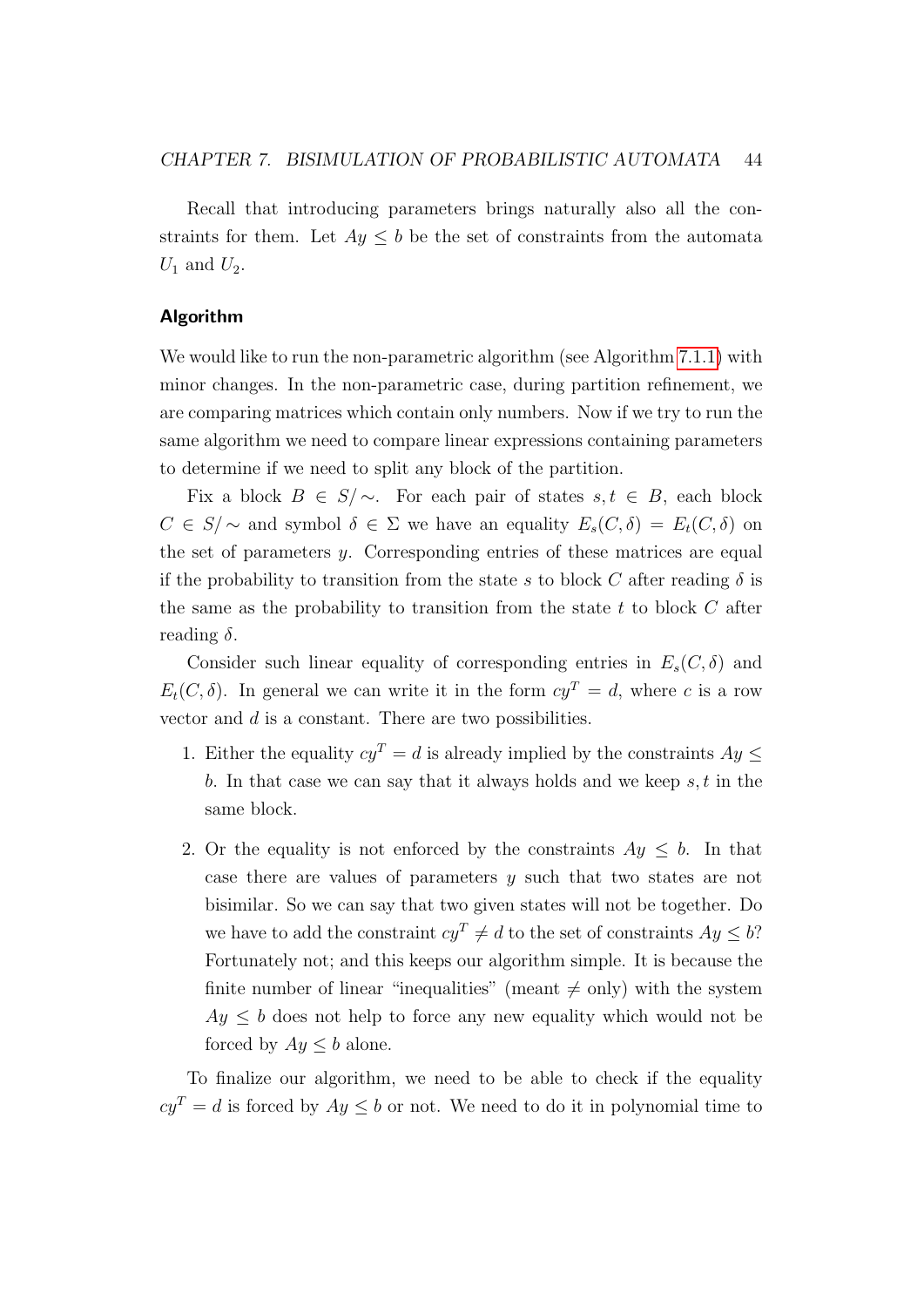Recall that introducing parameters brings naturally also all the constraints for them. Let $Ay \leq b$ be the set of constraints from the automata $U_1$ and $U_2$.

### Algorithm

We would like to run the non-parametric algorithm (see Algorithm 7.1.1) with minor changes. In the non-parametric case, during partition refinement, we are comparing matrices which contain only numbers. Now if we try to run the same algorithm we need to compare linear expressions containing parameters to determine if we need to split any block of the partition.

Fix a block $B \in S/\sim$. For each pair of states $s, t \in B$, each block $C \in S/\sim$ and symbol $\delta \in \Sigma$ we have an equality $E_s(C, \delta) = E_t(C, \delta)$ on the set of parameters $y$. Corresponding entries of these matrices are equal if the probability to transition from the state $s$ to block $C$ after reading $\delta$ is the same as the probability to transition from the state $t$ to block $C$ after reading $\delta$.

Consider such linear equality of corresponding entries in $E_s(C, \delta)$ and $E_t(C, \delta)$. In general we can write it in the form $cy^T = d$, where $c$ is a row vector and $d$ is a constant. There are two possibilities.

1. Either the equality $cy^T = d$ is already implied by the constraints $Ay \leq b$. In that case we can say that it always holds and we keep $s, t$ in the same block.

2. Or the equality is not enforced by the constraints $Ay \leq b$. In that case there are values of parameters $y$ such that two states are not bisimilar. So we can say that two given states will not be together. Do we have to add the constraint $cy^T \neq d$ to the set of constraints $Ay \leq b$? Fortunately not; and this keeps our algorithm simple. It is because the finite number of linear "inequalities" (meant $\neq$ only) with the system $Ay \leq b$ does not help to force any new equality which would not be forced by $Ay \leq b$ alone.

To finalize our algorithm, we need to be able to check if the equality $cy^T = d$ is forced by $Ay \leq b$ or not. We need to do it in polynomial time to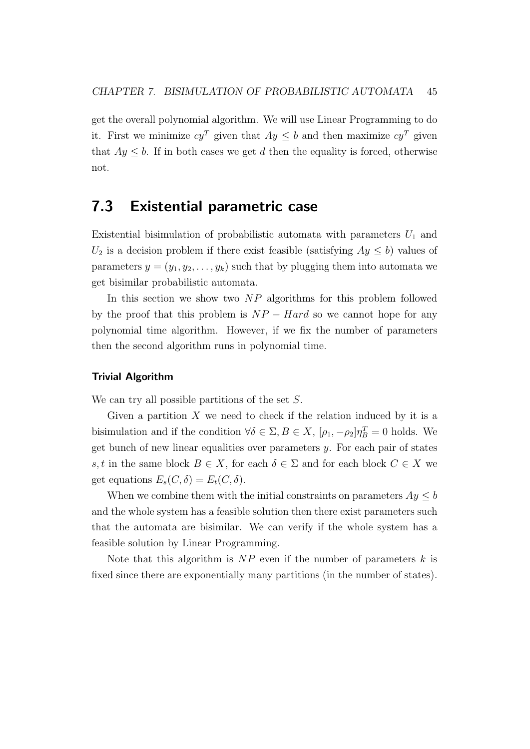get the overall polynomial algorithm. We will use Linear Programming to do it. First we minimize $cy^T$ given that $Ay \leq b$ and then maximize $cy^T$ given that $Ay \leq b$. If in both cases we get $d$ then the equality is forced, otherwise not.

## 7.3 Existential parametric case

Existential bisimulation of probabilistic automata with parameters $U_1$ and $U_2$ is a decision problem if there exist feasible (satisfying $Ay \leq b$) values of parameters $y = (y_1, y_2, \ldots, y_k)$ such that by plugging them into automata we get bisimilar probabilistic automata.

In this section we show two $NP$ algorithms for this problem followed by the proof that this problem is $NP - Hard$ so we cannot hope for any polynomial time algorithm. However, if we fix the number of parameters then the second algorithm runs in polynomial time.

#### Trivial Algorithm

We can try all possible partitions of the set $S$.

Given a partition $X$ we need to check if the relation induced by it is a bisimulation and if the condition $\forall \delta \in \Sigma, B \in X$, $[\rho_1, -\rho_2]\eta_B^T = 0$ holds. We get bunch of new linear equalities over parameters $y$. For each pair of states $s, t$ in the same block $B \in X$, for each $\delta \in \Sigma$ and for each block $C \in X$ we get equations $E_s(C, \delta) = E_t(C, \delta)$.

When we combine them with the initial constraints on parameters $Ay \leq b$ and the whole system has a feasible solution then there exist parameters such that the automata are bisimilar. We can verify if the whole system has a feasible solution by Linear Programming.

Note that this algorithm is $NP$ even if the number of parameters $k$ is fixed since there are exponentially many partitions (in the number of states).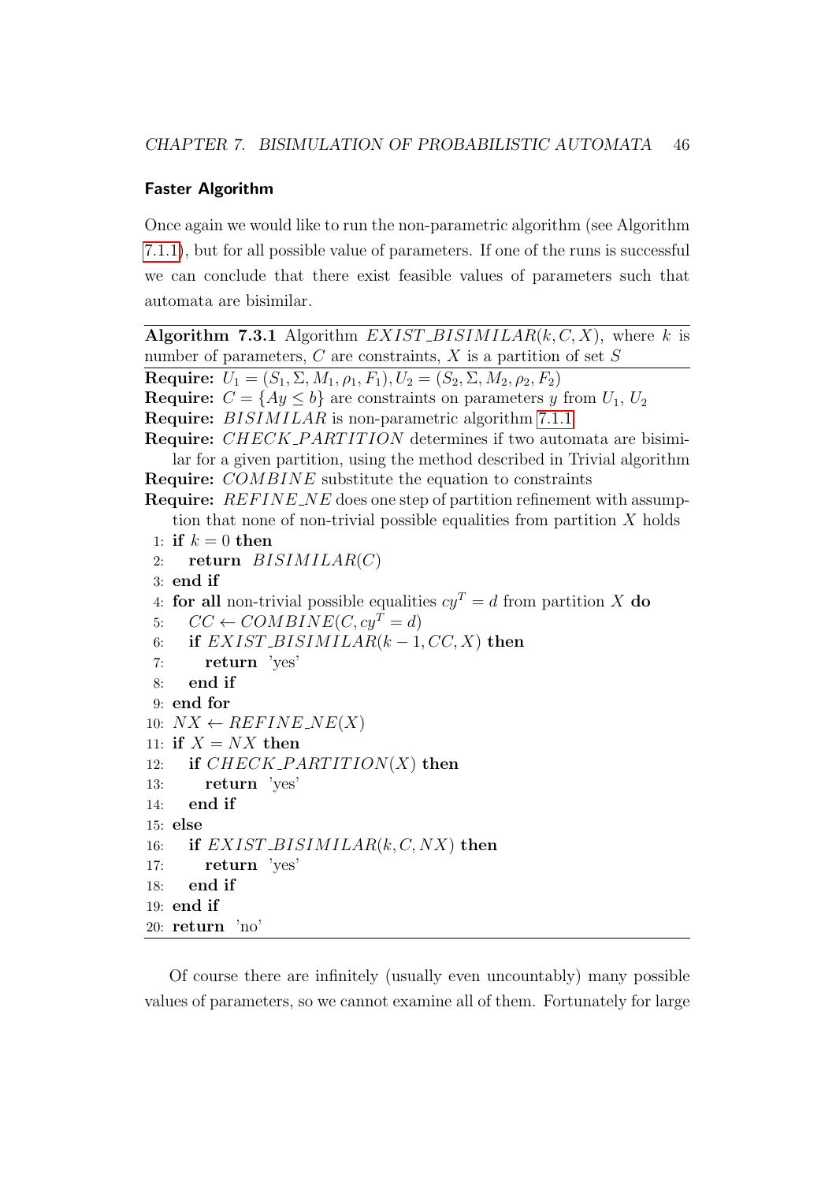### Faster Algorithm

Once again we would like to run the non-parametric algorithm (see Algorithm 7.1.1), but for all possible value of parameters. If one of the runs is successful we can conclude that there exist feasible values of parameters such that automata are bisimilar.

**Algorithm 7.3.1** Algorithm $EXIST\_BISIMILAR(k, C, X)$, where $k$ is number of parameters, $C$ are constraints, $X$ is a partition of set $S$

**Require:** $U_1 = (S_1, \Sigma, M_1, \rho_1, F_1), U_2 = (S_2, \Sigma, M_2, \rho_2, F_2)$
**Require:** $C = \{Ay \leq b\}$ are constraints on parameters $y$ from $U_1$, $U_2$
**Require:** $BISIMILAR$ is non-parametric algorithm 7.1.1
**Require:** $CHECK\_PARTITION$ determines if two automata are bisimilar for a given partition, using the method described in Trivial algorithm
**Require:** $COMBINE$ substitute the equation to constraints
**Require:** $REFINE\_NE$ does one step of partition refinement with assumption that none of non-trivial possible equalities from partition $X$ holds

```
1: if k = 0 then
2:   return BISIMILAR(C)
3: end if
4: for all non-trivial possible equalities cy^T = d from partition X do
5:   CC ← COMBINE(C, cy^T = d)
6:   if EXIST_BISIMILAR(k − 1, CC, X) then
7:     return 'yes'
8:   end if
9: end for
10: NX ← REFINE_NE(X)
11: if X = NX then
12:   if CHECK_PARTITION(X) then
13:     return 'yes'
14:   end if
15: else
16:   if EXIST_BISIMILAR(k, C, NX) then
17:     return 'yes'
18:   end if
19: end if
20: return 'no'
```

Of course there are infinitely (usually even uncountably) many possible values of parameters, so we cannot examine all of them. Fortunately for large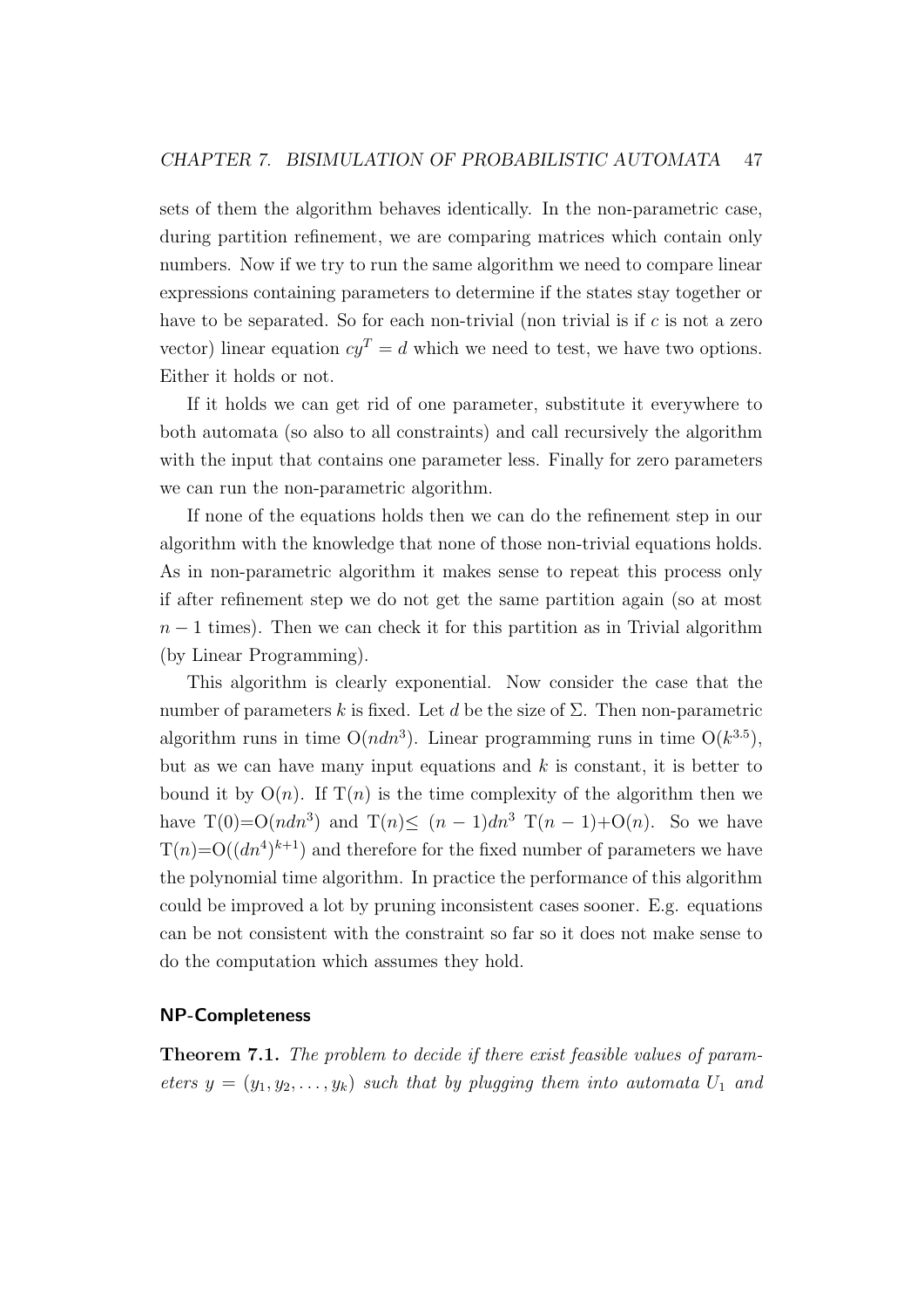sets of them the algorithm behaves identically. In the non-parametric case, during partition refinement, we are comparing matrices which contain only numbers. Now if we try to run the same algorithm we need to compare linear expressions containing parameters to determine if the states stay together or have to be separated. So for each non-trivial (non trivial is if $c$ is not a zero vector) linear equation $cy^T = d$ which we need to test, we have two options. Either it holds or not.

If it holds we can get rid of one parameter, substitute it everywhere to both automata (so also to all constraints) and call recursively the algorithm with the input that contains one parameter less. Finally for zero parameters we can run the non-parametric algorithm.

If none of the equations holds then we can do the refinement step in our algorithm with the knowledge that none of those non-trivial equations holds. As in non-parametric algorithm it makes sense to repeat this process only if after refinement step we do not get the same partition again (so at most $n-1$ times). Then we can check it for this partition as in Trivial algorithm (by Linear Programming).

This algorithm is clearly exponential. Now consider the case that the number of parameters $k$ is fixed. Let $d$ be the size of $\Sigma$. Then non-parametric algorithm runs in time $O(ndn^3)$. Linear programming runs in time $O(k^{3.5})$, but as we can have many input equations and $k$ is constant, it is better to bound it by $O(n)$. If $T(n)$ is the time complexity of the algorithm then we have $T(0)=O(ndn^3)$ and $T(n) \leq (n-1)dn^3\ T(n-1)+O(n)$. So we have $T(n)=O((dn^4)^{k+1})$ and therefore for the fixed number of parameters we have the polynomial time algorithm. In practice the performance of this algorithm could be improved a lot by pruning inconsistent cases sooner. E.g. equations can be not consistent with the constraint so far so it does not make sense to do the computation which assumes they hold.

### NP-Completeness

**Theorem 7.1.** *The problem to decide if there exist feasible values of parameters $y = (y_1, y_2, \ldots, y_k)$ such that by plugging them into automata $U_1$ and*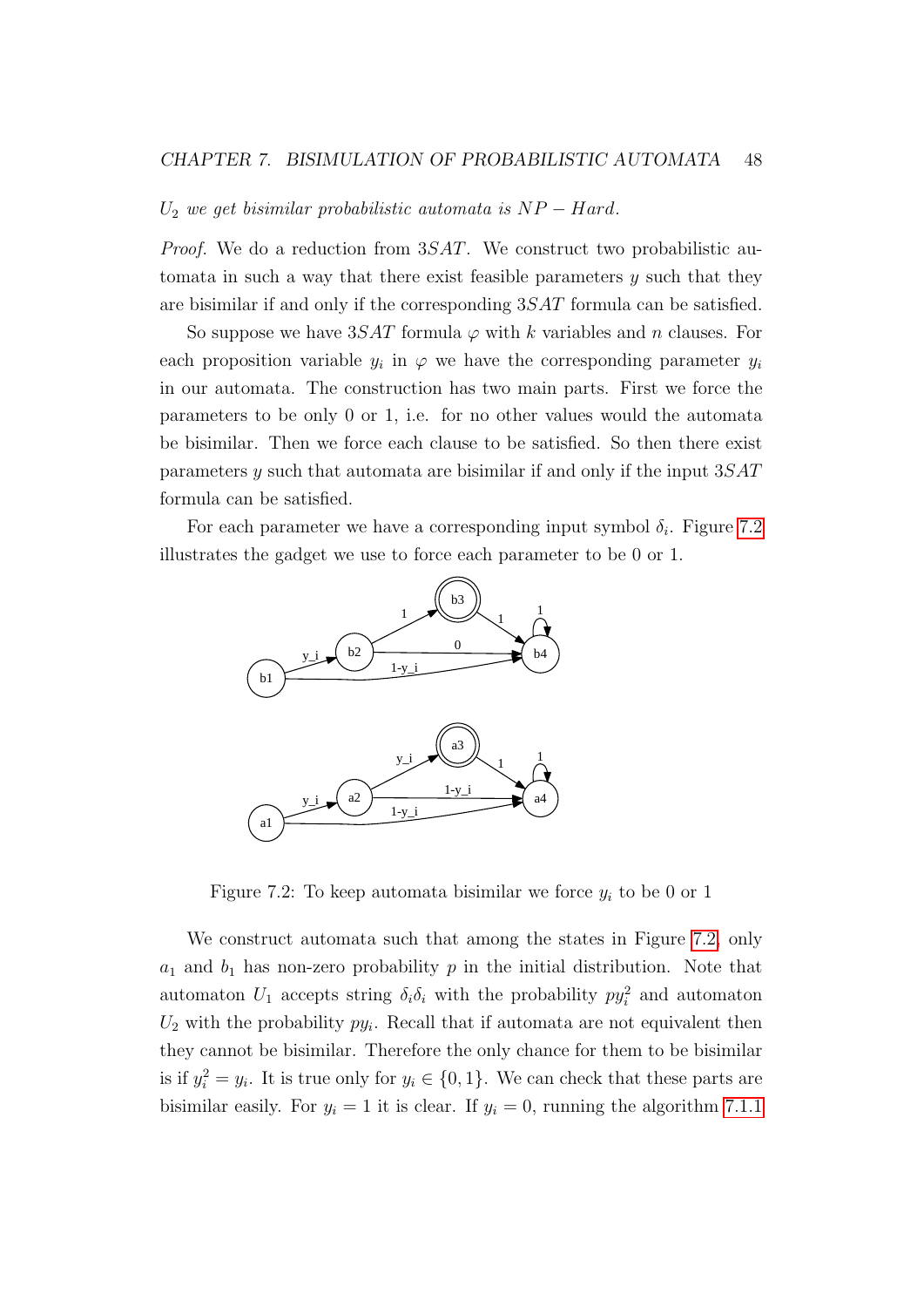*$U_2$ we get bisimilar probabilistic automata is $NP-Hard$.*

*Proof.* We do a reduction from $3SAT$. We construct two probabilistic automata in such a way that there exist feasible parameters $y$ such that they are bisimilar if and only if the corresponding $3SAT$ formula can be satisfied.

So suppose we have $3SAT$ formula $\varphi$ with $k$ variables and $n$ clauses. For each proposition variable $y_i$ in $\varphi$ we have the corresponding parameter $y_i$ in our automata. The construction has two main parts. First we force the parameters to be only 0 or 1, i.e. for no other values would the automata be bisimilar. Then we force each clause to be satisfied. So then there exist parameters $y$ such that automata are bisimilar if and only if the input $3SAT$ formula can be satisfied.

For each parameter we have a corresponding input symbol $\delta_i$. Figure 7.2 illustrates the gadget we use to force each parameter to be 0 or 1.

Figure 7.2: To keep automata bisimilar we force $y_i$ to be 0 or 1

We construct automata such that among the states in Figure 7.2, only $a_1$ and $b_1$ has non-zero probability $p$ in the initial distribution. Note that automaton $U_1$ accepts string $\delta_i\delta_i$ with the probability $py_i^2$ and automaton $U_2$ with the probability $py_i$. Recall that if automata are not equivalent then they cannot be bisimilar. Therefore the only chance for them to be bisimilar is if $y_i^2 = y_i$. It is true only for $y_i \in \{0, 1\}$. We can check that these parts are bisimilar easily. For $y_i = 1$ it is clear. If $y_i = 0$, running the algorithm 7.1.1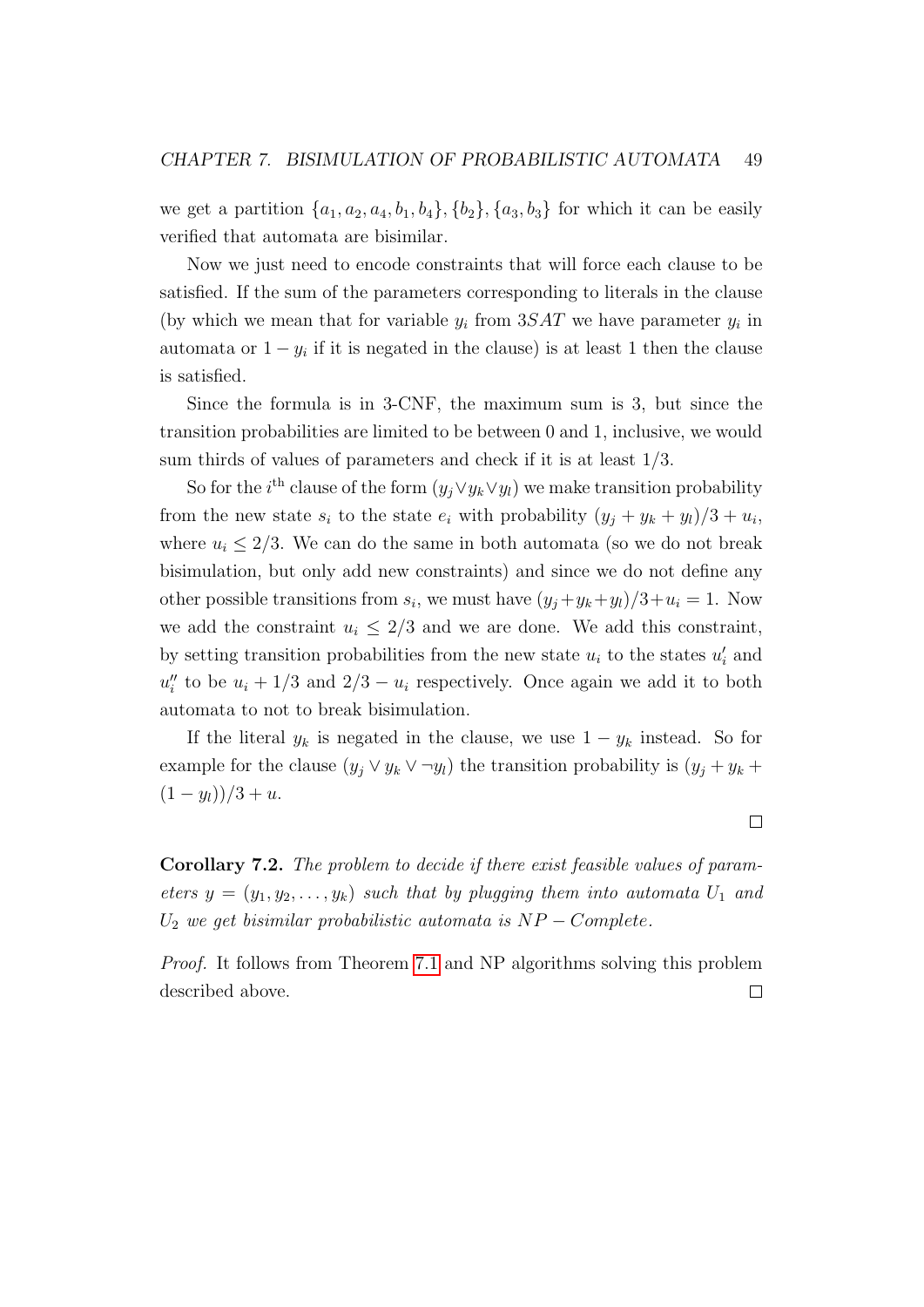we get a partition $\{a_1, a_2, a_4, b_1, b_4\}, \{b_2\}, \{a_3, b_3\}$ for which it can be easily verified that automata are bisimilar.

Now we just need to encode constraints that will force each clause to be satisfied. If the sum of the parameters corresponding to literals in the clause (by which we mean that for variable $y_i$ from $3SAT$ we have parameter $y_i$ in automata or $1 - y_i$ if it is negated in the clause) is at least 1 then the clause is satisfied.

Since the formula is in 3-CNF, the maximum sum is 3, but since the transition probabilities are limited to be between 0 and 1, inclusive, we would sum thirds of values of parameters and check if it is at least 1/3.

So for the $i^{\text{th}}$ clause of the form $(y_j \vee y_k \vee y_l)$ we make transition probability from the new state $s_i$ to the state $e_i$ with probability $(y_j + y_k + y_l)/3 + u_i$, where $u_i \leq 2/3$. We can do the same in both automata (so we do not break bisimulation, but only add new constraints) and since we do not define any other possible transitions from $s_i$, we must have $(y_j + y_k + y_l)/3 + u_i = 1$. Now we add the constraint $u_i \leq 2/3$ and we are done. We add this constraint, by setting transition probabilities from the new state $u_i$ to the states $u_i'$ and $u_i''$ to be $u_i + 1/3$ and $2/3 - u_i$ respectively. Once again we add it to both automata to not to break bisimulation.

If the literal $y_k$ is negated in the clause, we use $1 - y_k$ instead. So for example for the clause $(y_j \vee y_k \vee \neg y_l)$ the transition probability is $(y_j + y_k + (1 - y_l))/3 + u$.

□

**Corollary 7.2.** *The problem to decide if there exist feasible values of parameters $y = (y_1, y_2, \ldots, y_k)$ such that by plugging them into automata $U_1$ and $U_2$ we get bisimilar probabilistic automata is $NP-Complete$.*

*Proof.* It follows from Theorem 7.1 and NP algorithms solving this problem described above. □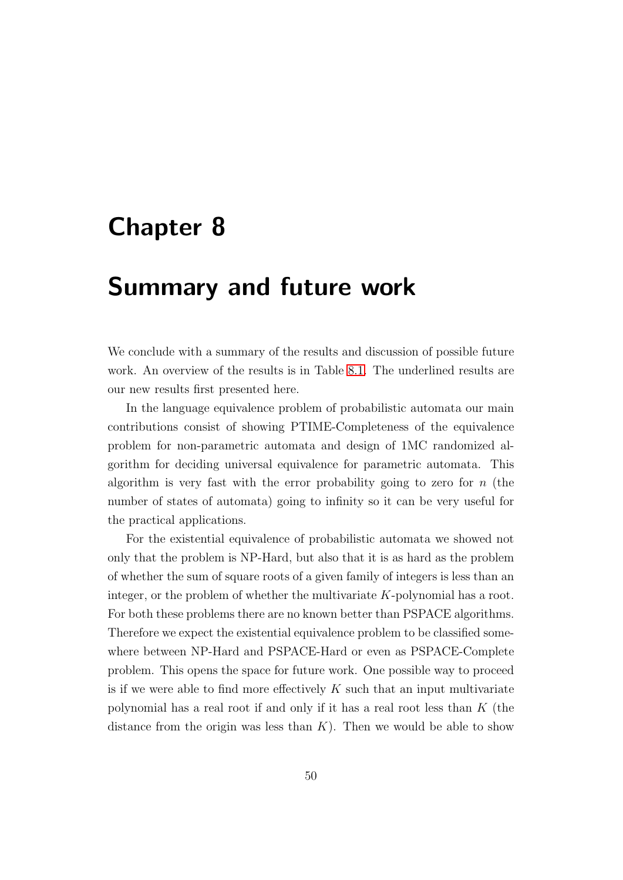# Chapter 8

# Summary and future work

We conclude with a summary of the results and discussion of possible future work. An overview of the results is in Table 8.1. The underlined results are our new results first presented here.

In the language equivalence problem of probabilistic automata our main contributions consist of showing PTIME-Completeness of the equivalence problem for non-parametric automata and design of 1MC randomized algorithm for deciding universal equivalence for parametric automata. This algorithm is very fast with the error probability going to zero for $n$ (the number of states of automata) going to infinity so it can be very useful for the practical applications.

For the existential equivalence of probabilistic automata we showed not only that the problem is NP-Hard, but also that it is as hard as the problem of whether the sum of square roots of a given family of integers is less than an integer, or the problem of whether the multivariate $K$-polynomial has a root. For both these problems there are no known better than PSPACE algorithms. Therefore we expect the existential equivalence problem to be classified somewhere between NP-Hard and PSPACE-Hard or even as PSPACE-Complete problem. This opens the space for future work. One possible way to proceed is if we were able to find more effectively $K$ such that an input multivariate polynomial has a real root if and only if it has a real root less than $K$ (the distance from the origin was less than $K$). Then we would be able to show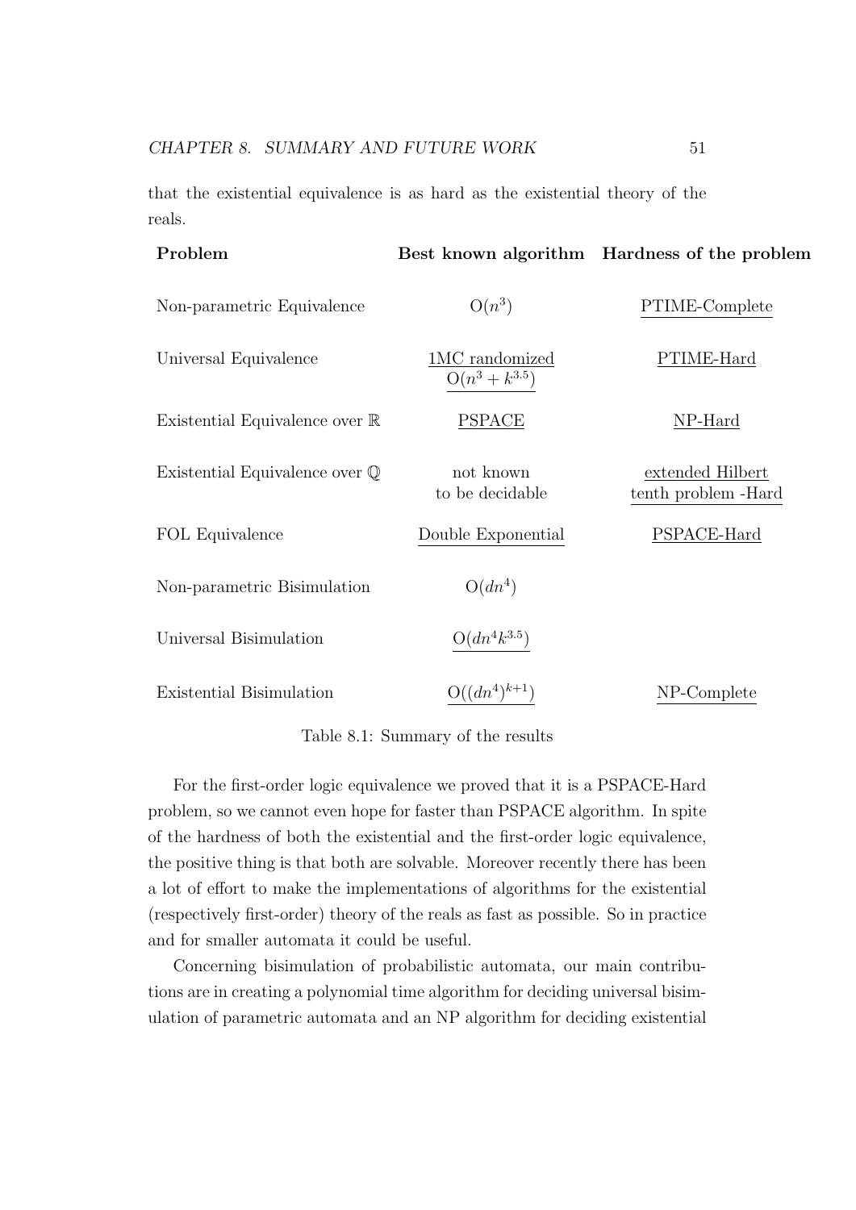that the existential equivalence is as hard as the existential theory of the reals.

| Problem | Best known algorithm | Hardness of the problem |
|---|---|---|
| Non-parametric Equivalence | $O(n^3)$ | PTIME-Complete |
| Universal Equivalence | 1MC randomized $O(n^3 + k^{3.5})$ | PTIME-Hard |
| Existential Equivalence over $\mathbb{R}$ | PSPACE | NP-Hard |
| Existential Equivalence over $\mathbb{Q}$ | not known to be decidable | extended Hilbert tenth problem -Hard |
| FOL Equivalence | Double Exponential | PSPACE-Hard |
| Non-parametric Bisimulation | $O(dn^4)$ | |
| Universal Bisimulation | $O(dn^4k^{3.5})$ | |
| Existential Bisimulation | $O((dn^4)^{k+1})$ | NP-Complete |

Table 8.1: Summary of the results

For the first-order logic equivalence we proved that it is a PSPACE-Hard problem, so we cannot even hope for faster than PSPACE algorithm. In spite of the hardness of both the existential and the first-order logic equivalence, the positive thing is that both are solvable. Moreover recently there has been a lot of effort to make the implementations of algorithms for the existential (respectively first-order) theory of the reals as fast as possible. So in practice and for smaller automata it could be useful.

Concerning bisimulation of probabilistic automata, our main contributions are in creating a polynomial time algorithm for deciding universal bisimulation of parametric automata and an NP algorithm for deciding existential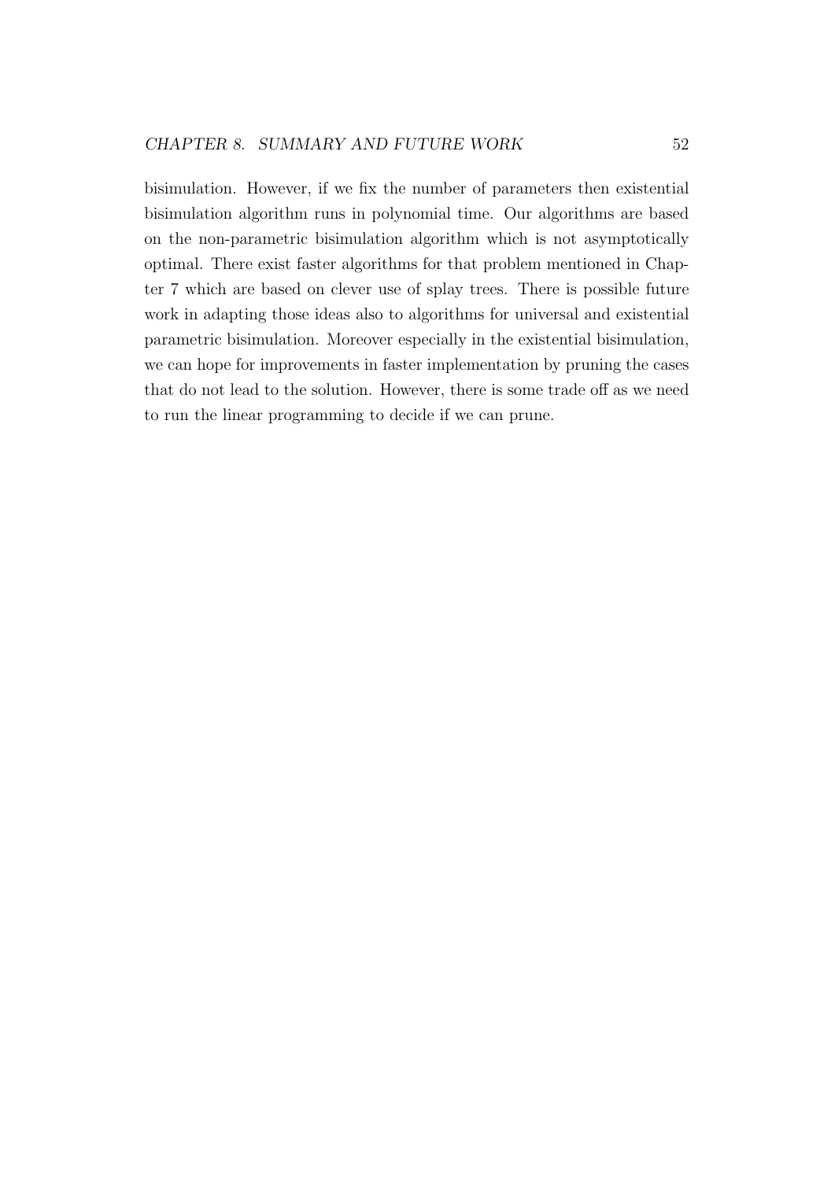bisimulation. However, if we fix the number of parameters then existential bisimulation algorithm runs in polynomial time. Our algorithms are based on the non-parametric bisimulation algorithm which is not asymptotically optimal. There exist faster algorithms for that problem mentioned in Chapter 7 which are based on clever use of splay trees. There is possible future work in adapting those ideas also to algorithms for universal and existential parametric bisimulation. Moreover especially in the existential bisimulation, we can hope for improvements in faster implementation by pruning the cases that do not lead to the solution. However, there is some trade off as we need to run the linear programming to decide if we can prune.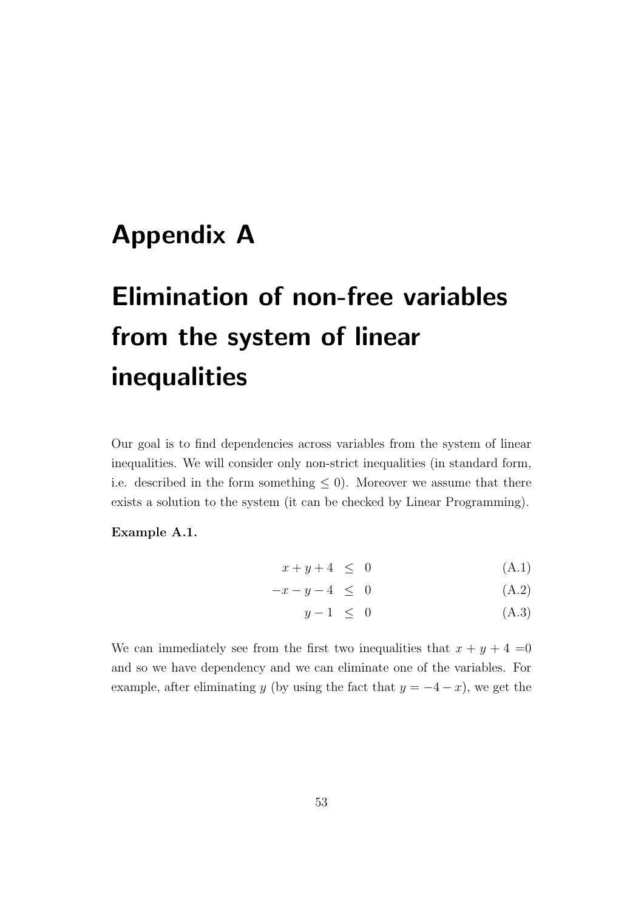# Appendix A

# Elimination of non-free variables from the system of linear inequalities

Our goal is to find dependencies across variables from the system of linear inequalities. We will consider only non-strict inequalities (in standard form, i.e. described in the form something $\leq 0$). Moreover we assume that there exists a solution to the system (it can be checked by Linear Programming).

**Example A.1.**

$$x + y + 4 \leq 0 \tag{A.1}$$

$$-x - y - 4 \leq 0 \tag{A.2}$$

$$y - 1 \leq 0 \tag{A.3}$$

We can immediately see from the first two inequalities that $x + y + 4 = 0$ and so we have dependency and we can eliminate one of the variables. For example, after eliminating $y$ (by using the fact that $y = -4 - x$), we get the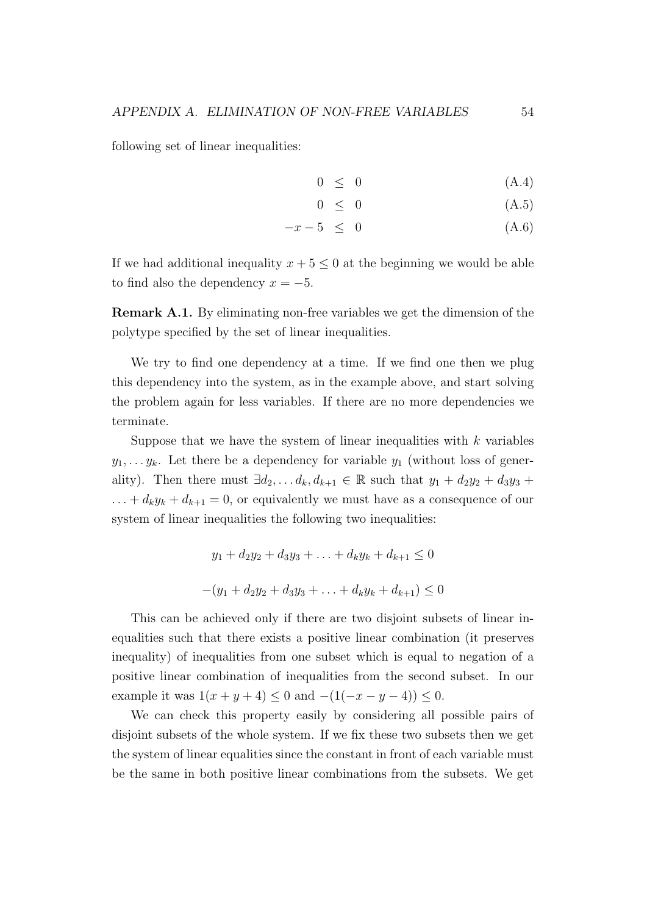following set of linear inequalities:

$$0 \leq 0 \tag{A.4}$$

$$0 \leq 0 \tag{A.5}$$

$$-x - 5 \leq 0 \tag{A.6}$$

If we had additional inequality $x + 5 \leq 0$ at the beginning we would be able to find also the dependency $x = -5$.

**Remark A.1.** By eliminating non-free variables we get the dimension of the polytype specified by the set of linear inequalities.

We try to find one dependency at a time. If we find one then we plug this dependency into the system, as in the example above, and start solving the problem again for less variables. If there are no more dependencies we terminate.

Suppose that we have the system of linear inequalities with $k$ variables $y_1, \ldots y_k$. Let there be a dependency for variable $y_1$ (without loss of generality). Then there must $\exists d_2, \ldots d_k, d_{k+1} \in \mathbb{R}$ such that $y_1 + d_2y_2 + d_3y_3 + \ldots + d_ky_k + d_{k+1} = 0$, or equivalently we must have as a consequence of our system of linear inequalities the following two inequalities:

$$y_1 + d_2y_2 + d_3y_3 + \ldots + d_ky_k + d_{k+1} \leq 0$$

$$-(y_1 + d_2y_2 + d_3y_3 + \ldots + d_ky_k + d_{k+1}) \leq 0$$

This can be achieved only if there are two disjoint subsets of linear inequalities such that there exists a positive linear combination (it preserves inequality) of inequalities from one subset which is equal to negation of a positive linear combination of inequalities from the second subset. In our example it was $1(x + y + 4) \leq 0$ and $-(1(-x - y - 4)) \leq 0$.

We can check this property easily by considering all possible pairs of disjoint subsets of the whole system. If we fix these two subsets then we get the system of linear equalities since the constant in front of each variable must be the same in both positive linear combinations from the subsets. We get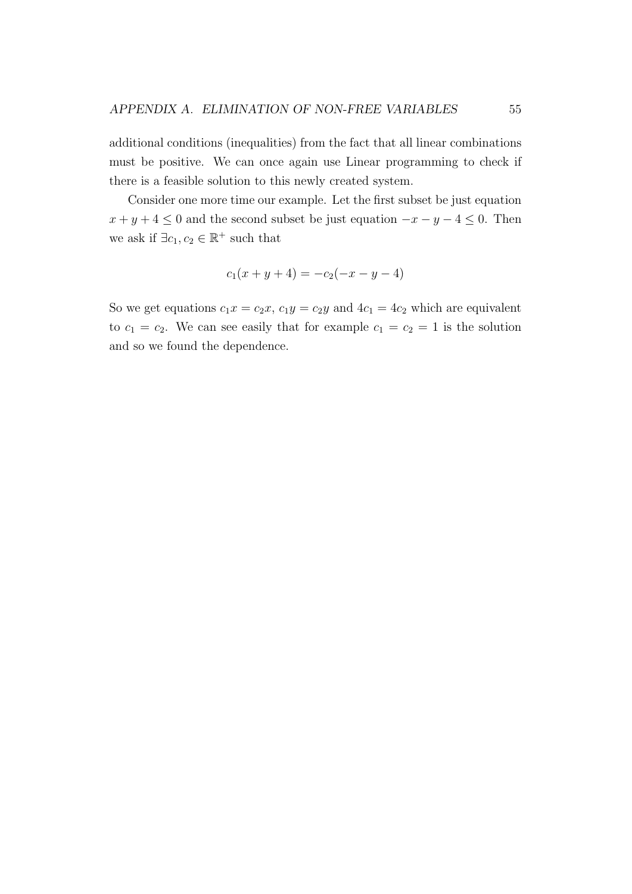additional conditions (inequalities) from the fact that all linear combinations must be positive. We can once again use Linear programming to check if there is a feasible solution to this newly created system.

Consider one more time our example. Let the first subset be just equation $x + y + 4 \leq 0$ and the second subset be just equation $-x - y - 4 \leq 0$. Then we ask if $\exists c_1, c_2 \in \mathbb{R}^+$ such that

$$c_1(x + y + 4) = -c_2(-x - y - 4)$$

So we get equations $c_1 x = c_2 x$, $c_1 y = c_2 y$ and $4c_1 = 4c_2$ which are equivalent to $c_1 = c_2$. We can see easily that for example $c_1 = c_2 = 1$ is the solution and so we found the dependence.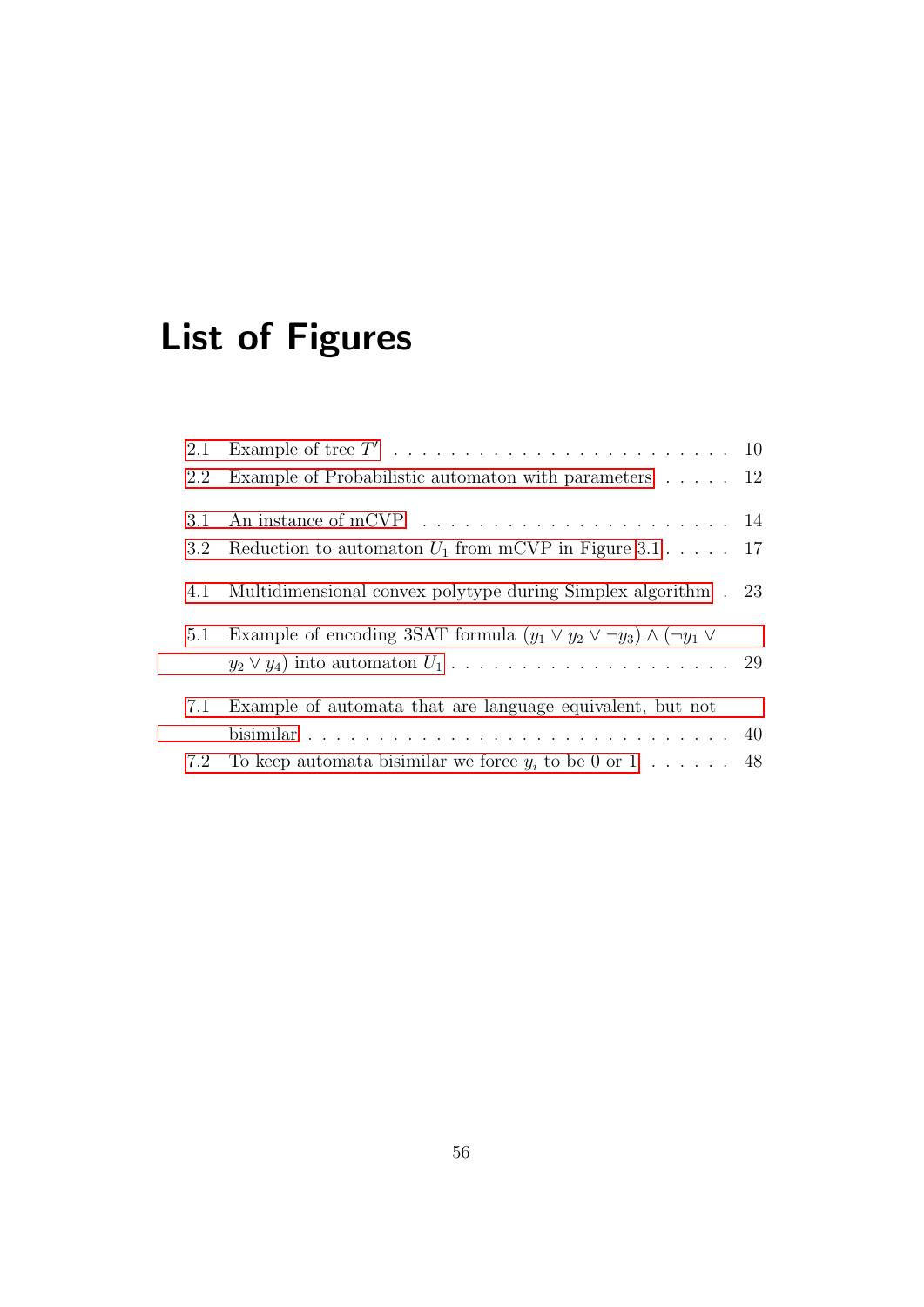# List of Figures

2.1 Example of tree $T'$ . . . . . . . . . . . . . . . . . . . . . . . . 10

2.2 Example of Probabilistic automaton with parameters . . . . . 12

3.1 An instance of mCVP . . . . . . . . . . . . . . . . . . . . . . 14

3.2 Reduction to automaton $U_1$ from mCVP in Figure 3.1 . . . . . 17

4.1 Multidimensional convex polytype during Simplex algorithm . 23

5.1 Example of encoding 3SAT formula $(y_1 \vee y_2 \vee \neg y_3) \wedge (\neg y_1 \vee y_2 \vee y_4)$ into automaton $U_1$ . . . . . . . . . . . . . . . . . . . . 29

7.1 Example of automata that are language equivalent, but not bisimilar . . . . . . . . . . . . . . . . . . . . . . . . . . . . . 40

7.2 To keep automata bisimilar we force $y_i$ to be 0 or 1 . . . . . . 48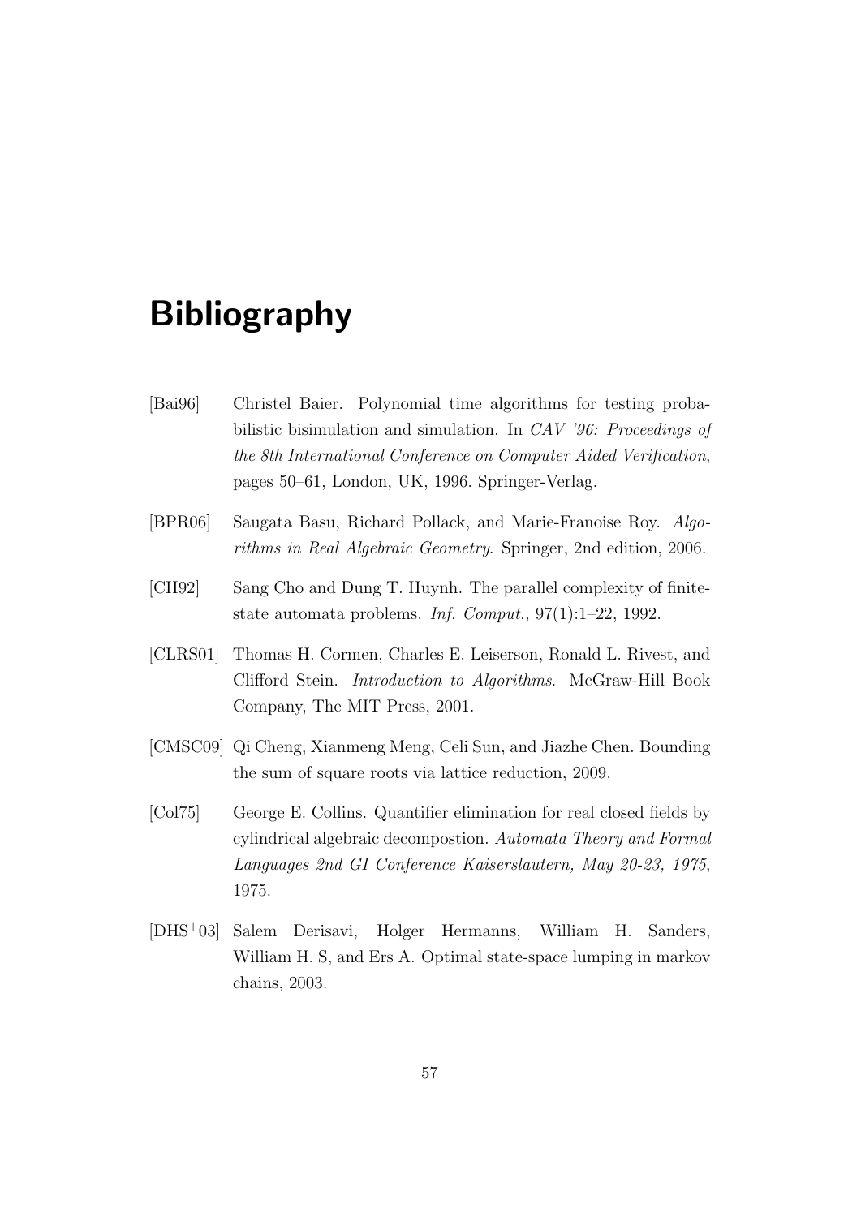# Bibliography

[Bai96] Christel Baier. Polynomial time algorithms for testing probabilistic bisimulation and simulation. In *CAV '96: Proceedings of the 8th International Conference on Computer Aided Verification*, pages 50–61, London, UK, 1996. Springer-Verlag.

[BPR06] Saugata Basu, Richard Pollack, and Marie-Franoise Roy. *Algorithms in Real Algebraic Geometry*. Springer, 2nd edition, 2006.

[CH92] Sang Cho and Dung T. Huynh. The parallel complexity of finite-state automata problems. *Inf. Comput.*, 97(1):1–22, 1992.

[CLRS01] Thomas H. Cormen, Charles E. Leiserson, Ronald L. Rivest, and Clifford Stein. *Introduction to Algorithms*. McGraw-Hill Book Company, The MIT Press, 2001.

[CMSC09] Qi Cheng, Xianmeng Meng, Celi Sun, and Jiazhe Chen. Bounding the sum of square roots via lattice reduction, 2009.

[Col75] George E. Collins. Quantifier elimination for real closed fields by cylindrical algebraic decompostion. *Automata Theory and Formal Languages 2nd GI Conference Kaiserslautern, May 20-23, 1975*, 1975.

[DHS+03] Salem Derisavi, Holger Hermanns, William H. Sanders, William H. S, and Ers A. Optimal state-space lumping in markov chains, 2003.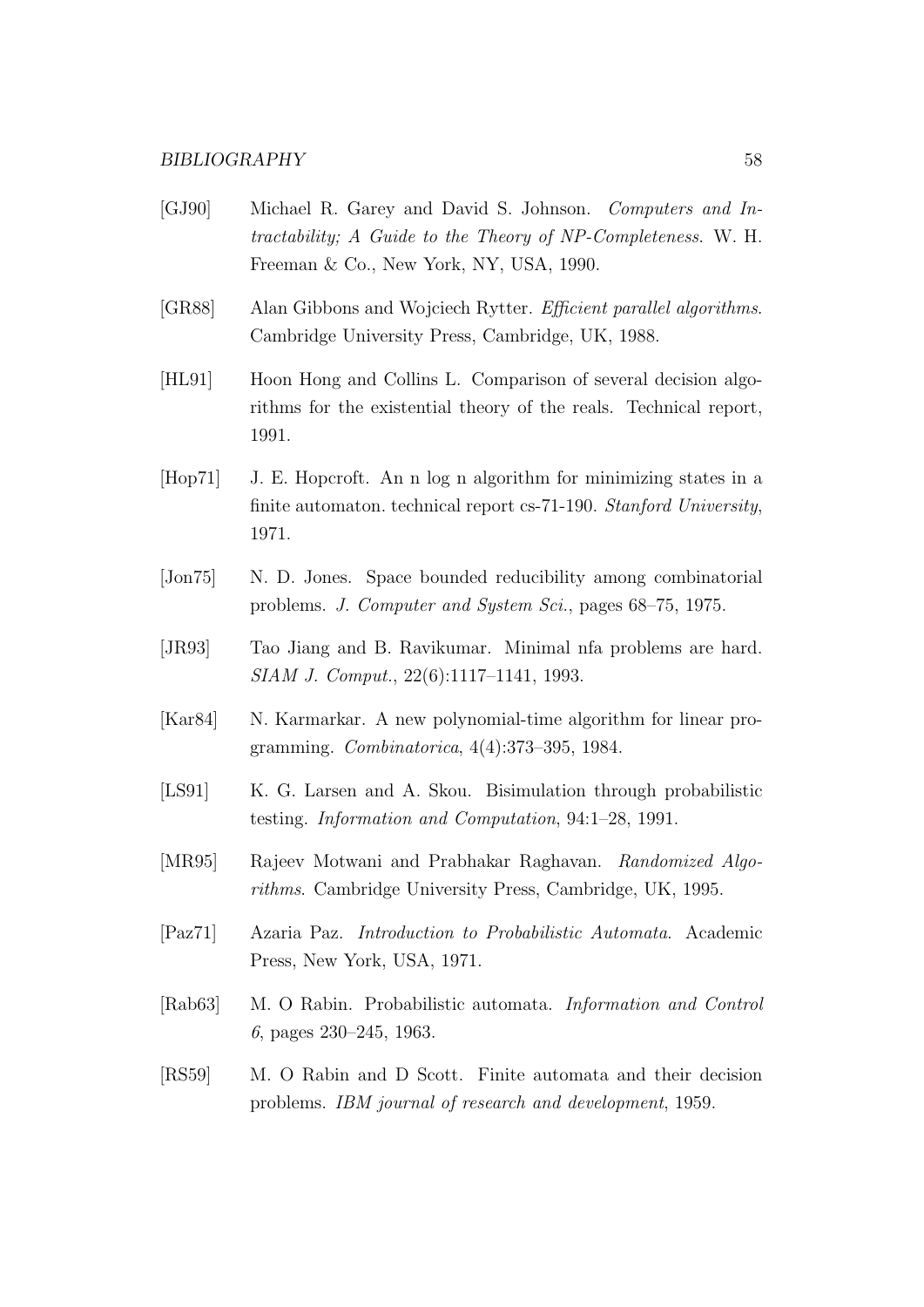- [GJ90] Michael R. Garey and David S. Johnson. *Computers and Intractability; A Guide to the Theory of NP-Completeness*. W. H. Freeman & Co., New York, NY, USA, 1990.

- [GR88] Alan Gibbons and Wojciech Rytter. *Efficient parallel algorithms*. Cambridge University Press, Cambridge, UK, 1988.

- [HL91] Hoon Hong and Collins L. Comparison of several decision algorithms for the existential theory of the reals. Technical report, 1991.

- [Hop71] J. E. Hopcroft. An n log n algorithm for minimizing states in a finite automaton. technical report cs-71-190. *Stanford University*, 1971.

- [Jon75] N. D. Jones. Space bounded reducibility among combinatorial problems. *J. Computer and System Sci.*, pages 68–75, 1975.

- [JR93] Tao Jiang and B. Ravikumar. Minimal nfa problems are hard. *SIAM J. Comput.*, 22(6):1117–1141, 1993.

- [Kar84] N. Karmarkar. A new polynomial-time algorithm for linear programming. *Combinatorica*, 4(4):373–395, 1984.

- [LS91] K. G. Larsen and A. Skou. Bisimulation through probabilistic testing. *Information and Computation*, 94:1–28, 1991.

- [MR95] Rajeev Motwani and Prabhakar Raghavan. *Randomized Algorithms*. Cambridge University Press, Cambridge, UK, 1995.

- [Paz71] Azaria Paz. *Introduction to Probabilistic Automata*. Academic Press, New York, USA, 1971.

- [Rab63] M. O Rabin. Probabilistic automata. *Information and Control 6*, pages 230–245, 1963.

- [RS59] M. O Rabin and D Scott. Finite automata and their decision problems. *IBM journal of research and development*, 1959.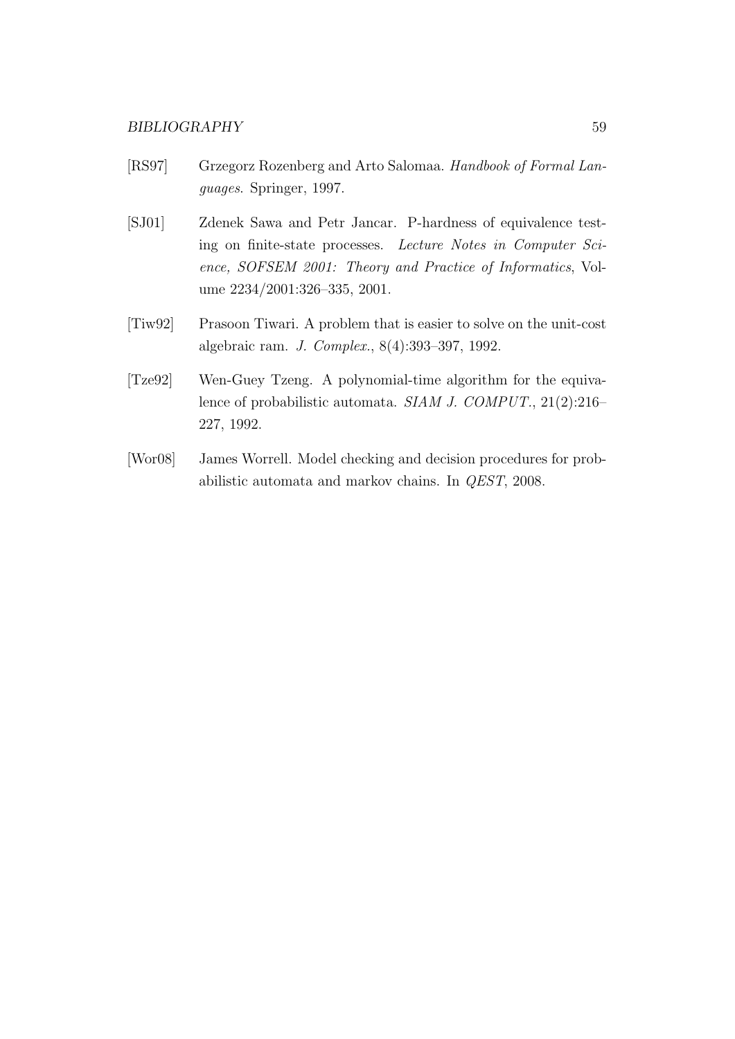[RS97] Grzegorz Rozenberg and Arto Salomaa. *Handbook of Formal Languages*. Springer, 1997.

[SJ01] Zdenek Sawa and Petr Jancar. P-hardness of equivalence testing on finite-state processes. *Lecture Notes in Computer Science, SOFSEM 2001: Theory and Practice of Informatics*, Volume 2234/2001:326–335, 2001.

[Tiw92] Prasoon Tiwari. A problem that is easier to solve on the unit-cost algebraic ram. *J. Complex.*, 8(4):393–397, 1992.

[Tze92] Wen-Guey Tzeng. A polynomial-time algorithm for the equivalence of probabilistic automata. *SIAM J. COMPUT.*, 21(2):216–227, 1992.

[Wor08] James Worrell. Model checking and decision procedures for probabilistic automata and markov chains. In *QEST*, 2008.